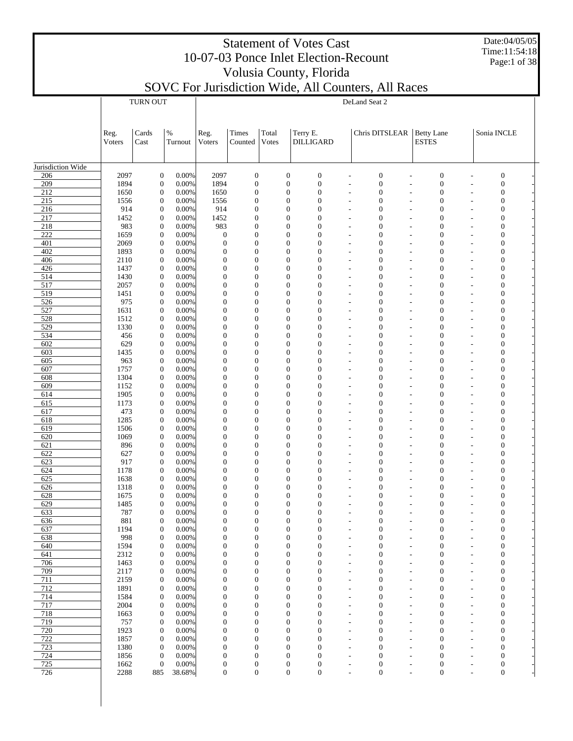# Statement of Votes Cast
## 10-07-03 Ponce Inlet Election-Recount
## Volusia County, Florida
## SOVC For Jurisdiction Wide, All Counters, All Races

Date:04/05/05
Time:11:54:18

| | TURN OUT | | | DeLand Seat 2 | | | | | | | | | | | |
|---|---|---|---|---|---|---|---|---|---|---|---|---|---|---|---|
| | Reg. Voters | Cards Cast | % Turnout | Reg. Voters | Times Counted | Total Votes | Terry E. DILLIGARD | | Chris DITSLEAR | | Betty Lane ESTES | | Sonia INCLE | | |
| Jurisdiction Wide | | | | | | | | | | | | | | | |
| 206 | 2097 | 0 | 0.00% | 2097 | 0 | 0 | 0 | - | 0 | - | 0 | - | 0 | - | |
| 209 | 1894 | 0 | 0.00% | 1894 | 0 | 0 | 0 | - | 0 | - | 0 | - | 0 | - | |
| 212 | 1650 | 0 | 0.00% | 1650 | 0 | 0 | 0 | - | 0 | - | 0 | - | 0 | - | |
| 215 | 1556 | 0 | 0.00% | 1556 | 0 | 0 | 0 | - | 0 | - | 0 | - | 0 | - | |
| 216 | 914 | 0 | 0.00% | 914 | 0 | 0 | 0 | - | 0 | - | 0 | - | 0 | - | |
| 217 | 1452 | 0 | 0.00% | 1452 | 0 | 0 | 0 | - | 0 | - | 0 | - | 0 | - | |
| 218 | 983 | 0 | 0.00% | 983 | 0 | 0 | 0 | - | 0 | - | 0 | - | 0 | - | |
| 222 | 1659 | 0 | 0.00% | 0 | 0 | 0 | 0 | - | 0 | - | 0 | - | 0 | - | |
| 401 | 2069 | 0 | 0.00% | 0 | 0 | 0 | 0 | - | 0 | - | 0 | - | 0 | - | |
| 402 | 1893 | 0 | 0.00% | 0 | 0 | 0 | 0 | - | 0 | - | 0 | - | 0 | - | |
| 406 | 2110 | 0 | 0.00% | 0 | 0 | 0 | 0 | - | 0 | - | 0 | - | 0 | - | |
| 426 | 1437 | 0 | 0.00% | 0 | 0 | 0 | 0 | - | 0 | - | 0 | - | 0 | - | |
| 514 | 1430 | 0 | 0.00% | 0 | 0 | 0 | 0 | - | 0 | - | 0 | - | 0 | - | |
| 517 | 2057 | 0 | 0.00% | 0 | 0 | 0 | 0 | - | 0 | - | 0 | - | 0 | - | |
| 519 | 1451 | 0 | 0.00% | 0 | 0 | 0 | 0 | - | 0 | - | 0 | - | 0 | - | |
| 526 | 975 | 0 | 0.00% | 0 | 0 | 0 | 0 | - | 0 | - | 0 | - | 0 | - | |
| 527 | 1631 | 0 | 0.00% | 0 | 0 | 0 | 0 | - | 0 | - | 0 | - | 0 | - | |
| 528 | 1512 | 0 | 0.00% | 0 | 0 | 0 | 0 | - | 0 | - | 0 | - | 0 | - | |
| 529 | 1330 | 0 | 0.00% | 0 | 0 | 0 | 0 | - | 0 | - | 0 | - | 0 | - | |
| 534 | 456 | 0 | 0.00% | 0 | 0 | 0 | 0 | - | 0 | - | 0 | - | 0 | - | |
| 602 | 629 | 0 | 0.00% | 0 | 0 | 0 | 0 | - | 0 | - | 0 | - | 0 | - | |
| 603 | 1435 | 0 | 0.00% | 0 | 0 | 0 | 0 | - | 0 | - | 0 | - | 0 | - | |
| 605 | 963 | 0 | 0.00% | 0 | 0 | 0 | 0 | - | 0 | - | 0 | - | 0 | - | |
| 607 | 1757 | 0 | 0.00% | 0 | 0 | 0 | 0 | - | 0 | - | 0 | - | 0 | - | |
| 608 | 1304 | 0 | 0.00% | 0 | 0 | 0 | 0 | - | 0 | - | 0 | - | 0 | - | |
| 609 | 1152 | 0 | 0.00% | 0 | 0 | 0 | 0 | - | 0 | - | 0 | - | 0 | - | |
| 614 | 1905 | 0 | 0.00% | 0 | 0 | 0 | 0 | - | 0 | - | 0 | - | 0 | - | |
| 615 | 1173 | 0 | 0.00% | 0 | 0 | 0 | 0 | - | 0 | - | 0 | - | 0 | - | |
| 617 | 473 | 0 | 0.00% | 0 | 0 | 0 | 0 | - | 0 | - | 0 | - | 0 | - | |
| 618 | 1285 | 0 | 0.00% | 0 | 0 | 0 | 0 | - | 0 | - | 0 | - | 0 | - | |
| 619 | 1506 | 0 | 0.00% | 0 | 0 | 0 | 0 | - | 0 | - | 0 | - | 0 | - | |
| 620 | 1069 | 0 | 0.00% | 0 | 0 | 0 | 0 | - | 0 | - | 0 | - | 0 | - | |
| 621 | 896 | 0 | 0.00% | 0 | 0 | 0 | 0 | - | 0 | - | 0 | - | 0 | - | |
| 622 | 627 | 0 | 0.00% | 0 | 0 | 0 | 0 | - | 0 | - | 0 | - | 0 | - | |
| 623 | 917 | 0 | 0.00% | 0 | 0 | 0 | 0 | - | 0 | - | 0 | - | 0 | - | |
| 624 | 1178 | 0 | 0.00% | 0 | 0 | 0 | 0 | - | 0 | - | 0 | - | 0 | - | |
| 625 | 1638 | 0 | 0.00% | 0 | 0 | 0 | 0 | - | 0 | - | 0 | - | 0 | - | |
| 626 | 1318 | 0 | 0.00% | 0 | 0 | 0 | 0 | - | 0 | - | 0 | - | 0 | - | |
| 628 | 1675 | 0 | 0.00% | 0 | 0 | 0 | 0 | - | 0 | - | 0 | - | 0 | - | |
| 629 | 1485 | 0 | 0.00% | 0 | 0 | 0 | 0 | - | 0 | - | 0 | - | 0 | - | |
| 633 | 787 | 0 | 0.00% | 0 | 0 | 0 | 0 | - | 0 | - | 0 | - | 0 | - | |
| 636 | 881 | 0 | 0.00% | 0 | 0 | 0 | 0 | - | 0 | - | 0 | - | 0 | - | |
| 637 | 1194 | 0 | 0.00% | 0 | 0 | 0 | 0 | - | 0 | - | 0 | - | 0 | - | |
| 638 | 998 | 0 | 0.00% | 0 | 0 | 0 | 0 | - | 0 | - | 0 | - | 0 | - | |
| 640 | 1594 | 0 | 0.00% | 0 | 0 | 0 | 0 | - | 0 | - | 0 | - | 0 | - | |
| 641 | 2312 | 0 | 0.00% | 0 | 0 | 0 | 0 | - | 0 | - | 0 | - | 0 | - | |
| 706 | 1463 | 0 | 0.00% | 0 | 0 | 0 | 0 | - | 0 | - | 0 | - | 0 | - | |
| 709 | 2117 | 0 | 0.00% | 0 | 0 | 0 | 0 | - | 0 | - | 0 | - | 0 | - | |
| 711 | 2159 | 0 | 0.00% | 0 | 0 | 0 | 0 | - | 0 | - | 0 | - | 0 | - | |
| 712 | 1891 | 0 | 0.00% | 0 | 0 | 0 | 0 | - | 0 | - | 0 | - | 0 | - | |
| 714 | 1584 | 0 | 0.00% | 0 | 0 | 0 | 0 | - | 0 | - | 0 | - | 0 | - | |
| 717 | 2004 | 0 | 0.00% | 0 | 0 | 0 | 0 | - | 0 | - | 0 | - | 0 | - | |
| 718 | 1663 | 0 | 0.00% | 0 | 0 | 0 | 0 | - | 0 | - | 0 | - | 0 | - | |
| 719 | 757 | 0 | 0.00% | 0 | 0 | 0 | 0 | - | 0 | - | 0 | - | 0 | - | |
| 720 | 1923 | 0 | 0.00% | 0 | 0 | 0 | 0 | - | 0 | - | 0 | - | 0 | - | |
| 722 | 1857 | 0 | 0.00% | 0 | 0 | 0 | 0 | - | 0 | - | 0 | - | 0 | - | |
| 723 | 1380 | 0 | 0.00% | 0 | 0 | 0 | 0 | - | 0 | - | 0 | - | 0 | - | |
| 724 | 1856 | 0 | 0.00% | 0 | 0 | 0 | 0 | - | 0 | - | 0 | - | 0 | - | |
| 725 | 1662 | 0 | 0.00% | 0 | 0 | 0 | 0 | - | 0 | - | 0 | - | 0 | - | |
| 726 | 2288 | 885 | 38.68% | 0 | 0 | 0 | 0 | - | 0 | - | 0 | - | 0 | - | |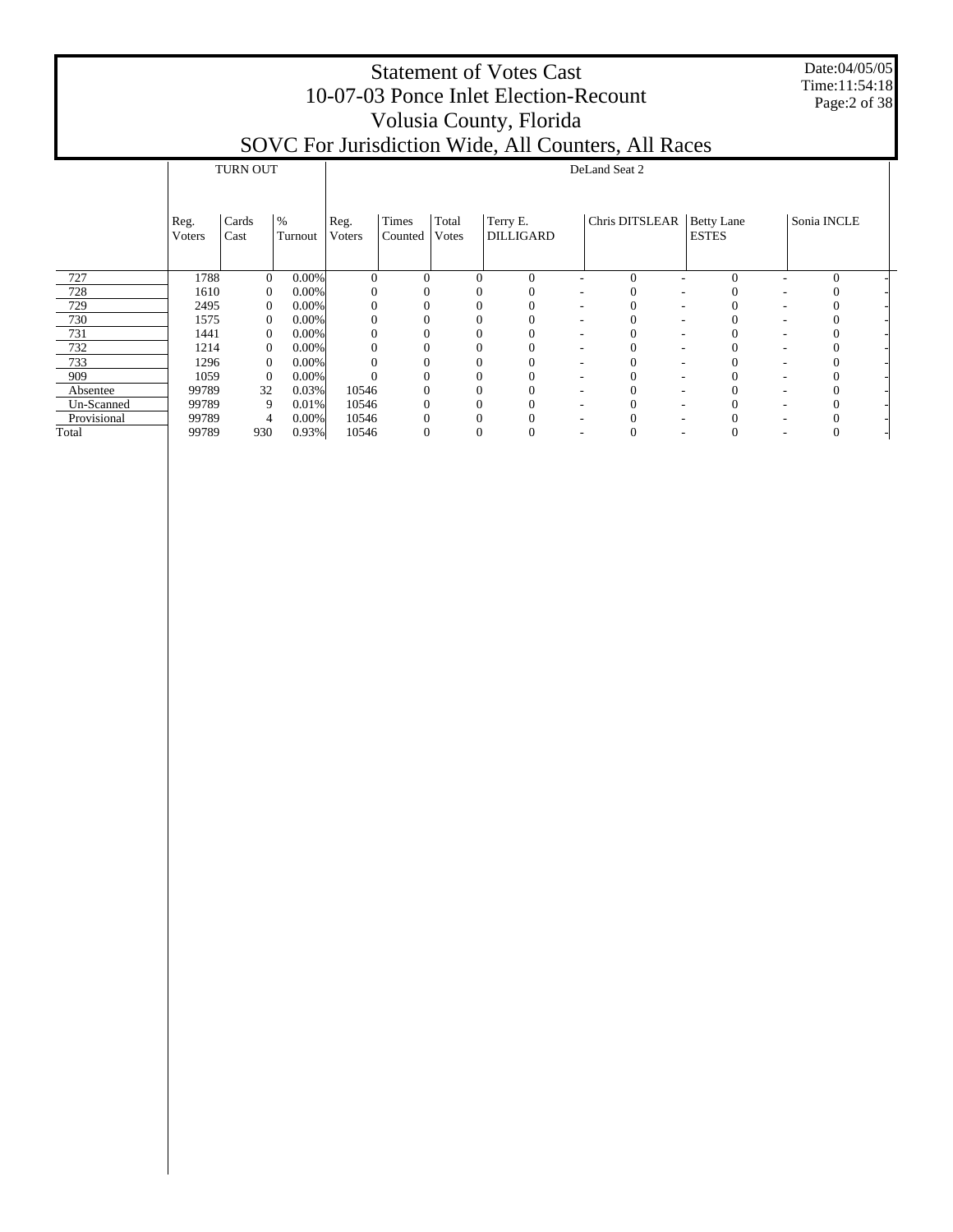# Statement of Votes Cast
## 10-07-03 Ponce Inlet Election-Recount
## Volusia County, Florida
## SOVC For Jurisdiction Wide, All Counters, All Races

Date:04/05/05
Time:11:54:18

| | TURN OUT | | | DeLand Seat 2 | | | | | | | | | | |
|---|---|---|---|---|---|---|---|---|---|---|---|---|---|---|
| | Reg. Voters | Cards Cast | % Turnout | Reg. Voters | Times Counted | Total Votes | Terry E. DILLIGARD | | Chris DITSLEAR | | Betty Lane ESTES | | Sonia INCLE | |
| 727 | 1788 | 0 | 0.00% | 0 | 0 | 0 | 0 | - | 0 | - | 0 | - | 0 | - |
| 728 | 1610 | 0 | 0.00% | 0 | 0 | 0 | 0 | - | 0 | - | 0 | - | 0 | - |
| 729 | 2495 | 0 | 0.00% | 0 | 0 | 0 | 0 | - | 0 | - | 0 | - | 0 | - |
| 730 | 1575 | 0 | 0.00% | 0 | 0 | 0 | 0 | - | 0 | - | 0 | - | 0 | - |
| 731 | 1441 | 0 | 0.00% | 0 | 0 | 0 | 0 | - | 0 | - | 0 | - | 0 | - |
| 732 | 1214 | 0 | 0.00% | 0 | 0 | 0 | 0 | - | 0 | - | 0 | - | 0 | - |
| 733 | 1296 | 0 | 0.00% | 0 | 0 | 0 | 0 | - | 0 | - | 0 | - | 0 | - |
| 909 | 1059 | 0 | 0.00% | 0 | 0 | 0 | 0 | - | 0 | - | 0 | - | 0 | - |
| Absentee | 99789 | 32 | 0.03% | 10546 | 0 | 0 | 0 | - | 0 | - | 0 | - | 0 | - |
| Un-Scanned | 99789 | 9 | 0.01% | 10546 | 0 | 0 | 0 | - | 0 | - | 0 | - | 0 | - |
| Provisional | 99789 | 4 | 0.00% | 10546 | 0 | 0 | 0 | - | 0 | - | 0 | - | 0 | - |
| Total | 99789 | 930 | 0.93% | 10546 | 0 | 0 | 0 | - | 0 | - | 0 | - | 0 | - |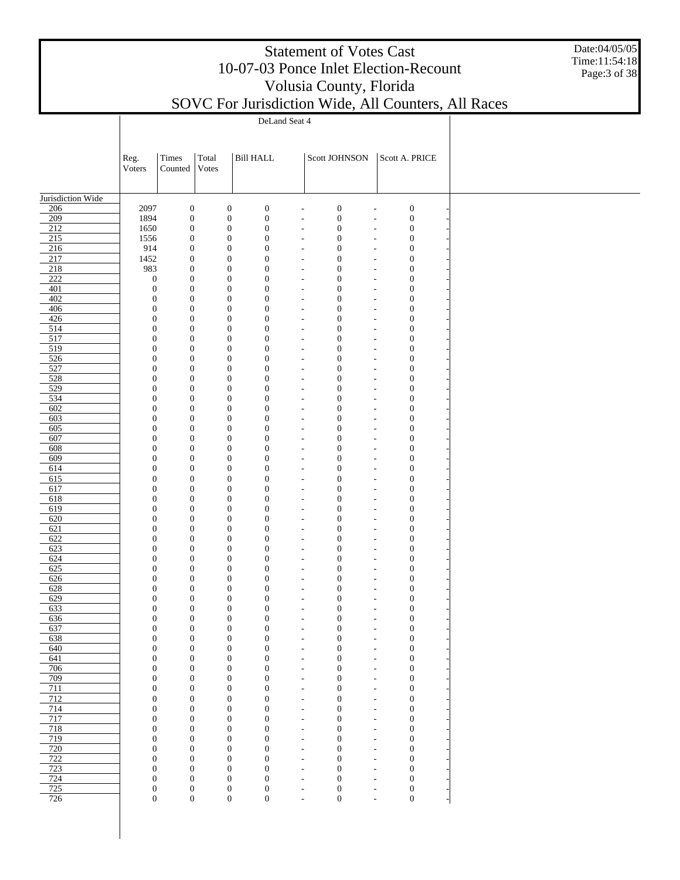# Statement of Votes Cast
# 10-07-03 Ponce Inlet Election-Recount
# Volusia County, Florida
# SOVC For Jurisdiction Wide, All Counters, All Races

Date:04/05/05
Time:11:54:18

| | DeLand Seat 4 | | | | | | | | |
|---|---|---|---|---|---|---|---|---|---|
| | Reg. Voters | Times Counted | Total Votes | Bill HALL | | Scott JOHNSON | | Scott A. PRICE | |
| Jurisdiction Wide | | | | | | | | | |
| 206 | 2097 | 0 | 0 | 0 | - | 0 | - | 0 | - |
| 209 | 1894 | 0 | 0 | 0 | - | 0 | - | 0 | - |
| 212 | 1650 | 0 | 0 | 0 | - | 0 | - | 0 | - |
| 215 | 1556 | 0 | 0 | 0 | - | 0 | - | 0 | - |
| 216 | 914 | 0 | 0 | 0 | - | 0 | - | 0 | - |
| 217 | 1452 | 0 | 0 | 0 | - | 0 | - | 0 | - |
| 218 | 983 | 0 | 0 | 0 | - | 0 | - | 0 | - |
| 222 | 0 | 0 | 0 | 0 | - | 0 | - | 0 | - |
| 401 | 0 | 0 | 0 | 0 | - | 0 | - | 0 | - |
| 402 | 0 | 0 | 0 | 0 | - | 0 | - | 0 | - |
| 406 | 0 | 0 | 0 | 0 | - | 0 | - | 0 | - |
| 426 | 0 | 0 | 0 | 0 | - | 0 | - | 0 | - |
| 514 | 0 | 0 | 0 | 0 | - | 0 | - | 0 | - |
| 517 | 0 | 0 | 0 | 0 | - | 0 | - | 0 | - |
| 519 | 0 | 0 | 0 | 0 | - | 0 | - | 0 | - |
| 526 | 0 | 0 | 0 | 0 | - | 0 | - | 0 | - |
| 527 | 0 | 0 | 0 | 0 | - | 0 | - | 0 | - |
| 528 | 0 | 0 | 0 | 0 | - | 0 | - | 0 | - |
| 529 | 0 | 0 | 0 | 0 | - | 0 | - | 0 | - |
| 534 | 0 | 0 | 0 | 0 | - | 0 | - | 0 | - |
| 602 | 0 | 0 | 0 | 0 | - | 0 | - | 0 | - |
| 603 | 0 | 0 | 0 | 0 | - | 0 | - | 0 | - |
| 605 | 0 | 0 | 0 | 0 | - | 0 | - | 0 | - |
| 607 | 0 | 0 | 0 | 0 | - | 0 | - | 0 | - |
| 608 | 0 | 0 | 0 | 0 | - | 0 | - | 0 | - |
| 609 | 0 | 0 | 0 | 0 | - | 0 | - | 0 | - |
| 614 | 0 | 0 | 0 | 0 | - | 0 | - | 0 | - |
| 615 | 0 | 0 | 0 | 0 | - | 0 | - | 0 | - |
| 617 | 0 | 0 | 0 | 0 | - | 0 | - | 0 | - |
| 618 | 0 | 0 | 0 | 0 | - | 0 | - | 0 | - |
| 619 | 0 | 0 | 0 | 0 | - | 0 | - | 0 | - |
| 620 | 0 | 0 | 0 | 0 | - | 0 | - | 0 | - |
| 621 | 0 | 0 | 0 | 0 | - | 0 | - | 0 | - |
| 622 | 0 | 0 | 0 | 0 | - | 0 | - | 0 | - |
| 623 | 0 | 0 | 0 | 0 | - | 0 | - | 0 | - |
| 624 | 0 | 0 | 0 | 0 | - | 0 | - | 0 | - |
| 625 | 0 | 0 | 0 | 0 | - | 0 | - | 0 | - |
| 626 | 0 | 0 | 0 | 0 | - | 0 | - | 0 | - |
| 628 | 0 | 0 | 0 | 0 | - | 0 | - | 0 | - |
| 629 | 0 | 0 | 0 | 0 | - | 0 | - | 0 | - |
| 633 | 0 | 0 | 0 | 0 | - | 0 | - | 0 | - |
| 636 | 0 | 0 | 0 | 0 | - | 0 | - | 0 | - |
| 637 | 0 | 0 | 0 | 0 | - | 0 | - | 0 | - |
| 638 | 0 | 0 | 0 | 0 | - | 0 | - | 0 | - |
| 640 | 0 | 0 | 0 | 0 | - | 0 | - | 0 | - |
| 641 | 0 | 0 | 0 | 0 | - | 0 | - | 0 | - |
| 706 | 0 | 0 | 0 | 0 | - | 0 | - | 0 | - |
| 709 | 0 | 0 | 0 | 0 | - | 0 | - | 0 | - |
| 711 | 0 | 0 | 0 | 0 | - | 0 | - | 0 | - |
| 712 | 0 | 0 | 0 | 0 | - | 0 | - | 0 | - |
| 714 | 0 | 0 | 0 | 0 | - | 0 | - | 0 | - |
| 717 | 0 | 0 | 0 | 0 | - | 0 | - | 0 | - |
| 718 | 0 | 0 | 0 | 0 | - | 0 | - | 0 | - |
| 719 | 0 | 0 | 0 | 0 | - | 0 | - | 0 | - |
| 720 | 0 | 0 | 0 | 0 | - | 0 | - | 0 | - |
| 722 | 0 | 0 | 0 | 0 | - | 0 | - | 0 | - |
| 723 | 0 | 0 | 0 | 0 | - | 0 | - | 0 | - |
| 724 | 0 | 0 | 0 | 0 | - | 0 | - | 0 | - |
| 725 | 0 | 0 | 0 | 0 | - | 0 | - | 0 | - |
| 726 | 0 | 0 | 0 | 0 | - | 0 | - | 0 | - |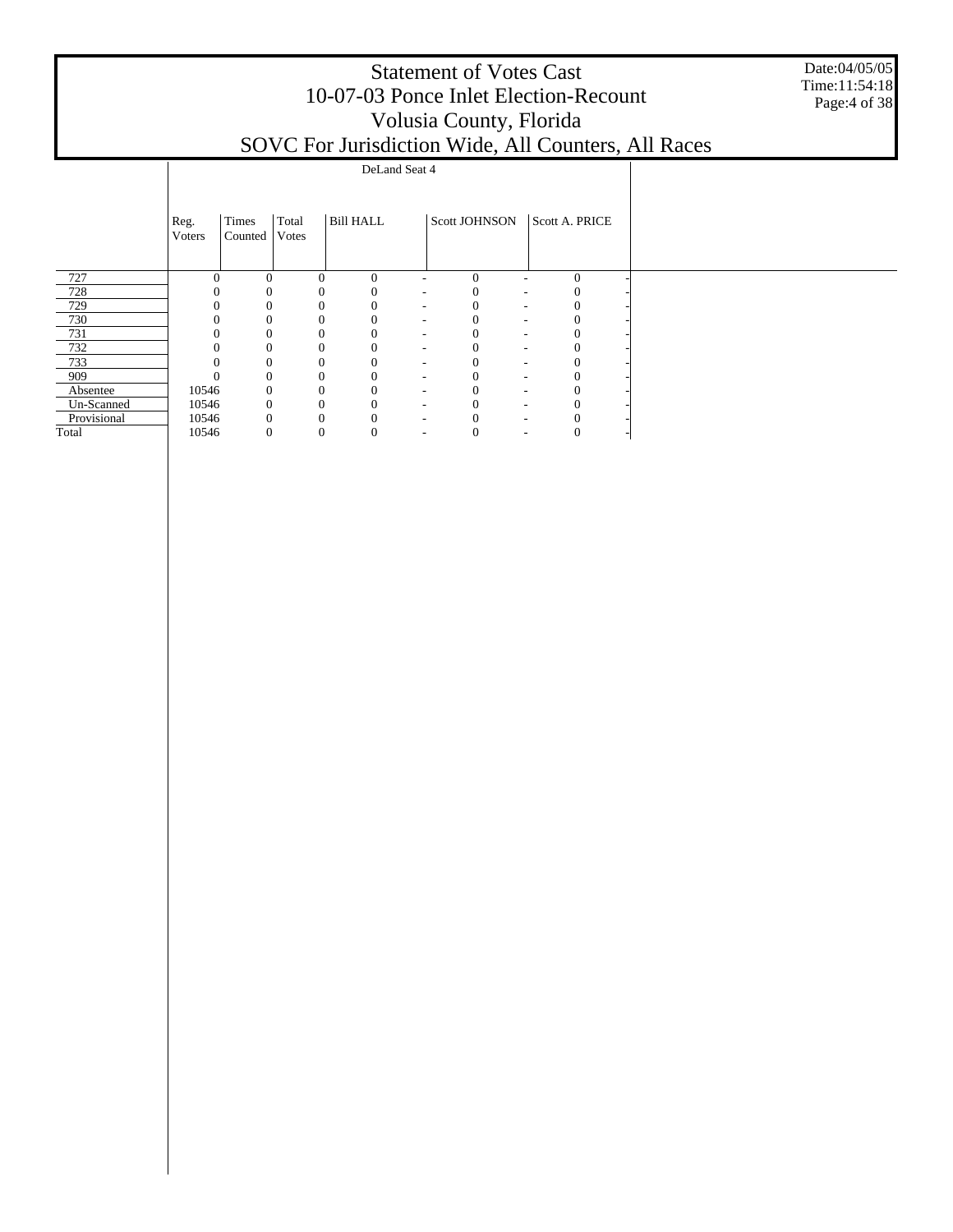# Statement of Votes Cast
## 10-07-03 Ponce Inlet Election-Recount
## Volusia County, Florida
## SOVC For Jurisdiction Wide, All Counters, All Races

Date:04/05/05
Time:11:54:18

| | DeLand Seat 4 | | | | | | | | |
|---|---|---|---|---|---|---|---|---|---|
| | Reg. Voters | Times Counted | Total Votes | Bill HALL | | Scott JOHNSON | | Scott A. PRICE | |
| 727 | 0 | 0 | 0 | 0 | - | 0 | - | 0 | - |
| 728 | 0 | 0 | 0 | 0 | - | 0 | - | 0 | - |
| 729 | 0 | 0 | 0 | 0 | - | 0 | - | 0 | - |
| 730 | 0 | 0 | 0 | 0 | - | 0 | - | 0 | - |
| 731 | 0 | 0 | 0 | 0 | - | 0 | - | 0 | - |
| 732 | 0 | 0 | 0 | 0 | - | 0 | - | 0 | - |
| 733 | 0 | 0 | 0 | 0 | - | 0 | - | 0 | - |
| 909 | 0 | 0 | 0 | 0 | - | 0 | - | 0 | - |
| Absentee | 10546 | 0 | 0 | 0 | - | 0 | - | 0 | - |
| Un-Scanned | 10546 | 0 | 0 | 0 | - | 0 | - | 0 | - |
| Provisional | 10546 | 0 | 0 | 0 | - | 0 | - | 0 | - |
| Total | 10546 | 0 | 0 | 0 | - | 0 | - | 0 | - |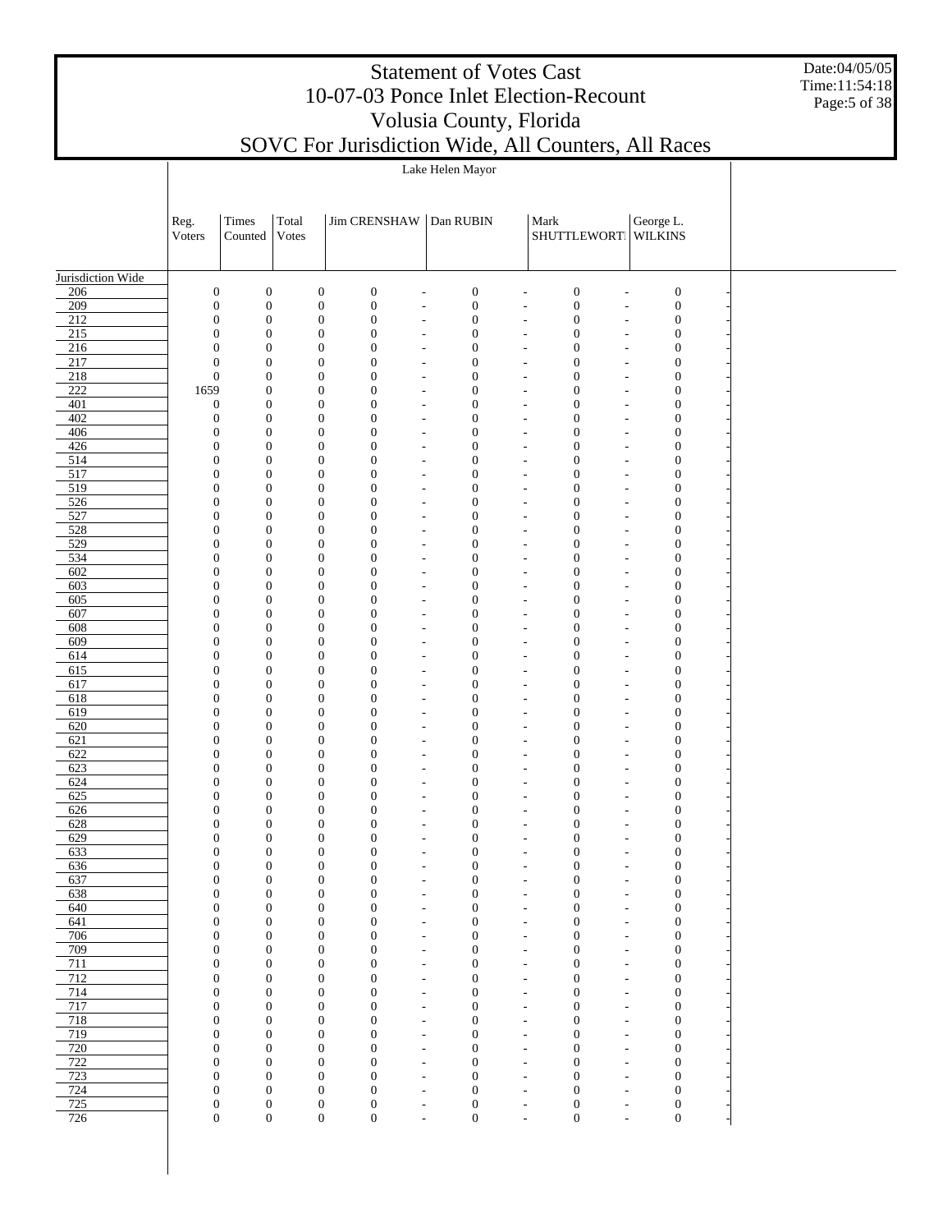# Statement of Votes Cast
## 10-07-03 Ponce Inlet Election-Recount
## Volusia County, Florida
## SOVC For Jurisdiction Wide, All Counters, All Races

Date:04/05/05
Time:11:54:18

| | Lake Helen Mayor | | | | | | | | | | |
|---|---|---|---|---|---|---|---|---|---|---|---|
| | Reg. Voters | Times Counted | Total Votes | Jim CRENSHAW | | Dan RUBIN | | Mark SHUTTLEWORTH | | George L. WILKINS | |
| Jurisdiction Wide | | | | | | | | | | | |
| 206 | 0 | 0 | 0 | 0 | - | 0 | - | 0 | - | 0 | - |
| 209 | 0 | 0 | 0 | 0 | - | 0 | - | 0 | - | 0 | - |
| 212 | 0 | 0 | 0 | 0 | - | 0 | - | 0 | - | 0 | - |
| 215 | 0 | 0 | 0 | 0 | - | 0 | - | 0 | - | 0 | - |
| 216 | 0 | 0 | 0 | 0 | - | 0 | - | 0 | - | 0 | - |
| 217 | 0 | 0 | 0 | 0 | - | 0 | - | 0 | - | 0 | - |
| 218 | 0 | 0 | 0 | 0 | - | 0 | - | 0 | - | 0 | - |
| 222 | 1659 | 0 | 0 | 0 | - | 0 | - | 0 | - | 0 | - |
| 401 | 0 | 0 | 0 | 0 | - | 0 | - | 0 | - | 0 | - |
| 402 | 0 | 0 | 0 | 0 | - | 0 | - | 0 | - | 0 | - |
| 406 | 0 | 0 | 0 | 0 | - | 0 | - | 0 | - | 0 | - |
| 426 | 0 | 0 | 0 | 0 | - | 0 | - | 0 | - | 0 | - |
| 514 | 0 | 0 | 0 | 0 | - | 0 | - | 0 | - | 0 | - |
| 517 | 0 | 0 | 0 | 0 | - | 0 | - | 0 | - | 0 | - |
| 519 | 0 | 0 | 0 | 0 | - | 0 | - | 0 | - | 0 | - |
| 526 | 0 | 0 | 0 | 0 | - | 0 | - | 0 | - | 0 | - |
| 527 | 0 | 0 | 0 | 0 | - | 0 | - | 0 | - | 0 | - |
| 528 | 0 | 0 | 0 | 0 | - | 0 | - | 0 | - | 0 | - |
| 529 | 0 | 0 | 0 | 0 | - | 0 | - | 0 | - | 0 | - |
| 534 | 0 | 0 | 0 | 0 | - | 0 | - | 0 | - | 0 | - |
| 602 | 0 | 0 | 0 | 0 | - | 0 | - | 0 | - | 0 | - |
| 603 | 0 | 0 | 0 | 0 | - | 0 | - | 0 | - | 0 | - |
| 605 | 0 | 0 | 0 | 0 | - | 0 | - | 0 | - | 0 | - |
| 607 | 0 | 0 | 0 | 0 | - | 0 | - | 0 | - | 0 | - |
| 608 | 0 | 0 | 0 | 0 | - | 0 | - | 0 | - | 0 | - |
| 609 | 0 | 0 | 0 | 0 | - | 0 | - | 0 | - | 0 | - |
| 614 | 0 | 0 | 0 | 0 | - | 0 | - | 0 | - | 0 | - |
| 615 | 0 | 0 | 0 | 0 | - | 0 | - | 0 | - | 0 | - |
| 617 | 0 | 0 | 0 | 0 | - | 0 | - | 0 | - | 0 | - |
| 618 | 0 | 0 | 0 | 0 | - | 0 | - | 0 | - | 0 | - |
| 619 | 0 | 0 | 0 | 0 | - | 0 | - | 0 | - | 0 | - |
| 620 | 0 | 0 | 0 | 0 | - | 0 | - | 0 | - | 0 | - |
| 621 | 0 | 0 | 0 | 0 | - | 0 | - | 0 | - | 0 | - |
| 622 | 0 | 0 | 0 | 0 | - | 0 | - | 0 | - | 0 | - |
| 623 | 0 | 0 | 0 | 0 | - | 0 | - | 0 | - | 0 | - |
| 624 | 0 | 0 | 0 | 0 | - | 0 | - | 0 | - | 0 | - |
| 625 | 0 | 0 | 0 | 0 | - | 0 | - | 0 | - | 0 | - |
| 626 | 0 | 0 | 0 | 0 | - | 0 | - | 0 | - | 0 | - |
| 628 | 0 | 0 | 0 | 0 | - | 0 | - | 0 | - | 0 | - |
| 629 | 0 | 0 | 0 | 0 | - | 0 | - | 0 | - | 0 | - |
| 633 | 0 | 0 | 0 | 0 | - | 0 | - | 0 | - | 0 | - |
| 636 | 0 | 0 | 0 | 0 | - | 0 | - | 0 | - | 0 | - |
| 637 | 0 | 0 | 0 | 0 | - | 0 | - | 0 | - | 0 | - |
| 638 | 0 | 0 | 0 | 0 | - | 0 | - | 0 | - | 0 | - |
| 640 | 0 | 0 | 0 | 0 | - | 0 | - | 0 | - | 0 | - |
| 641 | 0 | 0 | 0 | 0 | - | 0 | - | 0 | - | 0 | - |
| 706 | 0 | 0 | 0 | 0 | - | 0 | - | 0 | - | 0 | - |
| 709 | 0 | 0 | 0 | 0 | - | 0 | - | 0 | - | 0 | - |
| 711 | 0 | 0 | 0 | 0 | - | 0 | - | 0 | - | 0 | - |
| 712 | 0 | 0 | 0 | 0 | - | 0 | - | 0 | - | 0 | - |
| 714 | 0 | 0 | 0 | 0 | - | 0 | - | 0 | - | 0 | - |
| 717 | 0 | 0 | 0 | 0 | - | 0 | - | 0 | - | 0 | - |
| 718 | 0 | 0 | 0 | 0 | - | 0 | - | 0 | - | 0 | - |
| 719 | 0 | 0 | 0 | 0 | - | 0 | - | 0 | - | 0 | - |
| 720 | 0 | 0 | 0 | 0 | - | 0 | - | 0 | - | 0 | - |
| 722 | 0 | 0 | 0 | 0 | - | 0 | - | 0 | - | 0 | - |
| 723 | 0 | 0 | 0 | 0 | - | 0 | - | 0 | - | 0 | - |
| 724 | 0 | 0 | 0 | 0 | - | 0 | - | 0 | - | 0 | - |
| 725 | 0 | 0 | 0 | 0 | - | 0 | - | 0 | - | 0 | - |
| 726 | 0 | 0 | 0 | 0 | - | 0 | - | 0 | - | 0 | - |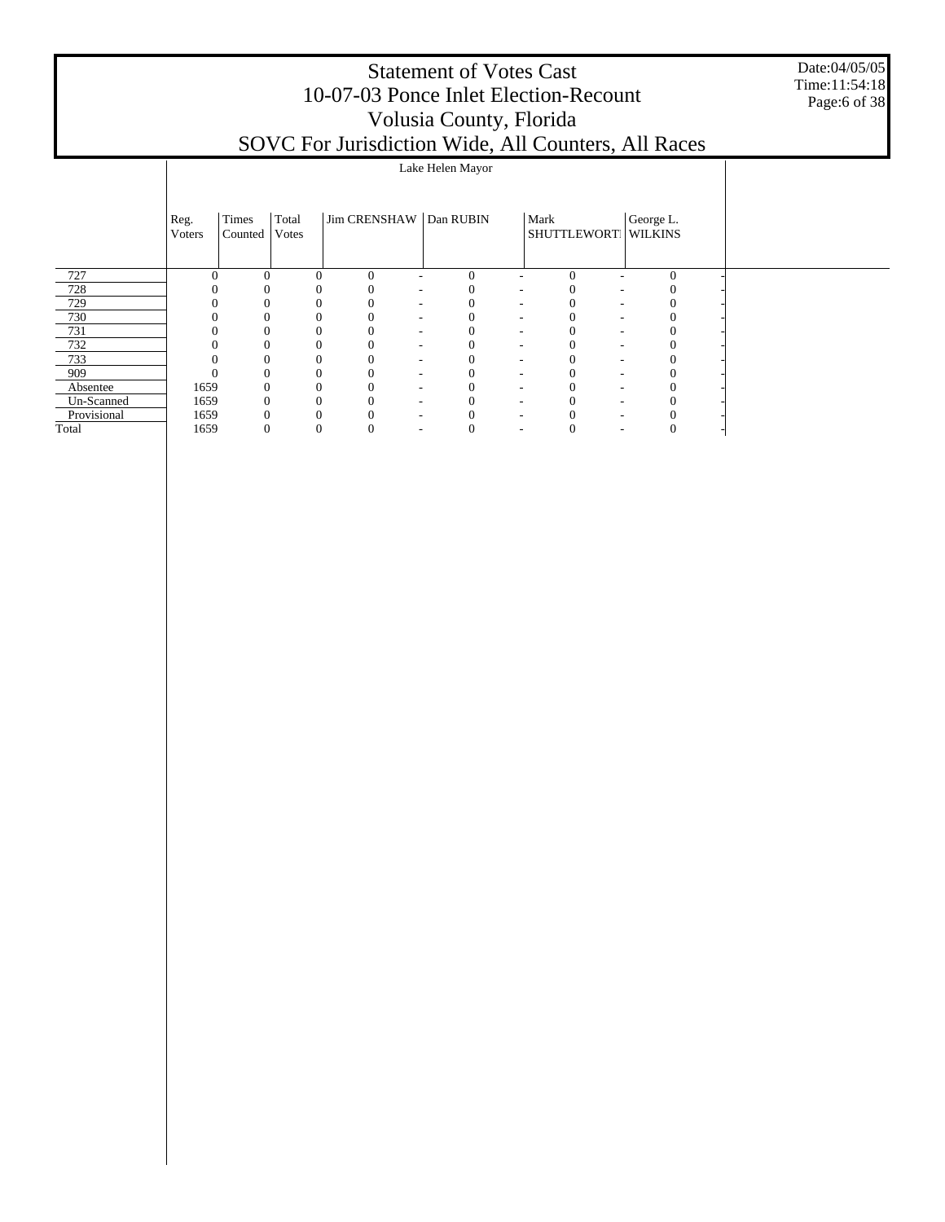# Statement of Votes Cast
## 10-07-03 Ponce Inlet Election-Recount
## Volusia County, Florida
## SOVC For Jurisdiction Wide, All Counters, All Races

Date:04/05/05
Time:11:54:18

| | | | | Lake Helen Mayor | | | | | | | | |
|---|---|---|---|---|---|---|---|---|---|---|---|---|
| | Reg. Voters | Times Counted | Total Votes | Jim CRENSHAW | | Dan RUBIN | | Mark SHUTTLEWORTI | | George L. WILKINS | | |
| 727 | 0 | 0 | 0 | 0 | - | 0 | - | 0 | - | 0 | - | |
| 728 | 0 | 0 | 0 | 0 | - | 0 | - | 0 | - | 0 | - | |
| 729 | 0 | 0 | 0 | 0 | - | 0 | - | 0 | - | 0 | - | |
| 730 | 0 | 0 | 0 | 0 | - | 0 | - | 0 | - | 0 | - | |
| 731 | 0 | 0 | 0 | 0 | - | 0 | - | 0 | - | 0 | - | |
| 732 | 0 | 0 | 0 | 0 | - | 0 | - | 0 | - | 0 | - | |
| 733 | 0 | 0 | 0 | 0 | - | 0 | - | 0 | - | 0 | - | |
| 909 | 0 | 0 | 0 | 0 | - | 0 | - | 0 | - | 0 | - | |
| Absentee | 1659 | 0 | 0 | 0 | - | 0 | - | 0 | - | 0 | - | |
| Un-Scanned | 1659 | 0 | 0 | 0 | - | 0 | - | 0 | - | 0 | - | |
| Provisional | 1659 | 0 | 0 | 0 | - | 0 | - | 0 | - | 0 | - | |
| Total | 1659 | 0 | 0 | 0 | - | 0 | - | 0 | - | 0 | - | |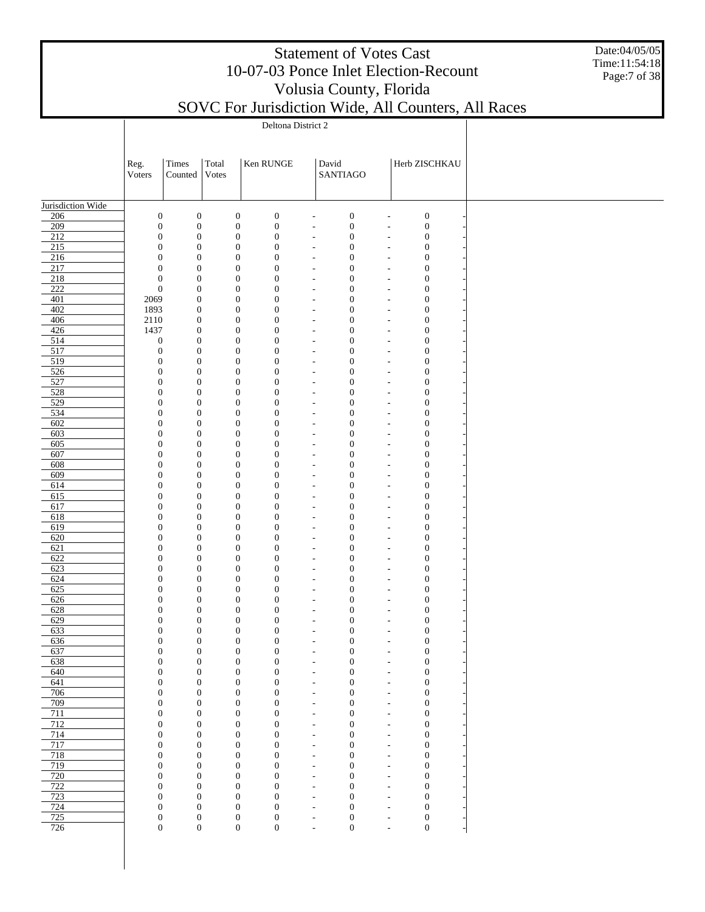# Statement of Votes Cast
## 10-07-03 Ponce Inlet Election-Recount
## Volusia County, Florida
## SOVC For Jurisdiction Wide, All Counters, All Races

Date:04/05/05
Time:11:54:18

**Deltona District 2**

| | Reg. Voters | Times Counted | Total Votes | Ken RUNGE | | David SANTIAGO | | Herb ZISCHKAU | |
|---|---|---|---|---|---|---|---|---|---|
| Jurisdiction Wide | | | | | | | | | |
| 206 | 0 | 0 | 0 | 0 | - | 0 | - | 0 | - |
| 209 | 0 | 0 | 0 | 0 | - | 0 | - | 0 | - |
| 212 | 0 | 0 | 0 | 0 | - | 0 | - | 0 | - |
| 215 | 0 | 0 | 0 | 0 | - | 0 | - | 0 | - |
| 216 | 0 | 0 | 0 | 0 | - | 0 | - | 0 | - |
| 217 | 0 | 0 | 0 | 0 | - | 0 | - | 0 | - |
| 218 | 0 | 0 | 0 | 0 | - | 0 | - | 0 | - |
| 222 | 0 | 0 | 0 | 0 | - | 0 | - | 0 | - |
| 401 | 2069 | 0 | 0 | 0 | - | 0 | - | 0 | - |
| 402 | 1893 | 0 | 0 | 0 | - | 0 | - | 0 | - |
| 406 | 2110 | 0 | 0 | 0 | - | 0 | - | 0 | - |
| 426 | 1437 | 0 | 0 | 0 | - | 0 | - | 0 | - |
| 514 | 0 | 0 | 0 | 0 | - | 0 | - | 0 | - |
| 517 | 0 | 0 | 0 | 0 | - | 0 | - | 0 | - |
| 519 | 0 | 0 | 0 | 0 | - | 0 | - | 0 | - |
| 526 | 0 | 0 | 0 | 0 | - | 0 | - | 0 | - |
| 527 | 0 | 0 | 0 | 0 | - | 0 | - | 0 | - |
| 528 | 0 | 0 | 0 | 0 | - | 0 | - | 0 | - |
| 529 | 0 | 0 | 0 | 0 | - | 0 | - | 0 | - |
| 534 | 0 | 0 | 0 | 0 | - | 0 | - | 0 | - |
| 602 | 0 | 0 | 0 | 0 | - | 0 | - | 0 | - |
| 603 | 0 | 0 | 0 | 0 | - | 0 | - | 0 | - |
| 605 | 0 | 0 | 0 | 0 | - | 0 | - | 0 | - |
| 607 | 0 | 0 | 0 | 0 | - | 0 | - | 0 | - |
| 608 | 0 | 0 | 0 | 0 | - | 0 | - | 0 | - |
| 609 | 0 | 0 | 0 | 0 | - | 0 | - | 0 | - |
| 614 | 0 | 0 | 0 | 0 | - | 0 | - | 0 | - |
| 615 | 0 | 0 | 0 | 0 | - | 0 | - | 0 | - |
| 617 | 0 | 0 | 0 | 0 | - | 0 | - | 0 | - |
| 618 | 0 | 0 | 0 | 0 | - | 0 | - | 0 | - |
| 619 | 0 | 0 | 0 | 0 | - | 0 | - | 0 | - |
| 620 | 0 | 0 | 0 | 0 | - | 0 | - | 0 | - |
| 621 | 0 | 0 | 0 | 0 | - | 0 | - | 0 | - |
| 622 | 0 | 0 | 0 | 0 | - | 0 | - | 0 | - |
| 623 | 0 | 0 | 0 | 0 | - | 0 | - | 0 | - |
| 624 | 0 | 0 | 0 | 0 | - | 0 | - | 0 | - |
| 625 | 0 | 0 | 0 | 0 | - | 0 | - | 0 | - |
| 626 | 0 | 0 | 0 | 0 | - | 0 | - | 0 | - |
| 628 | 0 | 0 | 0 | 0 | - | 0 | - | 0 | - |
| 629 | 0 | 0 | 0 | 0 | - | 0 | - | 0 | - |
| 633 | 0 | 0 | 0 | 0 | - | 0 | - | 0 | - |
| 636 | 0 | 0 | 0 | 0 | - | 0 | - | 0 | - |
| 637 | 0 | 0 | 0 | 0 | - | 0 | - | 0 | - |
| 638 | 0 | 0 | 0 | 0 | - | 0 | - | 0 | - |
| 640 | 0 | 0 | 0 | 0 | - | 0 | - | 0 | - |
| 641 | 0 | 0 | 0 | 0 | - | 0 | - | 0 | - |
| 706 | 0 | 0 | 0 | 0 | - | 0 | - | 0 | - |
| 709 | 0 | 0 | 0 | 0 | - | 0 | - | 0 | - |
| 711 | 0 | 0 | 0 | 0 | - | 0 | - | 0 | - |
| 712 | 0 | 0 | 0 | 0 | - | 0 | - | 0 | - |
| 714 | 0 | 0 | 0 | 0 | - | 0 | - | 0 | - |
| 717 | 0 | 0 | 0 | 0 | - | 0 | - | 0 | - |
| 718 | 0 | 0 | 0 | 0 | - | 0 | - | 0 | - |
| 719 | 0 | 0 | 0 | 0 | - | 0 | - | 0 | - |
| 720 | 0 | 0 | 0 | 0 | - | 0 | - | 0 | - |
| 722 | 0 | 0 | 0 | 0 | - | 0 | - | 0 | - |
| 723 | 0 | 0 | 0 | 0 | - | 0 | - | 0 | - |
| 724 | 0 | 0 | 0 | 0 | - | 0 | - | 0 | - |
| 725 | 0 | 0 | 0 | 0 | - | 0 | - | 0 | - |
| 726 | 0 | 0 | 0 | 0 | - | 0 | - | 0 | - |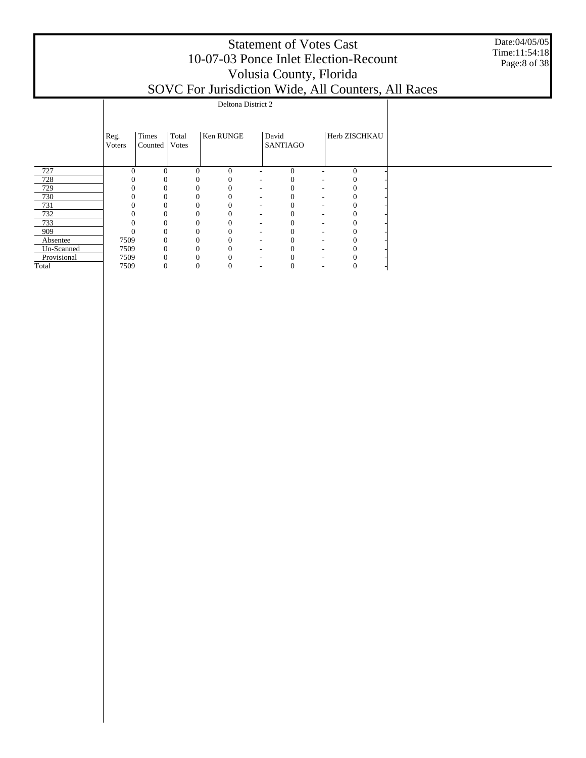# Statement of Votes Cast
## 10-07-03 Ponce Inlet Election-Recount
## Volusia County, Florida
## SOVC For Jurisdiction Wide, All Counters, All Races

Date:04/05/05
Time:11:54:18

| | Deltona District 2 | | | | | | | | |
|---|---|---|---|---|---|---|---|---|---|
| | Reg. Voters | Times Counted | Total Votes | Ken RUNGE | | David SANTIAGO | | Herb ZISCHKAU | |
| 727 | 0 | 0 | 0 | 0 | - | 0 | - | 0 | - |
| 728 | 0 | 0 | 0 | 0 | - | 0 | - | 0 | - |
| 729 | 0 | 0 | 0 | 0 | - | 0 | - | 0 | - |
| 730 | 0 | 0 | 0 | 0 | - | 0 | - | 0 | - |
| 731 | 0 | 0 | 0 | 0 | - | 0 | - | 0 | - |
| 732 | 0 | 0 | 0 | 0 | - | 0 | - | 0 | - |
| 733 | 0 | 0 | 0 | 0 | - | 0 | - | 0 | - |
| 909 | 0 | 0 | 0 | 0 | - | 0 | - | 0 | - |
| Absentee | 7509 | 0 | 0 | 0 | - | 0 | - | 0 | - |
| Un-Scanned | 7509 | 0 | 0 | 0 | - | 0 | - | 0 | - |
| Provisional | 7509 | 0 | 0 | 0 | - | 0 | - | 0 | - |
| Total | 7509 | 0 | 0 | 0 | - | 0 | - | 0 | - |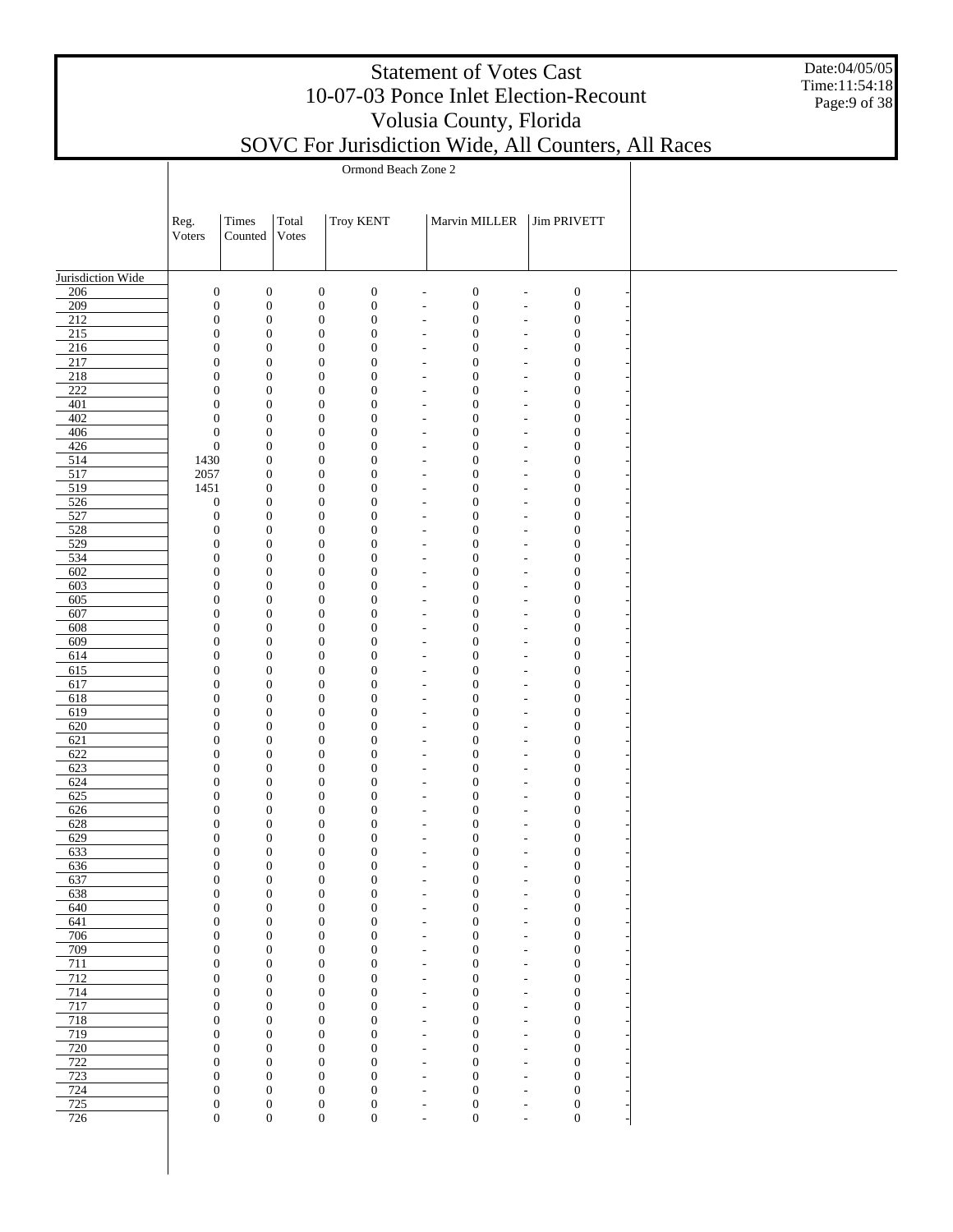# Statement of Votes Cast
## 10-07-03 Ponce Inlet Election-Recount
## Volusia County, Florida
## SOVC For Jurisdiction Wide, All Counters, All Races

Date:04/05/05
Time:11:54:18

| | Ormond Beach Zone 2 | | | | | | | | |
|---|---|---|---|---|---|---|---|---|---|
| | Reg. Voters | Times Counted | Total Votes | Troy KENT | | Marvin MILLER | | Jim PRIVETT | |
| Jurisdiction Wide | | | | | | | | | |
| 206 | 0 | 0 | 0 | 0 | - | 0 | - | 0 | - |
| 209 | 0 | 0 | 0 | 0 | - | 0 | - | 0 | - |
| 212 | 0 | 0 | 0 | 0 | - | 0 | - | 0 | - |
| 215 | 0 | 0 | 0 | 0 | - | 0 | - | 0 | - |
| 216 | 0 | 0 | 0 | 0 | - | 0 | - | 0 | - |
| 217 | 0 | 0 | 0 | 0 | - | 0 | - | 0 | - |
| 218 | 0 | 0 | 0 | 0 | - | 0 | - | 0 | - |
| 222 | 0 | 0 | 0 | 0 | - | 0 | - | 0 | - |
| 401 | 0 | 0 | 0 | 0 | - | 0 | - | 0 | - |
| 402 | 0 | 0 | 0 | 0 | - | 0 | - | 0 | - |
| 406 | 0 | 0 | 0 | 0 | - | 0 | - | 0 | - |
| 426 | 0 | 0 | 0 | 0 | - | 0 | - | 0 | - |
| 514 | 1430 | 0 | 0 | 0 | - | 0 | - | 0 | - |
| 517 | 2057 | 0 | 0 | 0 | - | 0 | - | 0 | - |
| 519 | 1451 | 0 | 0 | 0 | - | 0 | - | 0 | - |
| 526 | 0 | 0 | 0 | 0 | - | 0 | - | 0 | - |
| 527 | 0 | 0 | 0 | 0 | - | 0 | - | 0 | - |
| 528 | 0 | 0 | 0 | 0 | - | 0 | - | 0 | - |
| 529 | 0 | 0 | 0 | 0 | - | 0 | - | 0 | - |
| 534 | 0 | 0 | 0 | 0 | - | 0 | - | 0 | - |
| 602 | 0 | 0 | 0 | 0 | - | 0 | - | 0 | - |
| 603 | 0 | 0 | 0 | 0 | - | 0 | - | 0 | - |
| 605 | 0 | 0 | 0 | 0 | - | 0 | - | 0 | - |
| 607 | 0 | 0 | 0 | 0 | - | 0 | - | 0 | - |
| 608 | 0 | 0 | 0 | 0 | - | 0 | - | 0 | - |
| 609 | 0 | 0 | 0 | 0 | - | 0 | - | 0 | - |
| 614 | 0 | 0 | 0 | 0 | - | 0 | - | 0 | - |
| 615 | 0 | 0 | 0 | 0 | - | 0 | - | 0 | - |
| 617 | 0 | 0 | 0 | 0 | - | 0 | - | 0 | - |
| 618 | 0 | 0 | 0 | 0 | - | 0 | - | 0 | - |
| 619 | 0 | 0 | 0 | 0 | - | 0 | - | 0 | - |
| 620 | 0 | 0 | 0 | 0 | - | 0 | - | 0 | - |
| 621 | 0 | 0 | 0 | 0 | - | 0 | - | 0 | - |
| 622 | 0 | 0 | 0 | 0 | - | 0 | - | 0 | - |
| 623 | 0 | 0 | 0 | 0 | - | 0 | - | 0 | - |
| 624 | 0 | 0 | 0 | 0 | - | 0 | - | 0 | - |
| 625 | 0 | 0 | 0 | 0 | - | 0 | - | 0 | - |
| 626 | 0 | 0 | 0 | 0 | - | 0 | - | 0 | - |
| 628 | 0 | 0 | 0 | 0 | - | 0 | - | 0 | - |
| 629 | 0 | 0 | 0 | 0 | - | 0 | - | 0 | - |
| 633 | 0 | 0 | 0 | 0 | - | 0 | - | 0 | - |
| 636 | 0 | 0 | 0 | 0 | - | 0 | - | 0 | - |
| 637 | 0 | 0 | 0 | 0 | - | 0 | - | 0 | - |
| 638 | 0 | 0 | 0 | 0 | - | 0 | - | 0 | - |
| 640 | 0 | 0 | 0 | 0 | - | 0 | - | 0 | - |
| 641 | 0 | 0 | 0 | 0 | - | 0 | - | 0 | - |
| 706 | 0 | 0 | 0 | 0 | - | 0 | - | 0 | - |
| 709 | 0 | 0 | 0 | 0 | - | 0 | - | 0 | - |
| 711 | 0 | 0 | 0 | 0 | - | 0 | - | 0 | - |
| 712 | 0 | 0 | 0 | 0 | - | 0 | - | 0 | - |
| 714 | 0 | 0 | 0 | 0 | - | 0 | - | 0 | - |
| 717 | 0 | 0 | 0 | 0 | - | 0 | - | 0 | - |
| 718 | 0 | 0 | 0 | 0 | - | 0 | - | 0 | - |
| 719 | 0 | 0 | 0 | 0 | - | 0 | - | 0 | - |
| 720 | 0 | 0 | 0 | 0 | - | 0 | - | 0 | - |
| 722 | 0 | 0 | 0 | 0 | - | 0 | - | 0 | - |
| 723 | 0 | 0 | 0 | 0 | - | 0 | - | 0 | - |
| 724 | 0 | 0 | 0 | 0 | - | 0 | - | 0 | - |
| 725 | 0 | 0 | 0 | 0 | - | 0 | - | 0 | - |
| 726 | 0 | 0 | 0 | 0 | - | 0 | - | 0 | - |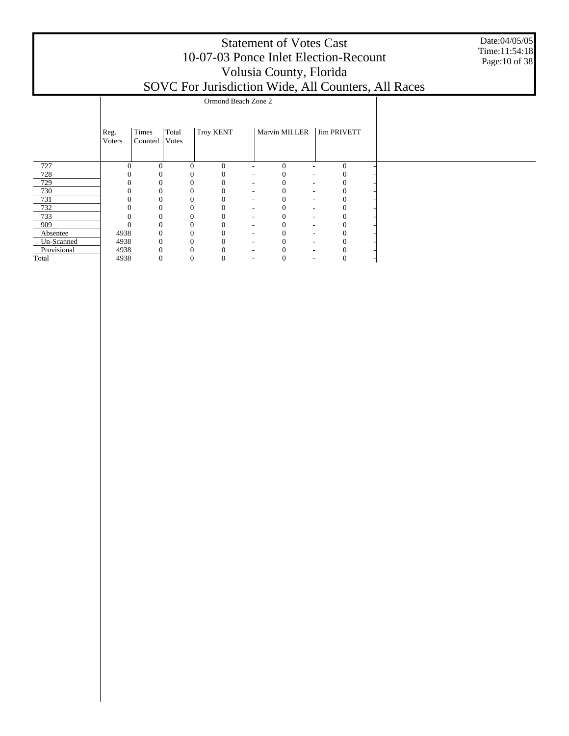# Statement of Votes Cast
## 10-07-03 Ponce Inlet Election-Recount
## Volusia County, Florida
## SOVC For Jurisdiction Wide, All Counters, All Races

Date:04/05/05
Time:11:54:18

| | Ormond Beach Zone 2 | | | | | | | | |
|---|---|---|---|---|---|---|---|---|---|
| | Reg. Voters | Times Counted | Total Votes | Troy KENT | | Marvin MILLER | | Jim PRIVETT | |
| 727 | 0 | 0 | 0 | 0 | - | 0 | - | 0 | - |
| 728 | 0 | 0 | 0 | 0 | - | 0 | - | 0 | - |
| 729 | 0 | 0 | 0 | 0 | - | 0 | - | 0 | - |
| 730 | 0 | 0 | 0 | 0 | - | 0 | - | 0 | - |
| 731 | 0 | 0 | 0 | 0 | - | 0 | - | 0 | - |
| 732 | 0 | 0 | 0 | 0 | - | 0 | - | 0 | - |
| 733 | 0 | 0 | 0 | 0 | - | 0 | - | 0 | - |
| 909 | 0 | 0 | 0 | 0 | - | 0 | - | 0 | - |
| Absentee | 4938 | 0 | 0 | 0 | - | 0 | - | 0 | - |
| Un-Scanned | 4938 | 0 | 0 | 0 | - | 0 | - | 0 | - |
| Provisional | 4938 | 0 | 0 | 0 | - | 0 | - | 0 | - |
| Total | 4938 | 0 | 0 | 0 | - | 0 | - | 0 | - |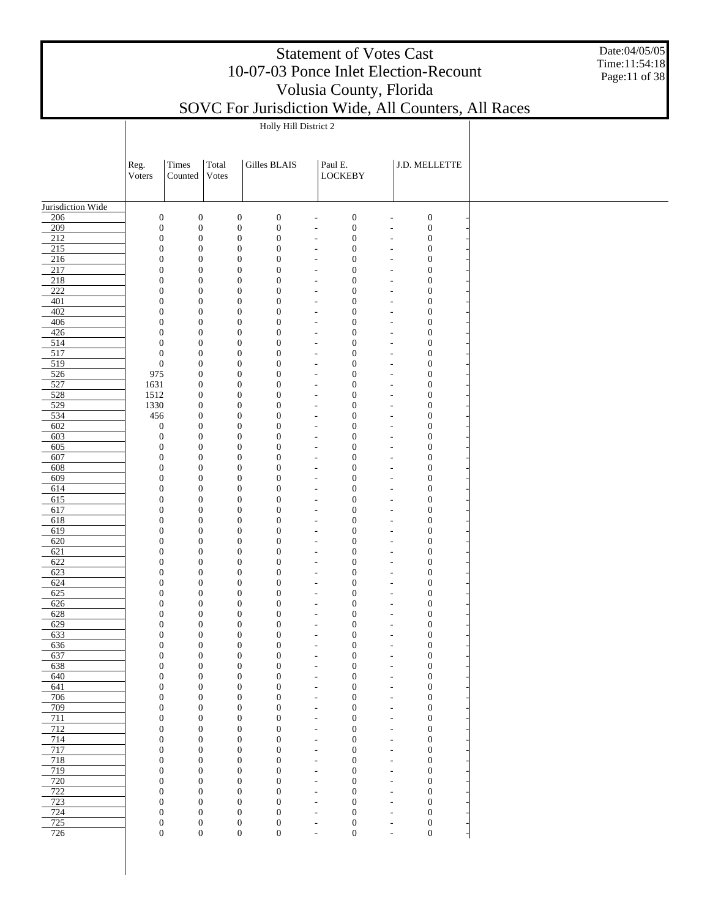# Statement of Votes Cast
# 10-07-03 Ponce Inlet Election-Recount
# Volusia County, Florida
# SOVC For Jurisdiction Wide, All Counters, All Races

Date:04/05/05
Time:11:54:18

| | Holly Hill District 2 | | | | | | | | |
|---|---|---|---|---|---|---|---|---|---|
| | Reg. Voters | Times Counted | Total Votes | Gilles BLAIS | | Paul E. LOCKEBY | | J.D. MELLETTE | |
| Jurisdiction Wide | | | | | | | | | |
| 206 | 0 | 0 | 0 | 0 | - | 0 | - | 0 | - |
| 209 | 0 | 0 | 0 | 0 | - | 0 | - | 0 | - |
| 212 | 0 | 0 | 0 | 0 | - | 0 | - | 0 | - |
| 215 | 0 | 0 | 0 | 0 | - | 0 | - | 0 | - |
| 216 | 0 | 0 | 0 | 0 | - | 0 | - | 0 | - |
| 217 | 0 | 0 | 0 | 0 | - | 0 | - | 0 | - |
| 218 | 0 | 0 | 0 | 0 | - | 0 | - | 0 | - |
| 222 | 0 | 0 | 0 | 0 | - | 0 | - | 0 | - |
| 401 | 0 | 0 | 0 | 0 | - | 0 | - | 0 | - |
| 402 | 0 | 0 | 0 | 0 | - | 0 | - | 0 | - |
| 406 | 0 | 0 | 0 | 0 | - | 0 | - | 0 | - |
| 426 | 0 | 0 | 0 | 0 | - | 0 | - | 0 | - |
| 514 | 0 | 0 | 0 | 0 | - | 0 | - | 0 | - |
| 517 | 0 | 0 | 0 | 0 | - | 0 | - | 0 | - |
| 519 | 0 | 0 | 0 | 0 | - | 0 | - | 0 | - |
| 526 | 975 | 0 | 0 | 0 | - | 0 | - | 0 | - |
| 527 | 1631 | 0 | 0 | 0 | - | 0 | - | 0 | - |
| 528 | 1512 | 0 | 0 | 0 | - | 0 | - | 0 | - |
| 529 | 1330 | 0 | 0 | 0 | - | 0 | - | 0 | - |
| 534 | 456 | 0 | 0 | 0 | - | 0 | - | 0 | - |
| 602 | 0 | 0 | 0 | 0 | - | 0 | - | 0 | - |
| 603 | 0 | 0 | 0 | 0 | - | 0 | - | 0 | - |
| 605 | 0 | 0 | 0 | 0 | - | 0 | - | 0 | - |
| 607 | 0 | 0 | 0 | 0 | - | 0 | - | 0 | - |
| 608 | 0 | 0 | 0 | 0 | - | 0 | - | 0 | - |
| 609 | 0 | 0 | 0 | 0 | - | 0 | - | 0 | - |
| 614 | 0 | 0 | 0 | 0 | - | 0 | - | 0 | - |
| 615 | 0 | 0 | 0 | 0 | - | 0 | - | 0 | - |
| 617 | 0 | 0 | 0 | 0 | - | 0 | - | 0 | - |
| 618 | 0 | 0 | 0 | 0 | - | 0 | - | 0 | - |
| 619 | 0 | 0 | 0 | 0 | - | 0 | - | 0 | - |
| 620 | 0 | 0 | 0 | 0 | - | 0 | - | 0 | - |
| 621 | 0 | 0 | 0 | 0 | - | 0 | - | 0 | - |
| 622 | 0 | 0 | 0 | 0 | - | 0 | - | 0 | - |
| 623 | 0 | 0 | 0 | 0 | - | 0 | - | 0 | - |
| 624 | 0 | 0 | 0 | 0 | - | 0 | - | 0 | - |
| 625 | 0 | 0 | 0 | 0 | - | 0 | - | 0 | - |
| 626 | 0 | 0 | 0 | 0 | - | 0 | - | 0 | - |
| 628 | 0 | 0 | 0 | 0 | - | 0 | - | 0 | - |
| 629 | 0 | 0 | 0 | 0 | - | 0 | - | 0 | - |
| 633 | 0 | 0 | 0 | 0 | - | 0 | - | 0 | - |
| 636 | 0 | 0 | 0 | 0 | - | 0 | - | 0 | - |
| 637 | 0 | 0 | 0 | 0 | - | 0 | - | 0 | - |
| 638 | 0 | 0 | 0 | 0 | - | 0 | - | 0 | - |
| 640 | 0 | 0 | 0 | 0 | - | 0 | - | 0 | - |
| 641 | 0 | 0 | 0 | 0 | - | 0 | - | 0 | - |
| 706 | 0 | 0 | 0 | 0 | - | 0 | - | 0 | - |
| 709 | 0 | 0 | 0 | 0 | - | 0 | - | 0 | - |
| 711 | 0 | 0 | 0 | 0 | - | 0 | - | 0 | - |
| 712 | 0 | 0 | 0 | 0 | - | 0 | - | 0 | - |
| 714 | 0 | 0 | 0 | 0 | - | 0 | - | 0 | - |
| 717 | 0 | 0 | 0 | 0 | - | 0 | - | 0 | - |
| 718 | 0 | 0 | 0 | 0 | - | 0 | - | 0 | - |
| 719 | 0 | 0 | 0 | 0 | - | 0 | - | 0 | - |
| 720 | 0 | 0 | 0 | 0 | - | 0 | - | 0 | - |
| 722 | 0 | 0 | 0 | 0 | - | 0 | - | 0 | - |
| 723 | 0 | 0 | 0 | 0 | - | 0 | - | 0 | - |
| 724 | 0 | 0 | 0 | 0 | - | 0 | - | 0 | - |
| 725 | 0 | 0 | 0 | 0 | - | 0 | - | 0 | - |
| 726 | 0 | 0 | 0 | 0 | - | 0 | - | 0 | - |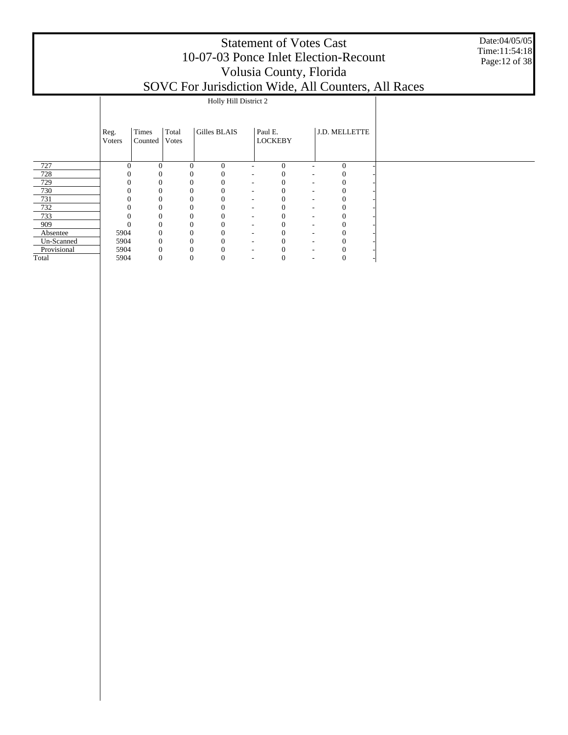# Statement of Votes Cast
# 10-07-03 Ponce Inlet Election-Recount
# Volusia County, Florida
# SOVC For Jurisdiction Wide, All Counters, All Races

Date:04/05/05
Time:11:54:18

| | Holly Hill District 2 | | | | | | | | | |
|---|---|---|---|---|---|---|---|---|---|---|
| | Reg. Voters | Times Counted | Total Votes | Gilles BLAIS | | Paul E. LOCKEBY | | J.D. MELLETTE | | |
| 727 | 0 | 0 | 0 | 0 | - | 0 | - | 0 | - | |
| 728 | 0 | 0 | 0 | 0 | - | 0 | - | 0 | - | |
| 729 | 0 | 0 | 0 | 0 | - | 0 | - | 0 | - | |
| 730 | 0 | 0 | 0 | 0 | - | 0 | - | 0 | - | |
| 731 | 0 | 0 | 0 | 0 | - | 0 | - | 0 | - | |
| 732 | 0 | 0 | 0 | 0 | - | 0 | - | 0 | - | |
| 733 | 0 | 0 | 0 | 0 | - | 0 | - | 0 | - | |
| 909 | 0 | 0 | 0 | 0 | - | 0 | - | 0 | - | |
| Absentee | 5904 | 0 | 0 | 0 | - | 0 | - | 0 | - | |
| Un-Scanned | 5904 | 0 | 0 | 0 | - | 0 | - | 0 | - | |
| Provisional | 5904 | 0 | 0 | 0 | - | 0 | - | 0 | - | |
| Total | 5904 | 0 | 0 | 0 | - | 0 | - | 0 | - | |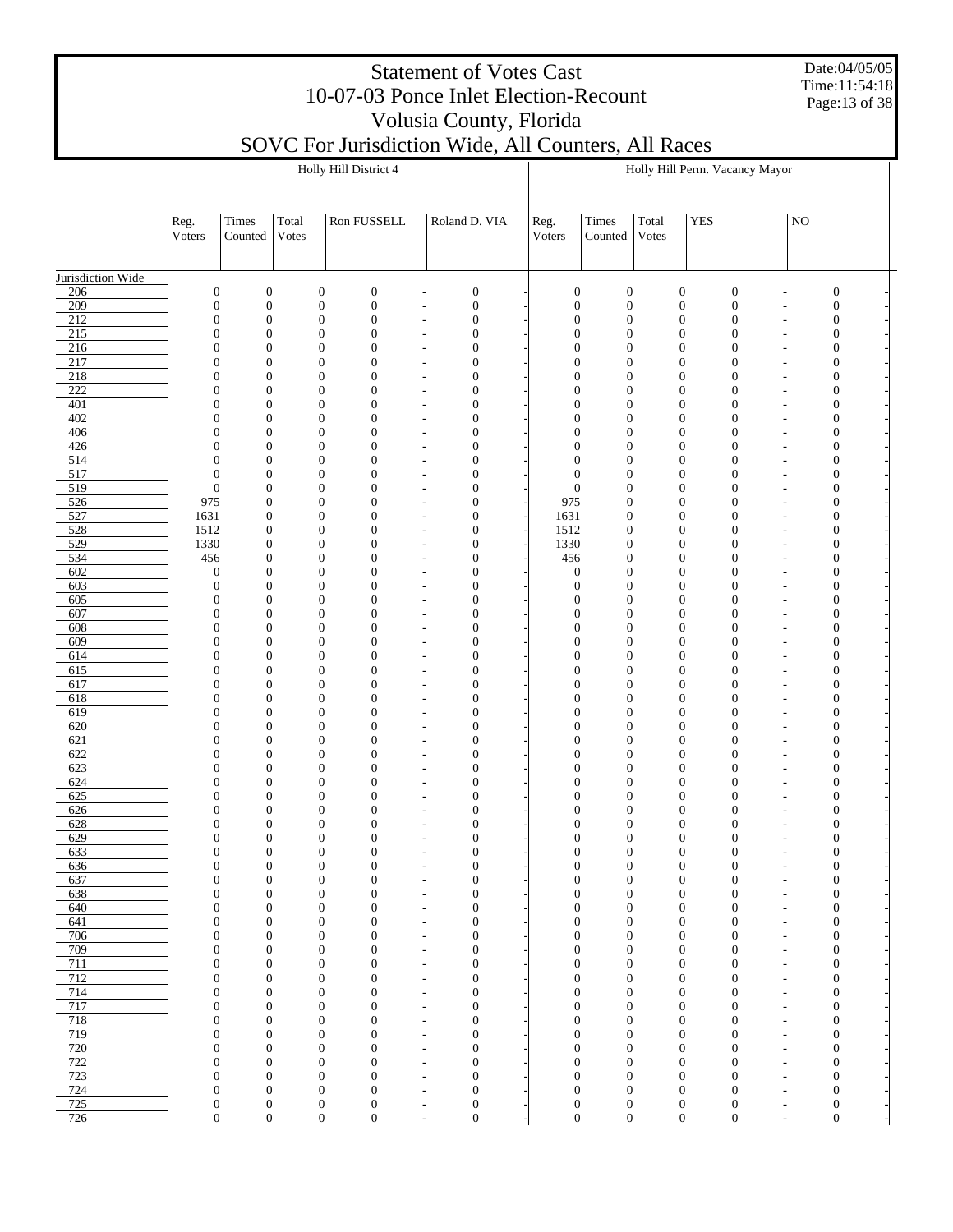# Statement of Votes Cast
## 10-07-03 Ponce Inlet Election-Recount
## Volusia County, Florida
## SOVC For Jurisdiction Wide, All Counters, All Races

Date:04/05/05
Time:11:54:18

| | Holly Hill District 4 | | | | | | | Holly Hill Perm. Vacancy Mayor | | | | | | |
|---|---|---|---|---|---|---|---|---|---|---|---|---|---|---|
| | Reg. Voters | Times Counted | Total Votes | Ron FUSSELL | | Roland D. VIA | | Reg. Voters | Times Counted | Total Votes | YES | | NO | |
| **Jurisdiction Wide** | | | | | | | | | | | | | | |
| 206 | 0 | 0 | 0 | 0 | - | 0 | - | 0 | 0 | 0 | 0 | - | 0 | - |
| 209 | 0 | 0 | 0 | 0 | - | 0 | - | 0 | 0 | 0 | 0 | - | 0 | - |
| 212 | 0 | 0 | 0 | 0 | - | 0 | - | 0 | 0 | 0 | 0 | - | 0 | - |
| 215 | 0 | 0 | 0 | 0 | - | 0 | - | 0 | 0 | 0 | 0 | - | 0 | - |
| 216 | 0 | 0 | 0 | 0 | - | 0 | - | 0 | 0 | 0 | 0 | - | 0 | - |
| 217 | 0 | 0 | 0 | 0 | - | 0 | - | 0 | 0 | 0 | 0 | - | 0 | - |
| 218 | 0 | 0 | 0 | 0 | - | 0 | - | 0 | 0 | 0 | 0 | - | 0 | - |
| 222 | 0 | 0 | 0 | 0 | - | 0 | - | 0 | 0 | 0 | 0 | - | 0 | - |
| 401 | 0 | 0 | 0 | 0 | - | 0 | - | 0 | 0 | 0 | 0 | - | 0 | - |
| 402 | 0 | 0 | 0 | 0 | - | 0 | - | 0 | 0 | 0 | 0 | - | 0 | - |
| 406 | 0 | 0 | 0 | 0 | - | 0 | - | 0 | 0 | 0 | 0 | - | 0 | - |
| 426 | 0 | 0 | 0 | 0 | - | 0 | - | 0 | 0 | 0 | 0 | - | 0 | - |
| 514 | 0 | 0 | 0 | 0 | - | 0 | - | 0 | 0 | 0 | 0 | - | 0 | - |
| 517 | 0 | 0 | 0 | 0 | - | 0 | - | 0 | 0 | 0 | 0 | - | 0 | - |
| 519 | 0 | 0 | 0 | 0 | - | 0 | - | 0 | 0 | 0 | 0 | - | 0 | - |
| 526 | 975 | 0 | 0 | 0 | - | 0 | - | 975 | 0 | 0 | 0 | - | 0 | - |
| 527 | 1631 | 0 | 0 | 0 | - | 0 | - | 1631 | 0 | 0 | 0 | - | 0 | - |
| 528 | 1512 | 0 | 0 | 0 | - | 0 | - | 1512 | 0 | 0 | 0 | - | 0 | - |
| 529 | 1330 | 0 | 0 | 0 | - | 0 | - | 1330 | 0 | 0 | 0 | - | 0 | - |
| 534 | 456 | 0 | 0 | 0 | - | 0 | - | 456 | 0 | 0 | 0 | - | 0 | - |
| 602 | 0 | 0 | 0 | 0 | - | 0 | - | 0 | 0 | 0 | 0 | - | 0 | - |
| 603 | 0 | 0 | 0 | 0 | - | 0 | - | 0 | 0 | 0 | 0 | - | 0 | - |
| 605 | 0 | 0 | 0 | 0 | - | 0 | - | 0 | 0 | 0 | 0 | - | 0 | - |
| 607 | 0 | 0 | 0 | 0 | - | 0 | - | 0 | 0 | 0 | 0 | - | 0 | - |
| 608 | 0 | 0 | 0 | 0 | - | 0 | - | 0 | 0 | 0 | 0 | - | 0 | - |
| 609 | 0 | 0 | 0 | 0 | - | 0 | - | 0 | 0 | 0 | 0 | - | 0 | - |
| 614 | 0 | 0 | 0 | 0 | - | 0 | - | 0 | 0 | 0 | 0 | - | 0 | - |
| 615 | 0 | 0 | 0 | 0 | - | 0 | - | 0 | 0 | 0 | 0 | - | 0 | - |
| 617 | 0 | 0 | 0 | 0 | - | 0 | - | 0 | 0 | 0 | 0 | - | 0 | - |
| 618 | 0 | 0 | 0 | 0 | - | 0 | - | 0 | 0 | 0 | 0 | - | 0 | - |
| 619 | 0 | 0 | 0 | 0 | - | 0 | - | 0 | 0 | 0 | 0 | - | 0 | - |
| 620 | 0 | 0 | 0 | 0 | - | 0 | - | 0 | 0 | 0 | 0 | - | 0 | - |
| 621 | 0 | 0 | 0 | 0 | - | 0 | - | 0 | 0 | 0 | 0 | - | 0 | - |
| 622 | 0 | 0 | 0 | 0 | - | 0 | - | 0 | 0 | 0 | 0 | - | 0 | - |
| 623 | 0 | 0 | 0 | 0 | - | 0 | - | 0 | 0 | 0 | 0 | - | 0 | - |
| 624 | 0 | 0 | 0 | 0 | - | 0 | - | 0 | 0 | 0 | 0 | - | 0 | - |
| 625 | 0 | 0 | 0 | 0 | - | 0 | - | 0 | 0 | 0 | 0 | - | 0 | - |
| 626 | 0 | 0 | 0 | 0 | - | 0 | - | 0 | 0 | 0 | 0 | - | 0 | - |
| 628 | 0 | 0 | 0 | 0 | - | 0 | - | 0 | 0 | 0 | 0 | - | 0 | - |
| 629 | 0 | 0 | 0 | 0 | - | 0 | - | 0 | 0 | 0 | 0 | - | 0 | - |
| 633 | 0 | 0 | 0 | 0 | - | 0 | - | 0 | 0 | 0 | 0 | - | 0 | - |
| 636 | 0 | 0 | 0 | 0 | - | 0 | - | 0 | 0 | 0 | 0 | - | 0 | - |
| 637 | 0 | 0 | 0 | 0 | - | 0 | - | 0 | 0 | 0 | 0 | - | 0 | - |
| 638 | 0 | 0 | 0 | 0 | - | 0 | - | 0 | 0 | 0 | 0 | - | 0 | - |
| 640 | 0 | 0 | 0 | 0 | - | 0 | - | 0 | 0 | 0 | 0 | - | 0 | - |
| 641 | 0 | 0 | 0 | 0 | - | 0 | - | 0 | 0 | 0 | 0 | - | 0 | - |
| 706 | 0 | 0 | 0 | 0 | - | 0 | - | 0 | 0 | 0 | 0 | - | 0 | - |
| 709 | 0 | 0 | 0 | 0 | - | 0 | - | 0 | 0 | 0 | 0 | - | 0 | - |
| 711 | 0 | 0 | 0 | 0 | - | 0 | - | 0 | 0 | 0 | 0 | - | 0 | - |
| 712 | 0 | 0 | 0 | 0 | - | 0 | - | 0 | 0 | 0 | 0 | - | 0 | - |
| 714 | 0 | 0 | 0 | 0 | - | 0 | - | 0 | 0 | 0 | 0 | - | 0 | - |
| 717 | 0 | 0 | 0 | 0 | - | 0 | - | 0 | 0 | 0 | 0 | - | 0 | - |
| 718 | 0 | 0 | 0 | 0 | - | 0 | - | 0 | 0 | 0 | 0 | - | 0 | - |
| 719 | 0 | 0 | 0 | 0 | - | 0 | - | 0 | 0 | 0 | 0 | - | 0 | - |
| 720 | 0 | 0 | 0 | 0 | - | 0 | - | 0 | 0 | 0 | 0 | - | 0 | - |
| 722 | 0 | 0 | 0 | 0 | - | 0 | - | 0 | 0 | 0 | 0 | - | 0 | - |
| 723 | 0 | 0 | 0 | 0 | - | 0 | - | 0 | 0 | 0 | 0 | - | 0 | - |
| 724 | 0 | 0 | 0 | 0 | - | 0 | - | 0 | 0 | 0 | 0 | - | 0 | - |
| 725 | 0 | 0 | 0 | 0 | - | 0 | - | 0 | 0 | 0 | 0 | - | 0 | - |
| 726 | 0 | 0 | 0 | 0 | - | 0 | - | 0 | 0 | 0 | 0 | - | 0 | - |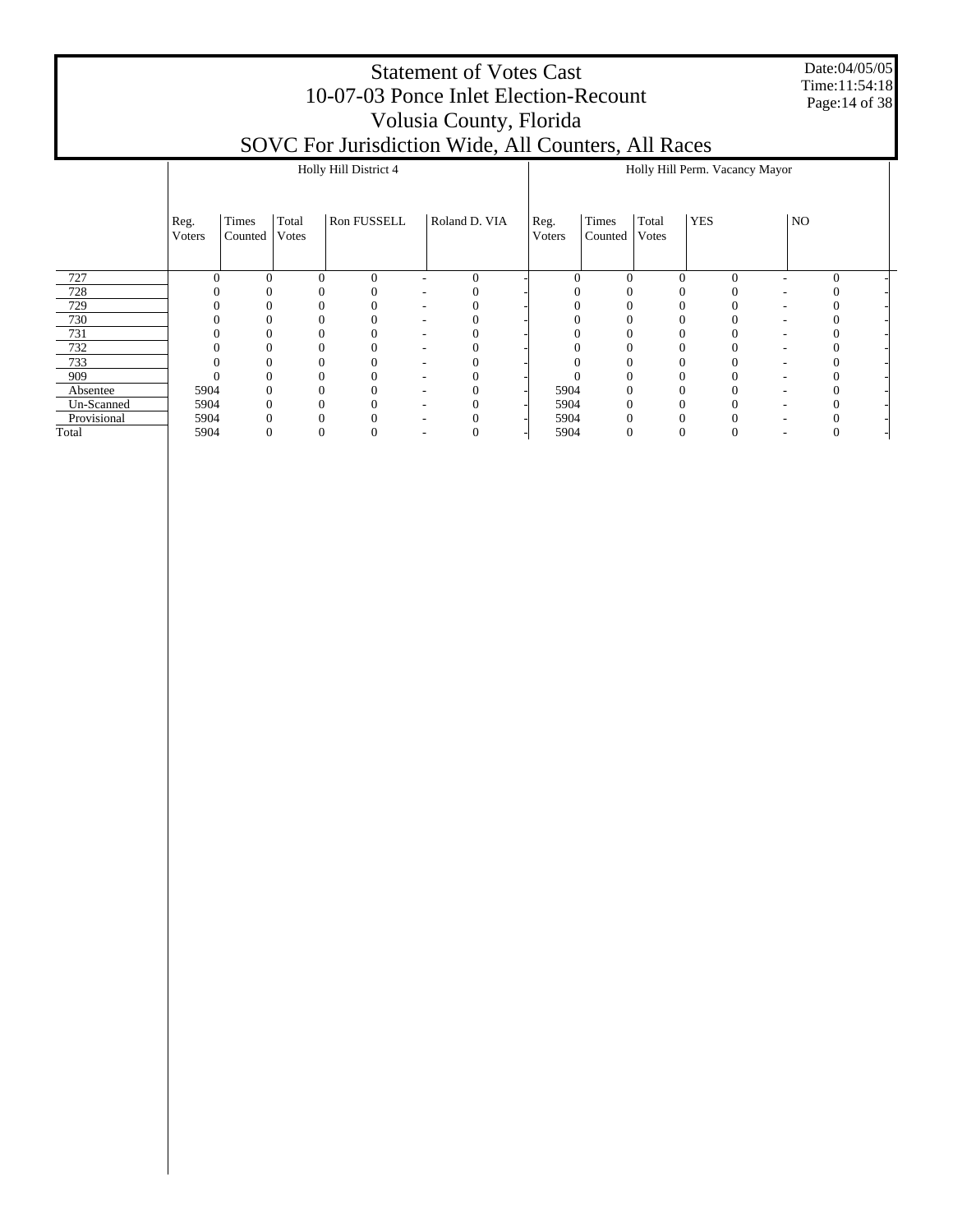# Statement of Votes Cast
## 10-07-03 Ponce Inlet Election-Recount
## Volusia County, Florida
## SOVC For Jurisdiction Wide, All Counters, All Races

Date:04/05/05
Time:11:54:18

| | Holly Hill District 4 | | | | | | | Holly Hill Perm. Vacancy Mayor | | | | | | |
|---|---|---|---|---|---|---|---|---|---|---|---|---|---|---|
| | Reg. Voters | Times Counted | Total Votes | Ron FUSSELL | | Roland D. VIA | | Reg. Voters | Times Counted | Total Votes | YES | | NO | |
| 727 | 0 | 0 | 0 | 0 | - | 0 | - | 0 | 0 | 0 | 0 | - | 0 | - |
| 728 | 0 | 0 | 0 | 0 | - | 0 | - | 0 | 0 | 0 | 0 | - | 0 | - |
| 729 | 0 | 0 | 0 | 0 | - | 0 | - | 0 | 0 | 0 | 0 | - | 0 | - |
| 730 | 0 | 0 | 0 | 0 | - | 0 | - | 0 | 0 | 0 | 0 | - | 0 | - |
| 731 | 0 | 0 | 0 | 0 | - | 0 | - | 0 | 0 | 0 | 0 | - | 0 | - |
| 732 | 0 | 0 | 0 | 0 | - | 0 | - | 0 | 0 | 0 | 0 | - | 0 | - |
| 733 | 0 | 0 | 0 | 0 | - | 0 | - | 0 | 0 | 0 | 0 | - | 0 | - |
| 909 | 0 | 0 | 0 | 0 | - | 0 | - | 0 | 0 | 0 | 0 | - | 0 | - |
| Absentee | 5904 | 0 | 0 | 0 | - | 0 | - | 5904 | 0 | 0 | 0 | - | 0 | - |
| Un-Scanned | 5904 | 0 | 0 | 0 | - | 0 | - | 5904 | 0 | 0 | 0 | - | 0 | - |
| Provisional | 5904 | 0 | 0 | 0 | - | 0 | - | 5904 | 0 | 0 | 0 | - | 0 | - |
| Total | 5904 | 0 | 0 | 0 | - | 0 | - | 5904 | 0 | 0 | 0 | - | 0 | - |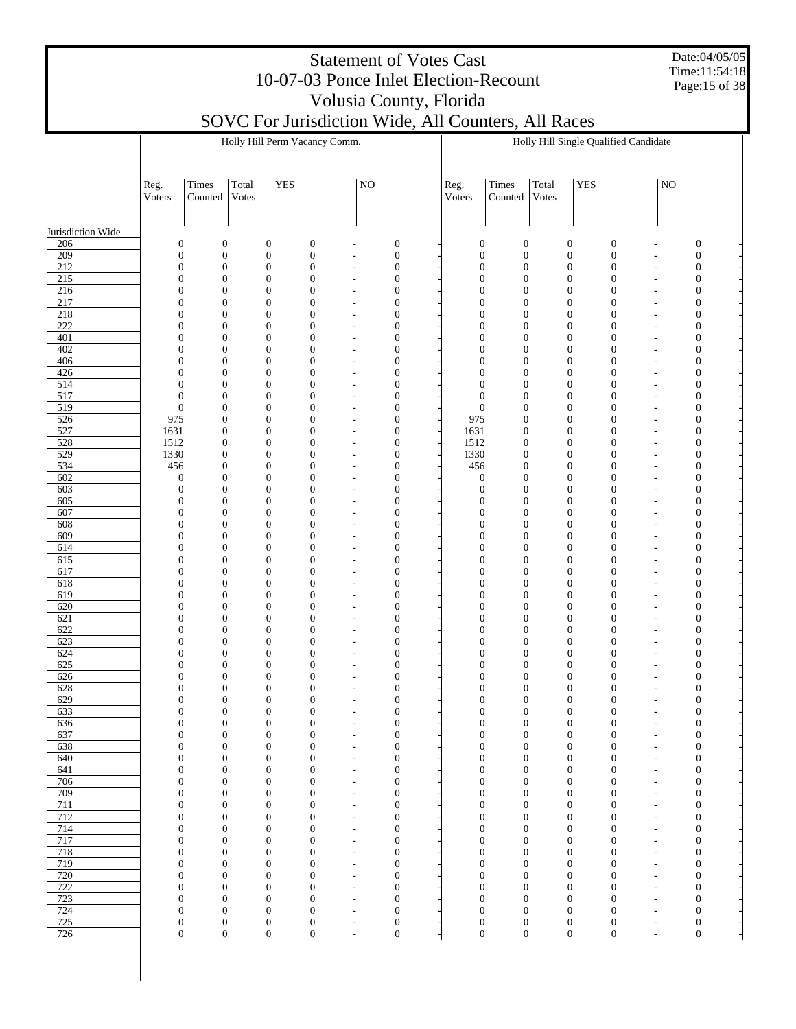# Statement of Votes Cast
## 10-07-03 Ponce Inlet Election-Recount
## Volusia County, Florida
## SOVC For Jurisdiction Wide, All Counters, All Races

Date:04/05/05
Time:11:54:18

| | Holly Hill Perm Vacancy Comm. | | | | | | | Holly Hill Single Qualified Candidate | | | | | | |
|---|---|---|---|---|---|---|---|---|---|---|---|---|---|---|
| | Reg. Voters | Times Counted | Total Votes | YES | | NO | | Reg. Voters | Times Counted | Total Votes | YES | | NO | |
| **Jurisdiction Wide** | | | | | | | | | | | | | | |
| 206 | 0 | 0 | 0 | 0 | - | 0 | - | 0 | 0 | 0 | 0 | - | 0 | - |
| 209 | 0 | 0 | 0 | 0 | - | 0 | - | 0 | 0 | 0 | 0 | - | 0 | - |
| 212 | 0 | 0 | 0 | 0 | - | 0 | - | 0 | 0 | 0 | 0 | - | 0 | - |
| 215 | 0 | 0 | 0 | 0 | - | 0 | - | 0 | 0 | 0 | 0 | - | 0 | - |
| 216 | 0 | 0 | 0 | 0 | - | 0 | - | 0 | 0 | 0 | 0 | - | 0 | - |
| 217 | 0 | 0 | 0 | 0 | - | 0 | - | 0 | 0 | 0 | 0 | - | 0 | - |
| 218 | 0 | 0 | 0 | 0 | - | 0 | - | 0 | 0 | 0 | 0 | - | 0 | - |
| 222 | 0 | 0 | 0 | 0 | - | 0 | - | 0 | 0 | 0 | 0 | - | 0 | - |
| 401 | 0 | 0 | 0 | 0 | - | 0 | - | 0 | 0 | 0 | 0 | - | 0 | - |
| 402 | 0 | 0 | 0 | 0 | - | 0 | - | 0 | 0 | 0 | 0 | - | 0 | - |
| 406 | 0 | 0 | 0 | 0 | - | 0 | - | 0 | 0 | 0 | 0 | - | 0 | - |
| 426 | 0 | 0 | 0 | 0 | - | 0 | - | 0 | 0 | 0 | 0 | - | 0 | - |
| 514 | 0 | 0 | 0 | 0 | - | 0 | - | 0 | 0 | 0 | 0 | - | 0 | - |
| 517 | 0 | 0 | 0 | 0 | - | 0 | - | 0 | 0 | 0 | 0 | - | 0 | - |
| 519 | 0 | 0 | 0 | 0 | - | 0 | - | 0 | 0 | 0 | 0 | - | 0 | - |
| 526 | 975 | 0 | 0 | 0 | - | 0 | - | 975 | 0 | 0 | 0 | - | 0 | - |
| 527 | 1631 | 0 | 0 | 0 | - | 0 | - | 1631 | 0 | 0 | 0 | - | 0 | - |
| 528 | 1512 | 0 | 0 | 0 | - | 0 | - | 1512 | 0 | 0 | 0 | - | 0 | - |
| 529 | 1330 | 0 | 0 | 0 | - | 0 | - | 1330 | 0 | 0 | 0 | - | 0 | - |
| 534 | 456 | 0 | 0 | 0 | - | 0 | - | 456 | 0 | 0 | 0 | - | 0 | - |
| 602 | 0 | 0 | 0 | 0 | - | 0 | - | 0 | 0 | 0 | 0 | - | 0 | - |
| 603 | 0 | 0 | 0 | 0 | - | 0 | - | 0 | 0 | 0 | 0 | - | 0 | - |
| 605 | 0 | 0 | 0 | 0 | - | 0 | - | 0 | 0 | 0 | 0 | - | 0 | - |
| 607 | 0 | 0 | 0 | 0 | - | 0 | - | 0 | 0 | 0 | 0 | - | 0 | - |
| 608 | 0 | 0 | 0 | 0 | - | 0 | - | 0 | 0 | 0 | 0 | - | 0 | - |
| 609 | 0 | 0 | 0 | 0 | - | 0 | - | 0 | 0 | 0 | 0 | - | 0 | - |
| 614 | 0 | 0 | 0 | 0 | - | 0 | - | 0 | 0 | 0 | 0 | - | 0 | - |
| 615 | 0 | 0 | 0 | 0 | - | 0 | - | 0 | 0 | 0 | 0 | - | 0 | - |
| 617 | 0 | 0 | 0 | 0 | - | 0 | - | 0 | 0 | 0 | 0 | - | 0 | - |
| 618 | 0 | 0 | 0 | 0 | - | 0 | - | 0 | 0 | 0 | 0 | - | 0 | - |
| 619 | 0 | 0 | 0 | 0 | - | 0 | - | 0 | 0 | 0 | 0 | - | 0 | - |
| 620 | 0 | 0 | 0 | 0 | - | 0 | - | 0 | 0 | 0 | 0 | - | 0 | - |
| 621 | 0 | 0 | 0 | 0 | - | 0 | - | 0 | 0 | 0 | 0 | - | 0 | - |
| 622 | 0 | 0 | 0 | 0 | - | 0 | - | 0 | 0 | 0 | 0 | - | 0 | - |
| 623 | 0 | 0 | 0 | 0 | - | 0 | - | 0 | 0 | 0 | 0 | - | 0 | - |
| 624 | 0 | 0 | 0 | 0 | - | 0 | - | 0 | 0 | 0 | 0 | - | 0 | - |
| 625 | 0 | 0 | 0 | 0 | - | 0 | - | 0 | 0 | 0 | 0 | - | 0 | - |
| 626 | 0 | 0 | 0 | 0 | - | 0 | - | 0 | 0 | 0 | 0 | - | 0 | - |
| 628 | 0 | 0 | 0 | 0 | - | 0 | - | 0 | 0 | 0 | 0 | - | 0 | - |
| 629 | 0 | 0 | 0 | 0 | - | 0 | - | 0 | 0 | 0 | 0 | - | 0 | - |
| 633 | 0 | 0 | 0 | 0 | - | 0 | - | 0 | 0 | 0 | 0 | - | 0 | - |
| 636 | 0 | 0 | 0 | 0 | - | 0 | - | 0 | 0 | 0 | 0 | - | 0 | - |
| 637 | 0 | 0 | 0 | 0 | - | 0 | - | 0 | 0 | 0 | 0 | - | 0 | - |
| 638 | 0 | 0 | 0 | 0 | - | 0 | - | 0 | 0 | 0 | 0 | - | 0 | - |
| 640 | 0 | 0 | 0 | 0 | - | 0 | - | 0 | 0 | 0 | 0 | - | 0 | - |
| 641 | 0 | 0 | 0 | 0 | - | 0 | - | 0 | 0 | 0 | 0 | - | 0 | - |
| 706 | 0 | 0 | 0 | 0 | - | 0 | - | 0 | 0 | 0 | 0 | - | 0 | - |
| 709 | 0 | 0 | 0 | 0 | - | 0 | - | 0 | 0 | 0 | 0 | - | 0 | - |
| 711 | 0 | 0 | 0 | 0 | - | 0 | - | 0 | 0 | 0 | 0 | - | 0 | - |
| 712 | 0 | 0 | 0 | 0 | - | 0 | - | 0 | 0 | 0 | 0 | - | 0 | - |
| 714 | 0 | 0 | 0 | 0 | - | 0 | - | 0 | 0 | 0 | 0 | - | 0 | - |
| 717 | 0 | 0 | 0 | 0 | - | 0 | - | 0 | 0 | 0 | 0 | - | 0 | - |
| 718 | 0 | 0 | 0 | 0 | - | 0 | - | 0 | 0 | 0 | 0 | - | 0 | - |
| 719 | 0 | 0 | 0 | 0 | - | 0 | - | 0 | 0 | 0 | 0 | - | 0 | - |
| 720 | 0 | 0 | 0 | 0 | - | 0 | - | 0 | 0 | 0 | 0 | - | 0 | - |
| 722 | 0 | 0 | 0 | 0 | - | 0 | - | 0 | 0 | 0 | 0 | - | 0 | - |
| 723 | 0 | 0 | 0 | 0 | - | 0 | - | 0 | 0 | 0 | 0 | - | 0 | - |
| 724 | 0 | 0 | 0 | 0 | - | 0 | - | 0 | 0 | 0 | 0 | - | 0 | - |
| 725 | 0 | 0 | 0 | 0 | - | 0 | - | 0 | 0 | 0 | 0 | - | 0 | - |
| 726 | 0 | 0 | 0 | 0 | - | 0 | - | 0 | 0 | 0 | 0 | - | 0 | - |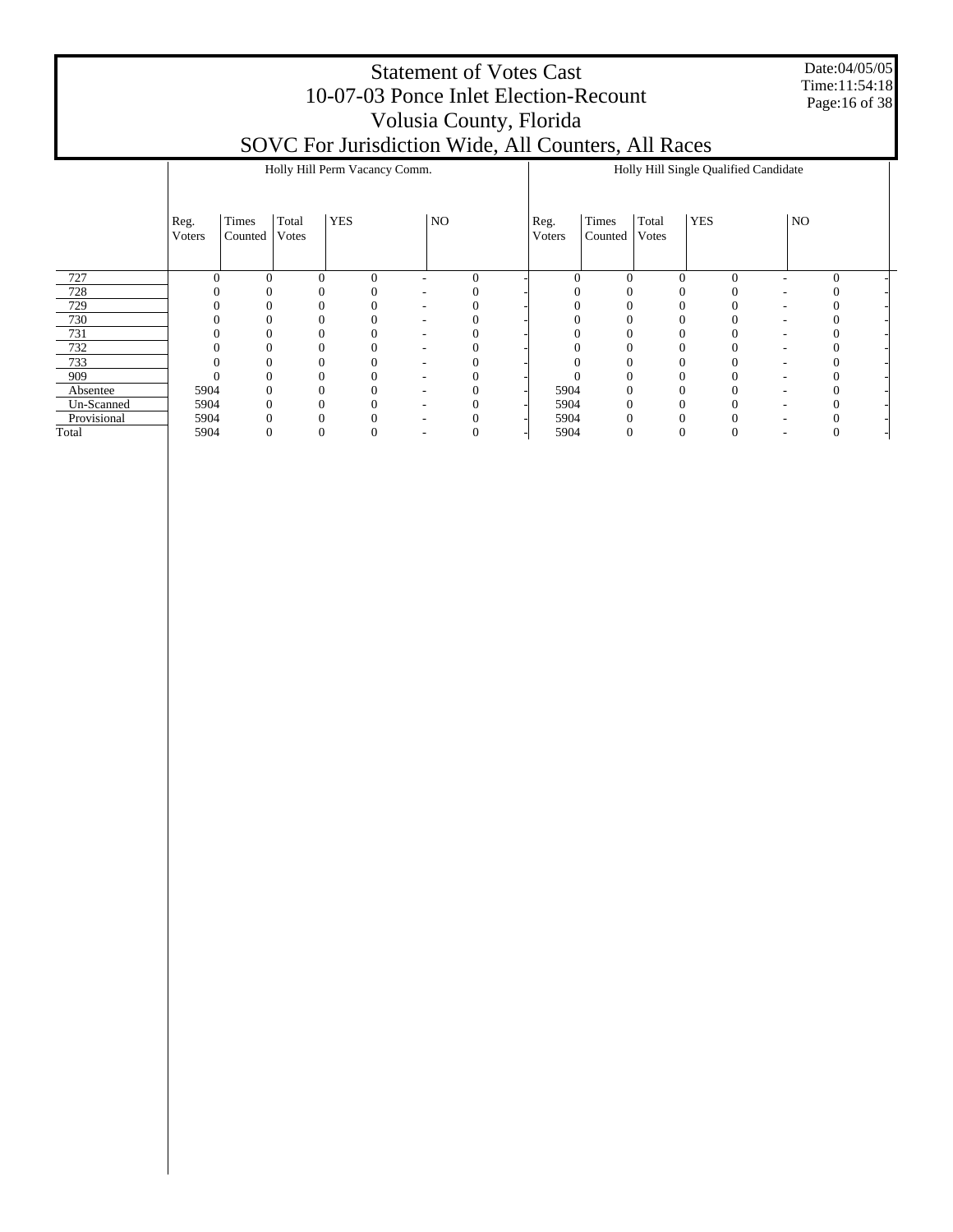# Statement of Votes Cast
## 10-07-03 Ponce Inlet Election-Recount
## Volusia County, Florida
## SOVC For Jurisdiction Wide, All Counters, All Races

Date:04/05/05
Time:11:54:18

| | Holly Hill Perm Vacancy Comm. | | | | | | | Holly Hill Single Qualified Candidate | | | | | | |
|---|---|---|---|---|---|---|---|---|---|---|---|---|---|---|
| | Reg. Voters | Times Counted | Total Votes | YES | | NO | | Reg. Voters | Times Counted | Total Votes | YES | | NO | |
| 727 | 0 | 0 | 0 | 0 | - | 0 | - | 0 | 0 | 0 | 0 | - | 0 | - |
| 728 | 0 | 0 | 0 | 0 | - | 0 | - | 0 | 0 | 0 | 0 | - | 0 | - |
| 729 | 0 | 0 | 0 | 0 | - | 0 | - | 0 | 0 | 0 | 0 | - | 0 | - |
| 730 | 0 | 0 | 0 | 0 | - | 0 | - | 0 | 0 | 0 | 0 | - | 0 | - |
| 731 | 0 | 0 | 0 | 0 | - | 0 | - | 0 | 0 | 0 | 0 | - | 0 | - |
| 732 | 0 | 0 | 0 | 0 | - | 0 | - | 0 | 0 | 0 | 0 | - | 0 | - |
| 733 | 0 | 0 | 0 | 0 | - | 0 | - | 0 | 0 | 0 | 0 | - | 0 | - |
| 909 | 0 | 0 | 0 | 0 | - | 0 | - | 0 | 0 | 0 | 0 | - | 0 | - |
| Absentee | 5904 | 0 | 0 | 0 | - | 0 | - | 5904 | 0 | 0 | 0 | - | 0 | - |
| Un-Scanned | 5904 | 0 | 0 | 0 | - | 0 | - | 5904 | 0 | 0 | 0 | - | 0 | - |
| Provisional | 5904 | 0 | 0 | 0 | - | 0 | - | 5904 | 0 | 0 | 0 | - | 0 | - |
| Total | 5904 | 0 | 0 | 0 | - | 0 | - | 5904 | 0 | 0 | 0 | - | 0 | - |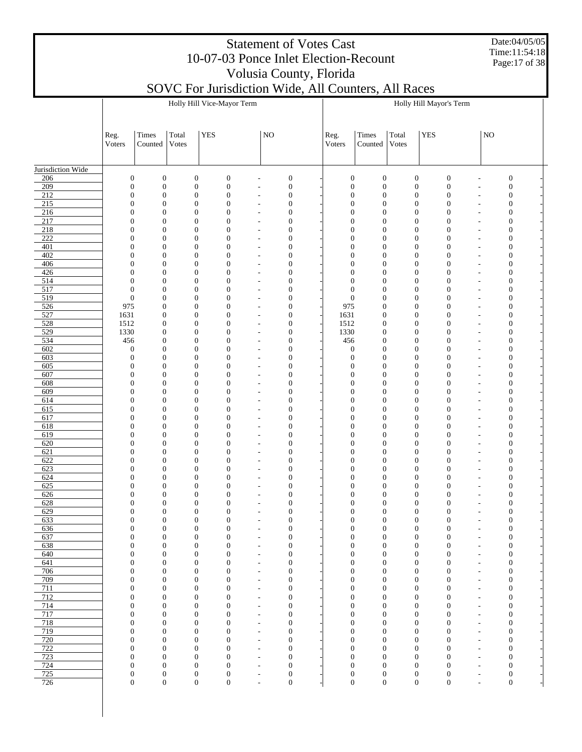# Statement of Votes Cast
# 10-07-03 Ponce Inlet Election-Recount
# Volusia County, Florida
# SOVC For Jurisdiction Wide, All Counters, All Races

Date:04/05/05
Time:11:54:18

| | Holly Hill Vice-Mayor Term | | | | | | | | Holly Hill Mayor's Term | | | | | | | |
|---|---|---|---|---|---|---|---|---|---|---|---|---|---|---|---|---|
| | Reg. Voters | Times Counted | Total Votes | YES | | NO | | | Reg. Voters | Times Counted | Total Votes | YES | | NO | | |
| Jurisdiction Wide | | | | | | | | | | | | | | | | |
| 206 | 0 | 0 | 0 | 0 | - | 0 | - | | 0 | 0 | 0 | 0 | - | 0 | - | |
| 209 | 0 | 0 | 0 | 0 | - | 0 | - | | 0 | 0 | 0 | 0 | - | 0 | - | |
| 212 | 0 | 0 | 0 | 0 | - | 0 | - | | 0 | 0 | 0 | 0 | - | 0 | - | |
| 215 | 0 | 0 | 0 | 0 | - | 0 | - | | 0 | 0 | 0 | 0 | - | 0 | - | |
| 216 | 0 | 0 | 0 | 0 | - | 0 | - | | 0 | 0 | 0 | 0 | - | 0 | - | |
| 217 | 0 | 0 | 0 | 0 | - | 0 | - | | 0 | 0 | 0 | 0 | - | 0 | - | |
| 218 | 0 | 0 | 0 | 0 | - | 0 | - | | 0 | 0 | 0 | 0 | - | 0 | - | |
| 222 | 0 | 0 | 0 | 0 | - | 0 | - | | 0 | 0 | 0 | 0 | - | 0 | - | |
| 401 | 0 | 0 | 0 | 0 | - | 0 | - | | 0 | 0 | 0 | 0 | - | 0 | - | |
| 402 | 0 | 0 | 0 | 0 | - | 0 | - | | 0 | 0 | 0 | 0 | - | 0 | - | |
| 406 | 0 | 0 | 0 | 0 | - | 0 | - | | 0 | 0 | 0 | 0 | - | 0 | - | |
| 426 | 0 | 0 | 0 | 0 | - | 0 | - | | 0 | 0 | 0 | 0 | - | 0 | - | |
| 514 | 0 | 0 | 0 | 0 | - | 0 | - | | 0 | 0 | 0 | 0 | - | 0 | - | |
| 517 | 0 | 0 | 0 | 0 | - | 0 | - | | 0 | 0 | 0 | 0 | - | 0 | - | |
| 519 | 0 | 0 | 0 | 0 | - | 0 | - | | 0 | 0 | 0 | 0 | - | 0 | - | |
| 526 | 975 | 0 | 0 | 0 | - | 0 | - | | 975 | 0 | 0 | 0 | - | 0 | - | |
| 527 | 1631 | 0 | 0 | 0 | - | 0 | - | | 1631 | 0 | 0 | 0 | - | 0 | - | |
| 528 | 1512 | 0 | 0 | 0 | - | 0 | - | | 1512 | 0 | 0 | 0 | - | 0 | - | |
| 529 | 1330 | 0 | 0 | 0 | - | 0 | - | | 1330 | 0 | 0 | 0 | - | 0 | - | |
| 534 | 456 | 0 | 0 | 0 | - | 0 | - | | 456 | 0 | 0 | 0 | - | 0 | - | |
| 602 | 0 | 0 | 0 | 0 | - | 0 | - | | 0 | 0 | 0 | 0 | - | 0 | - | |
| 603 | 0 | 0 | 0 | 0 | - | 0 | - | | 0 | 0 | 0 | 0 | - | 0 | - | |
| 605 | 0 | 0 | 0 | 0 | - | 0 | - | | 0 | 0 | 0 | 0 | - | 0 | - | |
| 607 | 0 | 0 | 0 | 0 | - | 0 | - | | 0 | 0 | 0 | 0 | - | 0 | - | |
| 608 | 0 | 0 | 0 | 0 | - | 0 | - | | 0 | 0 | 0 | 0 | - | 0 | - | |
| 609 | 0 | 0 | 0 | 0 | - | 0 | - | | 0 | 0 | 0 | 0 | - | 0 | - | |
| 614 | 0 | 0 | 0 | 0 | - | 0 | - | | 0 | 0 | 0 | 0 | - | 0 | - | |
| 615 | 0 | 0 | 0 | 0 | - | 0 | - | | 0 | 0 | 0 | 0 | - | 0 | - | |
| 617 | 0 | 0 | 0 | 0 | - | 0 | - | | 0 | 0 | 0 | 0 | - | 0 | - | |
| 618 | 0 | 0 | 0 | 0 | - | 0 | - | | 0 | 0 | 0 | 0 | - | 0 | - | |
| 619 | 0 | 0 | 0 | 0 | - | 0 | - | | 0 | 0 | 0 | 0 | - | 0 | - | |
| 620 | 0 | 0 | 0 | 0 | - | 0 | - | | 0 | 0 | 0 | 0 | - | 0 | - | |
| 621 | 0 | 0 | 0 | 0 | - | 0 | - | | 0 | 0 | 0 | 0 | - | 0 | - | |
| 622 | 0 | 0 | 0 | 0 | - | 0 | - | | 0 | 0 | 0 | 0 | - | 0 | - | |
| 623 | 0 | 0 | 0 | 0 | - | 0 | - | | 0 | 0 | 0 | 0 | - | 0 | - | |
| 624 | 0 | 0 | 0 | 0 | - | 0 | - | | 0 | 0 | 0 | 0 | - | 0 | - | |
| 625 | 0 | 0 | 0 | 0 | - | 0 | - | | 0 | 0 | 0 | 0 | - | 0 | - | |
| 626 | 0 | 0 | 0 | 0 | - | 0 | - | | 0 | 0 | 0 | 0 | - | 0 | - | |
| 628 | 0 | 0 | 0 | 0 | - | 0 | - | | 0 | 0 | 0 | 0 | - | 0 | - | |
| 629 | 0 | 0 | 0 | 0 | - | 0 | - | | 0 | 0 | 0 | 0 | - | 0 | - | |
| 633 | 0 | 0 | 0 | 0 | - | 0 | - | | 0 | 0 | 0 | 0 | - | 0 | - | |
| 636 | 0 | 0 | 0 | 0 | - | 0 | - | | 0 | 0 | 0 | 0 | - | 0 | - | |
| 637 | 0 | 0 | 0 | 0 | - | 0 | - | | 0 | 0 | 0 | 0 | - | 0 | - | |
| 638 | 0 | 0 | 0 | 0 | - | 0 | - | | 0 | 0 | 0 | 0 | - | 0 | - | |
| 640 | 0 | 0 | 0 | 0 | - | 0 | - | | 0 | 0 | 0 | 0 | - | 0 | - | |
| 641 | 0 | 0 | 0 | 0 | - | 0 | - | | 0 | 0 | 0 | 0 | - | 0 | - | |
| 706 | 0 | 0 | 0 | 0 | - | 0 | - | | 0 | 0 | 0 | 0 | - | 0 | - | |
| 709 | 0 | 0 | 0 | 0 | - | 0 | - | | 0 | 0 | 0 | 0 | - | 0 | - | |
| 711 | 0 | 0 | 0 | 0 | - | 0 | - | | 0 | 0 | 0 | 0 | - | 0 | - | |
| 712 | 0 | 0 | 0 | 0 | - | 0 | - | | 0 | 0 | 0 | 0 | - | 0 | - | |
| 714 | 0 | 0 | 0 | 0 | - | 0 | - | | 0 | 0 | 0 | 0 | - | 0 | - | |
| 717 | 0 | 0 | 0 | 0 | - | 0 | - | | 0 | 0 | 0 | 0 | - | 0 | - | |
| 718 | 0 | 0 | 0 | 0 | - | 0 | - | | 0 | 0 | 0 | 0 | - | 0 | - | |
| 719 | 0 | 0 | 0 | 0 | - | 0 | - | | 0 | 0 | 0 | 0 | - | 0 | - | |
| 720 | 0 | 0 | 0 | 0 | - | 0 | - | | 0 | 0 | 0 | 0 | - | 0 | - | |
| 722 | 0 | 0 | 0 | 0 | - | 0 | - | | 0 | 0 | 0 | 0 | - | 0 | - | |
| 723 | 0 | 0 | 0 | 0 | - | 0 | - | | 0 | 0 | 0 | 0 | - | 0 | - | |
| 724 | 0 | 0 | 0 | 0 | - | 0 | - | | 0 | 0 | 0 | 0 | - | 0 | - | |
| 725 | 0 | 0 | 0 | 0 | - | 0 | - | | 0 | 0 | 0 | 0 | - | 0 | - | |
| 726 | 0 | 0 | 0 | 0 | - | 0 | - | | 0 | 0 | 0 | 0 | - | 0 | - | |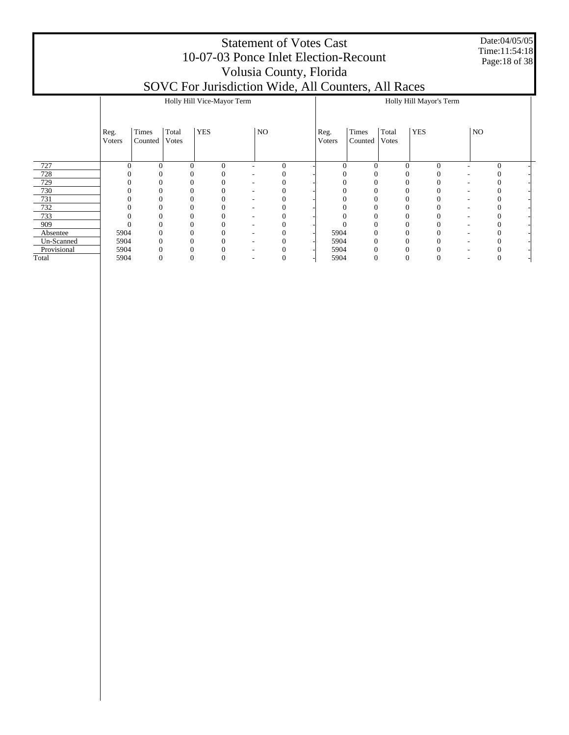# Statement of Votes Cast
# 10-07-03 Ponce Inlet Election-Recount
# Volusia County, Florida
# SOVC For Jurisdiction Wide, All Counters, All Races

Date:04/05/05
Time:11:54:18

| | Holly Hill Vice-Mayor Term | | | | | | | Holly Hill Mayor's Term | | | | | | |
|---|---|---|---|---|---|---|---|---|---|---|---|---|---|---|
| | Reg. Voters | Times Counted | Total Votes | YES | | NO | | Reg. Voters | Times Counted | Total Votes | YES | | NO | |
| 727 | 0 | 0 | 0 | 0 | - | 0 | - | 0 | 0 | 0 | 0 | - | 0 | - |
| 728 | 0 | 0 | 0 | 0 | - | 0 | - | 0 | 0 | 0 | 0 | - | 0 | - |
| 729 | 0 | 0 | 0 | 0 | - | 0 | - | 0 | 0 | 0 | 0 | - | 0 | - |
| 730 | 0 | 0 | 0 | 0 | - | 0 | - | 0 | 0 | 0 | 0 | - | 0 | - |
| 731 | 0 | 0 | 0 | 0 | - | 0 | - | 0 | 0 | 0 | 0 | - | 0 | - |
| 732 | 0 | 0 | 0 | 0 | - | 0 | - | 0 | 0 | 0 | 0 | - | 0 | - |
| 733 | 0 | 0 | 0 | 0 | - | 0 | - | 0 | 0 | 0 | 0 | - | 0 | - |
| 909 | 0 | 0 | 0 | 0 | - | 0 | - | 0 | 0 | 0 | 0 | - | 0 | - |
| Absentee | 5904 | 0 | 0 | 0 | - | 0 | - | 5904 | 0 | 0 | 0 | - | 0 | - |
| Un-Scanned | 5904 | 0 | 0 | 0 | - | 0 | - | 5904 | 0 | 0 | 0 | - | 0 | - |
| Provisional | 5904 | 0 | 0 | 0 | - | 0 | - | 5904 | 0 | 0 | 0 | - | 0 | - |
| Total | 5904 | 0 | 0 | 0 | - | 0 | - | 5904 | 0 | 0 | 0 | - | 0 | - |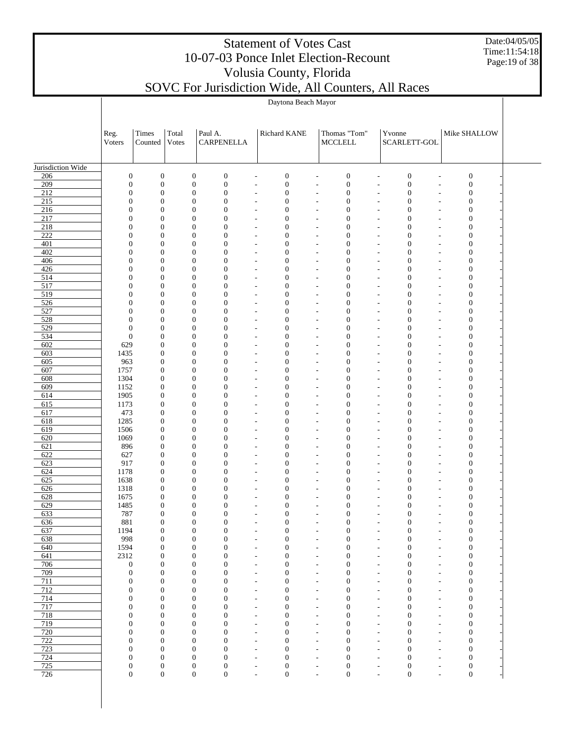# Statement of Votes Cast
## 10-07-03 Ponce Inlet Election-Recount
## Volusia County, Florida
## SOVC For Jurisdiction Wide, All Counters, All Races

Date:04/05/05
Time:11:54:18

Daytona Beach Mayor

| | Reg. Voters | Times Counted | Total Votes | Paul A. CARPENELLA | | Richard KANE | | Thomas "Tom" MCCLELL | | Yvonne SCARLETT-GOL | | Mike SHALLOW | |
|---|---|---|---|---|---|---|---|---|---|---|---|---|---|
| Jurisdiction Wide | | | | | | | | | | | | | |
| 206 | 0 | 0 | 0 | 0 | - | 0 | - | 0 | - | 0 | - | 0 | - |
| 209 | 0 | 0 | 0 | 0 | - | 0 | - | 0 | - | 0 | - | 0 | - |
| 212 | 0 | 0 | 0 | 0 | - | 0 | - | 0 | - | 0 | - | 0 | - |
| 215 | 0 | 0 | 0 | 0 | - | 0 | - | 0 | - | 0 | - | 0 | - |
| 216 | 0 | 0 | 0 | 0 | - | 0 | - | 0 | - | 0 | - | 0 | - |
| 217 | 0 | 0 | 0 | 0 | - | 0 | - | 0 | - | 0 | - | 0 | - |
| 218 | 0 | 0 | 0 | 0 | - | 0 | - | 0 | - | 0 | - | 0 | - |
| 222 | 0 | 0 | 0 | 0 | - | 0 | - | 0 | - | 0 | - | 0 | - |
| 401 | 0 | 0 | 0 | 0 | - | 0 | - | 0 | - | 0 | - | 0 | - |
| 402 | 0 | 0 | 0 | 0 | - | 0 | - | 0 | - | 0 | - | 0 | - |
| 406 | 0 | 0 | 0 | 0 | - | 0 | - | 0 | - | 0 | - | 0 | - |
| 426 | 0 | 0 | 0 | 0 | - | 0 | - | 0 | - | 0 | - | 0 | - |
| 514 | 0 | 0 | 0 | 0 | - | 0 | - | 0 | - | 0 | - | 0 | - |
| 517 | 0 | 0 | 0 | 0 | - | 0 | - | 0 | - | 0 | - | 0 | - |
| 519 | 0 | 0 | 0 | 0 | - | 0 | - | 0 | - | 0 | - | 0 | - |
| 526 | 0 | 0 | 0 | 0 | - | 0 | - | 0 | - | 0 | - | 0 | - |
| 527 | 0 | 0 | 0 | 0 | - | 0 | - | 0 | - | 0 | - | 0 | - |
| 528 | 0 | 0 | 0 | 0 | - | 0 | - | 0 | - | 0 | - | 0 | - |
| 529 | 0 | 0 | 0 | 0 | - | 0 | - | 0 | - | 0 | - | 0 | - |
| 534 | 0 | 0 | 0 | 0 | - | 0 | - | 0 | - | 0 | - | 0 | - |
| 602 | 629 | 0 | 0 | 0 | - | 0 | - | 0 | - | 0 | - | 0 | - |
| 603 | 1435 | 0 | 0 | 0 | - | 0 | - | 0 | - | 0 | - | 0 | - |
| 605 | 963 | 0 | 0 | 0 | - | 0 | - | 0 | - | 0 | - | 0 | - |
| 607 | 1757 | 0 | 0 | 0 | - | 0 | - | 0 | - | 0 | - | 0 | - |
| 608 | 1304 | 0 | 0 | 0 | - | 0 | - | 0 | - | 0 | - | 0 | - |
| 609 | 1152 | 0 | 0 | 0 | - | 0 | - | 0 | - | 0 | - | 0 | - |
| 614 | 1905 | 0 | 0 | 0 | - | 0 | - | 0 | - | 0 | - | 0 | - |
| 615 | 1173 | 0 | 0 | 0 | - | 0 | - | 0 | - | 0 | - | 0 | - |
| 617 | 473 | 0 | 0 | 0 | - | 0 | - | 0 | - | 0 | - | 0 | - |
| 618 | 1285 | 0 | 0 | 0 | - | 0 | - | 0 | - | 0 | - | 0 | - |
| 619 | 1506 | 0 | 0 | 0 | - | 0 | - | 0 | - | 0 | - | 0 | - |
| 620 | 1069 | 0 | 0 | 0 | - | 0 | - | 0 | - | 0 | - | 0 | - |
| 621 | 896 | 0 | 0 | 0 | - | 0 | - | 0 | - | 0 | - | 0 | - |
| 622 | 627 | 0 | 0 | 0 | - | 0 | - | 0 | - | 0 | - | 0 | - |
| 623 | 917 | 0 | 0 | 0 | - | 0 | - | 0 | - | 0 | - | 0 | - |
| 624 | 1178 | 0 | 0 | 0 | - | 0 | - | 0 | - | 0 | - | 0 | - |
| 625 | 1638 | 0 | 0 | 0 | - | 0 | - | 0 | - | 0 | - | 0 | - |
| 626 | 1318 | 0 | 0 | 0 | - | 0 | - | 0 | - | 0 | - | 0 | - |
| 628 | 1675 | 0 | 0 | 0 | - | 0 | - | 0 | - | 0 | - | 0 | - |
| 629 | 1485 | 0 | 0 | 0 | - | 0 | - | 0 | - | 0 | - | 0 | - |
| 633 | 787 | 0 | 0 | 0 | - | 0 | - | 0 | - | 0 | - | 0 | - |
| 636 | 881 | 0 | 0 | 0 | - | 0 | - | 0 | - | 0 | - | 0 | - |
| 637 | 1194 | 0 | 0 | 0 | - | 0 | - | 0 | - | 0 | - | 0 | - |
| 638 | 998 | 0 | 0 | 0 | - | 0 | - | 0 | - | 0 | - | 0 | - |
| 640 | 1594 | 0 | 0 | 0 | - | 0 | - | 0 | - | 0 | - | 0 | - |
| 641 | 2312 | 0 | 0 | 0 | - | 0 | - | 0 | - | 0 | - | 0 | - |
| 706 | 0 | 0 | 0 | 0 | - | 0 | - | 0 | - | 0 | - | 0 | - |
| 709 | 0 | 0 | 0 | 0 | - | 0 | - | 0 | - | 0 | - | 0 | - |
| 711 | 0 | 0 | 0 | 0 | - | 0 | - | 0 | - | 0 | - | 0 | - |
| 712 | 0 | 0 | 0 | 0 | - | 0 | - | 0 | - | 0 | - | 0 | - |
| 714 | 0 | 0 | 0 | 0 | - | 0 | - | 0 | - | 0 | - | 0 | - |
| 717 | 0 | 0 | 0 | 0 | - | 0 | - | 0 | - | 0 | - | 0 | - |
| 718 | 0 | 0 | 0 | 0 | - | 0 | - | 0 | - | 0 | - | 0 | - |
| 719 | 0 | 0 | 0 | 0 | - | 0 | - | 0 | - | 0 | - | 0 | - |
| 720 | 0 | 0 | 0 | 0 | - | 0 | - | 0 | - | 0 | - | 0 | - |
| 722 | 0 | 0 | 0 | 0 | - | 0 | - | 0 | - | 0 | - | 0 | - |
| 723 | 0 | 0 | 0 | 0 | - | 0 | - | 0 | - | 0 | - | 0 | - |
| 724 | 0 | 0 | 0 | 0 | - | 0 | - | 0 | - | 0 | - | 0 | - |
| 725 | 0 | 0 | 0 | 0 | - | 0 | - | 0 | - | 0 | - | 0 | - |
| 726 | 0 | 0 | 0 | 0 | - | 0 | - | 0 | - | 0 | - | 0 | - |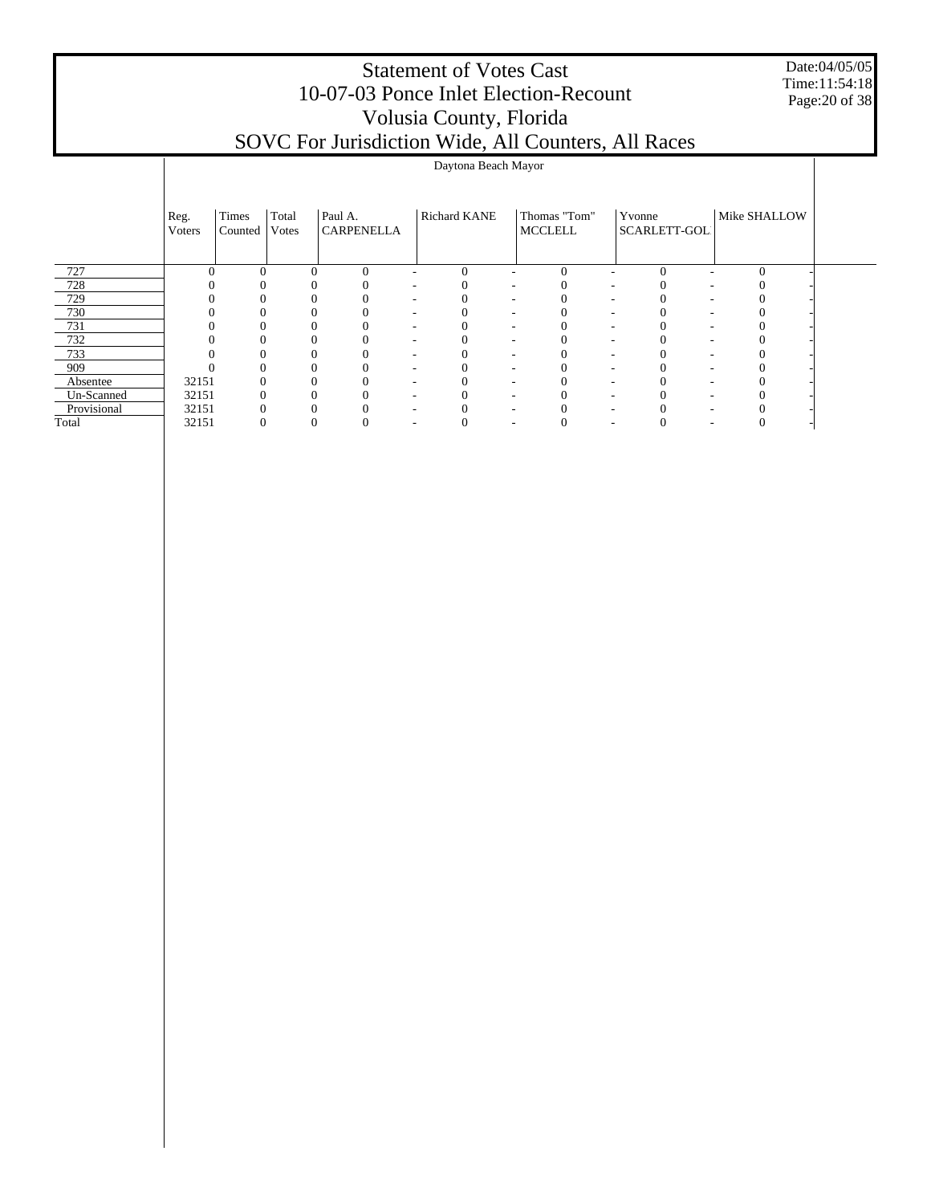# Statement of Votes Cast
## 10-07-03 Ponce Inlet Election-Recount
## Volusia County, Florida
## SOVC For Jurisdiction Wide, All Counters, All Races

Date:04/05/05
Time:11:54:18

| | Daytona Beach Mayor | | | | | | | | | | | | | | |
|---|---|---|---|---|---|---|---|---|---|---|---|---|---|---|---|
| | Reg. Voters | Times Counted | Total Votes | Paul A. CARPENELLA | | Richard KANE | | Thomas "Tom" MCCLELL | | Yvonne SCARLETT-GOL | | Mike SHALLOW | |
| 727 | 0 | 0 | 0 | 0 | - | 0 | - | 0 | - | 0 | - | 0 | - |
| 728 | 0 | 0 | 0 | 0 | - | 0 | - | 0 | - | 0 | - | 0 | - |
| 729 | 0 | 0 | 0 | 0 | - | 0 | - | 0 | - | 0 | - | 0 | - |
| 730 | 0 | 0 | 0 | 0 | - | 0 | - | 0 | - | 0 | - | 0 | - |
| 731 | 0 | 0 | 0 | 0 | - | 0 | - | 0 | - | 0 | - | 0 | - |
| 732 | 0 | 0 | 0 | 0 | - | 0 | - | 0 | - | 0 | - | 0 | - |
| 733 | 0 | 0 | 0 | 0 | - | 0 | - | 0 | - | 0 | - | 0 | - |
| 909 | 0 | 0 | 0 | 0 | - | 0 | - | 0 | - | 0 | - | 0 | - |
| Absentee | 32151 | 0 | 0 | 0 | - | 0 | - | 0 | - | 0 | - | 0 | - |
| Un-Scanned | 32151 | 0 | 0 | 0 | - | 0 | - | 0 | - | 0 | - | 0 | - |
| Provisional | 32151 | 0 | 0 | 0 | - | 0 | - | 0 | - | 0 | - | 0 | - |
| Total | 32151 | 0 | 0 | 0 | - | 0 | - | 0 | - | 0 | - | 0 | - |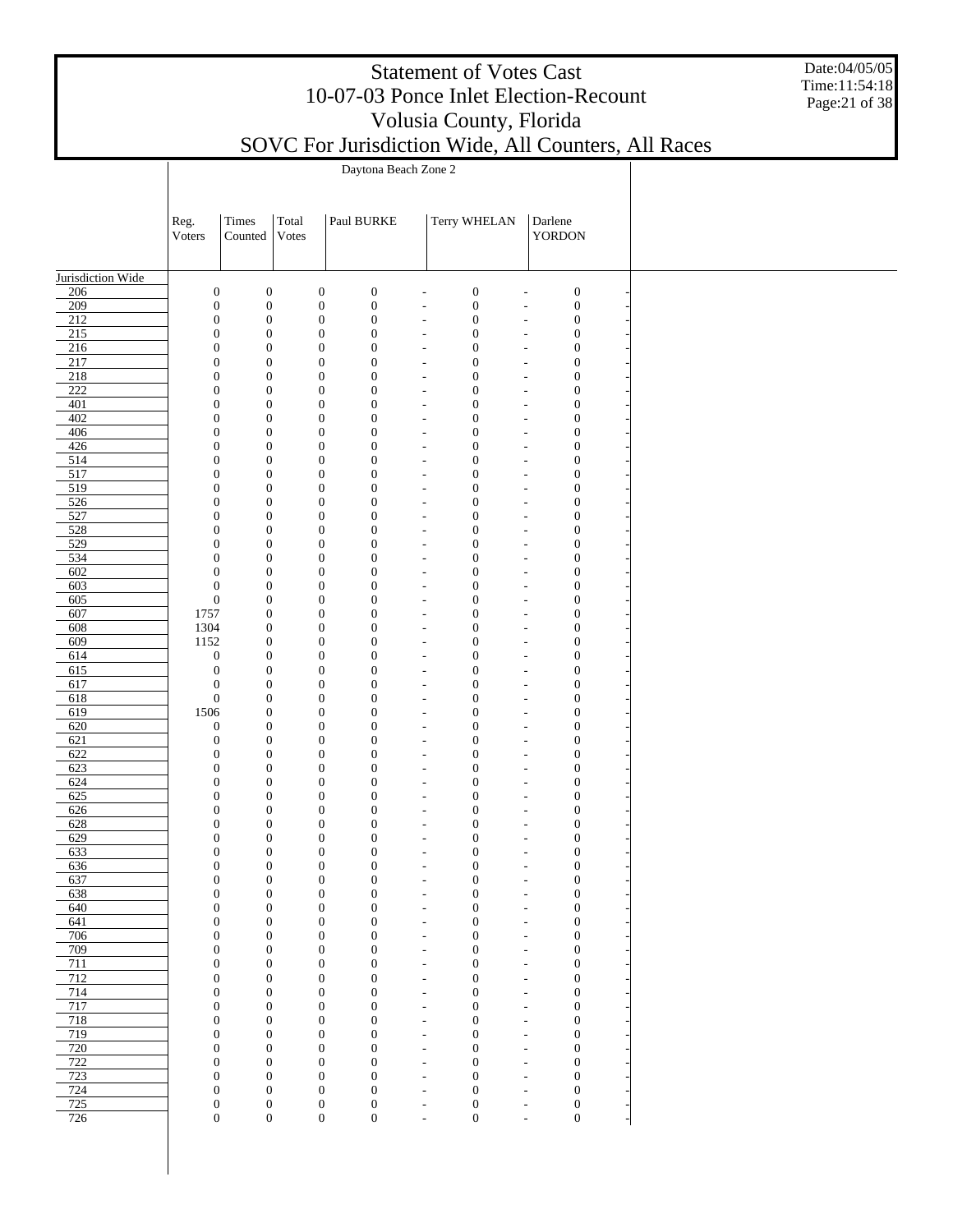# Statement of Votes Cast
# 10-07-03 Ponce Inlet Election-Recount
# Volusia County, Florida
# SOVC For Jurisdiction Wide, All Counters, All Races

Date:04/05/05
Time:11:54:18

Daytona Beach Zone 2

| | Reg. Voters | Times Counted | Total Votes | Paul BURKE | | Terry WHELAN | | Darlene YORDON | |
|---|---|---|---|---|---|---|---|---|---|
| Jurisdiction Wide | | | | | | | | | |
| 206 | 0 | 0 | 0 | 0 | - | 0 | - | 0 | - |
| 209 | 0 | 0 | 0 | 0 | - | 0 | - | 0 | - |
| 212 | 0 | 0 | 0 | 0 | - | 0 | - | 0 | - |
| 215 | 0 | 0 | 0 | 0 | - | 0 | - | 0 | - |
| 216 | 0 | 0 | 0 | 0 | - | 0 | - | 0 | - |
| 217 | 0 | 0 | 0 | 0 | - | 0 | - | 0 | - |
| 218 | 0 | 0 | 0 | 0 | - | 0 | - | 0 | - |
| 222 | 0 | 0 | 0 | 0 | - | 0 | - | 0 | - |
| 401 | 0 | 0 | 0 | 0 | - | 0 | - | 0 | - |
| 402 | 0 | 0 | 0 | 0 | - | 0 | - | 0 | - |
| 406 | 0 | 0 | 0 | 0 | - | 0 | - | 0 | - |
| 426 | 0 | 0 | 0 | 0 | - | 0 | - | 0 | - |
| 514 | 0 | 0 | 0 | 0 | - | 0 | - | 0 | - |
| 517 | 0 | 0 | 0 | 0 | - | 0 | - | 0 | - |
| 519 | 0 | 0 | 0 | 0 | - | 0 | - | 0 | - |
| 526 | 0 | 0 | 0 | 0 | - | 0 | - | 0 | - |
| 527 | 0 | 0 | 0 | 0 | - | 0 | - | 0 | - |
| 528 | 0 | 0 | 0 | 0 | - | 0 | - | 0 | - |
| 529 | 0 | 0 | 0 | 0 | - | 0 | - | 0 | - |
| 534 | 0 | 0 | 0 | 0 | - | 0 | - | 0 | - |
| 602 | 0 | 0 | 0 | 0 | - | 0 | - | 0 | - |
| 603 | 0 | 0 | 0 | 0 | - | 0 | - | 0 | - |
| 605 | 0 | 0 | 0 | 0 | - | 0 | - | 0 | - |
| 607 | 1757 | 0 | 0 | 0 | - | 0 | - | 0 | - |
| 608 | 1304 | 0 | 0 | 0 | - | 0 | - | 0 | - |
| 609 | 1152 | 0 | 0 | 0 | - | 0 | - | 0 | - |
| 614 | 0 | 0 | 0 | 0 | - | 0 | - | 0 | - |
| 615 | 0 | 0 | 0 | 0 | - | 0 | - | 0 | - |
| 617 | 0 | 0 | 0 | 0 | - | 0 | - | 0 | - |
| 618 | 0 | 0 | 0 | 0 | - | 0 | - | 0 | - |
| 619 | 1506 | 0 | 0 | 0 | - | 0 | - | 0 | - |
| 620 | 0 | 0 | 0 | 0 | - | 0 | - | 0 | - |
| 621 | 0 | 0 | 0 | 0 | - | 0 | - | 0 | - |
| 622 | 0 | 0 | 0 | 0 | - | 0 | - | 0 | - |
| 623 | 0 | 0 | 0 | 0 | - | 0 | - | 0 | - |
| 624 | 0 | 0 | 0 | 0 | - | 0 | - | 0 | - |
| 625 | 0 | 0 | 0 | 0 | - | 0 | - | 0 | - |
| 626 | 0 | 0 | 0 | 0 | - | 0 | - | 0 | - |
| 628 | 0 | 0 | 0 | 0 | - | 0 | - | 0 | - |
| 629 | 0 | 0 | 0 | 0 | - | 0 | - | 0 | - |
| 633 | 0 | 0 | 0 | 0 | - | 0 | - | 0 | - |
| 636 | 0 | 0 | 0 | 0 | - | 0 | - | 0 | - |
| 637 | 0 | 0 | 0 | 0 | - | 0 | - | 0 | - |
| 638 | 0 | 0 | 0 | 0 | - | 0 | - | 0 | - |
| 640 | 0 | 0 | 0 | 0 | - | 0 | - | 0 | - |
| 641 | 0 | 0 | 0 | 0 | - | 0 | - | 0 | - |
| 706 | 0 | 0 | 0 | 0 | - | 0 | - | 0 | - |
| 709 | 0 | 0 | 0 | 0 | - | 0 | - | 0 | - |
| 711 | 0 | 0 | 0 | 0 | - | 0 | - | 0 | - |
| 712 | 0 | 0 | 0 | 0 | - | 0 | - | 0 | - |
| 714 | 0 | 0 | 0 | 0 | - | 0 | - | 0 | - |
| 717 | 0 | 0 | 0 | 0 | - | 0 | - | 0 | - |
| 718 | 0 | 0 | 0 | 0 | - | 0 | - | 0 | - |
| 719 | 0 | 0 | 0 | 0 | - | 0 | - | 0 | - |
| 720 | 0 | 0 | 0 | 0 | - | 0 | - | 0 | - |
| 722 | 0 | 0 | 0 | 0 | - | 0 | - | 0 | - |
| 723 | 0 | 0 | 0 | 0 | - | 0 | - | 0 | - |
| 724 | 0 | 0 | 0 | 0 | - | 0 | - | 0 | - |
| 725 | 0 | 0 | 0 | 0 | - | 0 | - | 0 | - |
| 726 | 0 | 0 | 0 | 0 | - | 0 | - | 0 | - |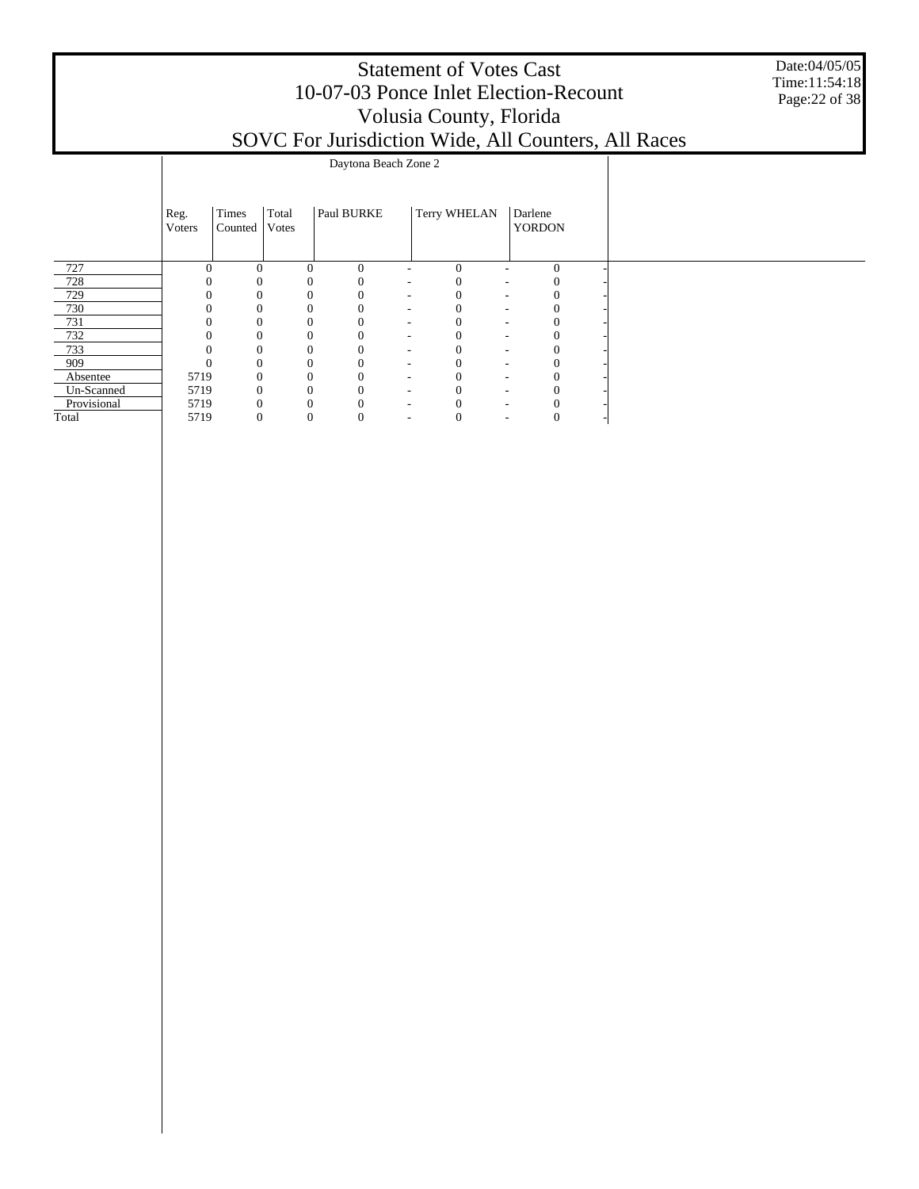# Statement of Votes Cast
## 10-07-03 Ponce Inlet Election-Recount
## Volusia County, Florida
## SOVC For Jurisdiction Wide, All Counters, All Races

Date:04/05/05
Time:11:54:18

| | Daytona Beach Zone 2 | | | | | | | | |
|---|---|---|---|---|---|---|---|---|---|
| | Reg. Voters | Times Counted | Total Votes | Paul BURKE | | Terry WHELAN | | Darlene YORDON | |
| 727 | 0 | 0 | 0 | 0 | - | 0 | - | 0 | - |
| 728 | 0 | 0 | 0 | 0 | - | 0 | - | 0 | - |
| 729 | 0 | 0 | 0 | 0 | - | 0 | - | 0 | - |
| 730 | 0 | 0 | 0 | 0 | - | 0 | - | 0 | - |
| 731 | 0 | 0 | 0 | 0 | - | 0 | - | 0 | - |
| 732 | 0 | 0 | 0 | 0 | - | 0 | - | 0 | - |
| 733 | 0 | 0 | 0 | 0 | - | 0 | - | 0 | - |
| 909 | 0 | 0 | 0 | 0 | - | 0 | - | 0 | - |
| Absentee | 5719 | 0 | 0 | 0 | - | 0 | - | 0 | - |
| Un-Scanned | 5719 | 0 | 0 | 0 | - | 0 | - | 0 | - |
| Provisional | 5719 | 0 | 0 | 0 | - | 0 | - | 0 | - |
| Total | 5719 | 0 | 0 | 0 | - | 0 | - | 0 | - |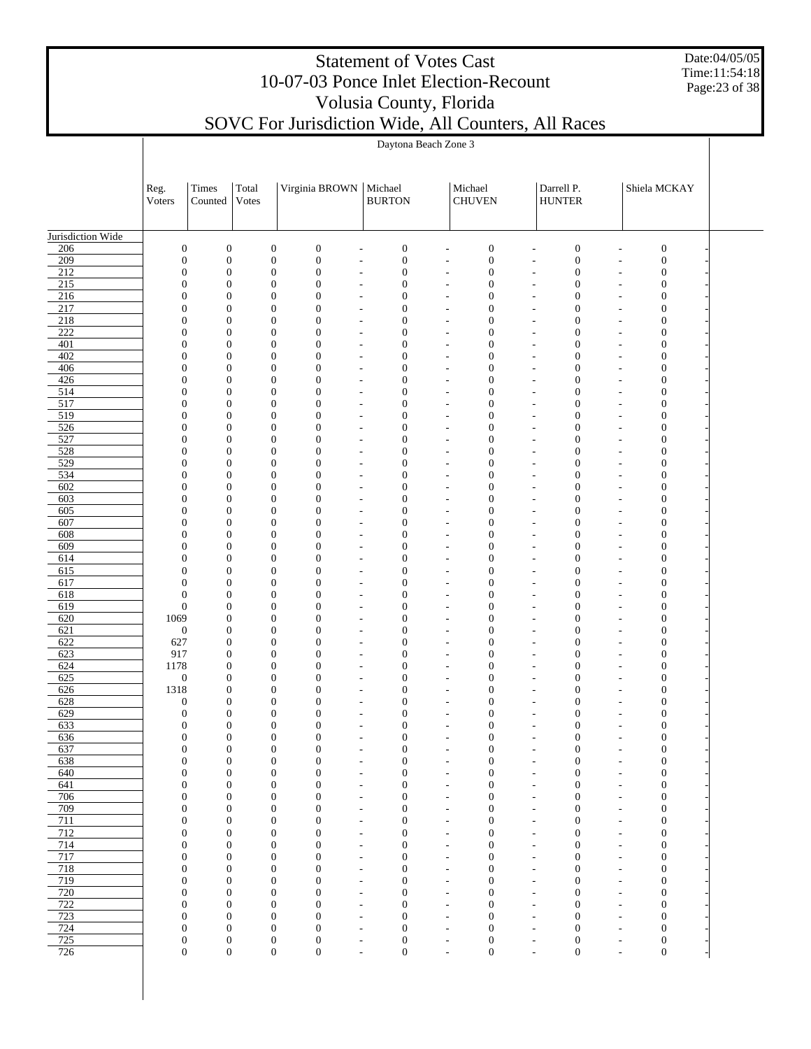# Statement of Votes Cast
## 10-07-03 Ponce Inlet Election-Recount
## Volusia County, Florida
## SOVC For Jurisdiction Wide, All Counters, All Races

Daytona Beach Zone 3

| | Reg. Voters | Times Counted | Total Votes | Virginia BROWN | | Michael BURTON | | Michael CHUVEN | | Darrell P. HUNTER | | Shiela MCKAY | |
|---|---|---|---|---|---|---|---|---|---|---|---|---|---|
| Jurisdiction Wide | | | | | | | | | | | | | |
| 206 | 0 | 0 | 0 | 0 | - | 0 | - | 0 | - | 0 | - | 0 | - |
| 209 | 0 | 0 | 0 | 0 | - | 0 | - | 0 | - | 0 | - | 0 | - |
| 212 | 0 | 0 | 0 | 0 | - | 0 | - | 0 | - | 0 | - | 0 | - |
| 215 | 0 | 0 | 0 | 0 | - | 0 | - | 0 | - | 0 | - | 0 | - |
| 216 | 0 | 0 | 0 | 0 | - | 0 | - | 0 | - | 0 | - | 0 | - |
| 217 | 0 | 0 | 0 | 0 | - | 0 | - | 0 | - | 0 | - | 0 | - |
| 218 | 0 | 0 | 0 | 0 | - | 0 | - | 0 | - | 0 | - | 0 | - |
| 222 | 0 | 0 | 0 | 0 | - | 0 | - | 0 | - | 0 | - | 0 | - |
| 401 | 0 | 0 | 0 | 0 | - | 0 | - | 0 | - | 0 | - | 0 | - |
| 402 | 0 | 0 | 0 | 0 | - | 0 | - | 0 | - | 0 | - | 0 | - |
| 406 | 0 | 0 | 0 | 0 | - | 0 | - | 0 | - | 0 | - | 0 | - |
| 426 | 0 | 0 | 0 | 0 | - | 0 | - | 0 | - | 0 | - | 0 | - |
| 514 | 0 | 0 | 0 | 0 | - | 0 | - | 0 | - | 0 | - | 0 | - |
| 517 | 0 | 0 | 0 | 0 | - | 0 | - | 0 | - | 0 | - | 0 | - |
| 519 | 0 | 0 | 0 | 0 | - | 0 | - | 0 | - | 0 | - | 0 | - |
| 526 | 0 | 0 | 0 | 0 | - | 0 | - | 0 | - | 0 | - | 0 | - |
| 527 | 0 | 0 | 0 | 0 | - | 0 | - | 0 | - | 0 | - | 0 | - |
| 528 | 0 | 0 | 0 | 0 | - | 0 | - | 0 | - | 0 | - | 0 | - |
| 529 | 0 | 0 | 0 | 0 | - | 0 | - | 0 | - | 0 | - | 0 | - |
| 534 | 0 | 0 | 0 | 0 | - | 0 | - | 0 | - | 0 | - | 0 | - |
| 602 | 0 | 0 | 0 | 0 | - | 0 | - | 0 | - | 0 | - | 0 | - |
| 603 | 0 | 0 | 0 | 0 | - | 0 | - | 0 | - | 0 | - | 0 | - |
| 605 | 0 | 0 | 0 | 0 | - | 0 | - | 0 | - | 0 | - | 0 | - |
| 607 | 0 | 0 | 0 | 0 | - | 0 | - | 0 | - | 0 | - | 0 | - |
| 608 | 0 | 0 | 0 | 0 | - | 0 | - | 0 | - | 0 | - | 0 | - |
| 609 | 0 | 0 | 0 | 0 | - | 0 | - | 0 | - | 0 | - | 0 | - |
| 614 | 0 | 0 | 0 | 0 | - | 0 | - | 0 | - | 0 | - | 0 | - |
| 615 | 0 | 0 | 0 | 0 | - | 0 | - | 0 | - | 0 | - | 0 | - |
| 617 | 0 | 0 | 0 | 0 | - | 0 | - | 0 | - | 0 | - | 0 | - |
| 618 | 0 | 0 | 0 | 0 | - | 0 | - | 0 | - | 0 | - | 0 | - |
| 619 | 0 | 0 | 0 | 0 | - | 0 | - | 0 | - | 0 | - | 0 | - |
| 620 | 1069 | 0 | 0 | 0 | - | 0 | - | 0 | - | 0 | - | 0 | - |
| 621 | 0 | 0 | 0 | 0 | - | 0 | - | 0 | - | 0 | - | 0 | - |
| 622 | 627 | 0 | 0 | 0 | - | 0 | - | 0 | - | 0 | - | 0 | - |
| 623 | 917 | 0 | 0 | 0 | - | 0 | - | 0 | - | 0 | - | 0 | - |
| 624 | 1178 | 0 | 0 | 0 | - | 0 | - | 0 | - | 0 | - | 0 | - |
| 625 | 0 | 0 | 0 | 0 | - | 0 | - | 0 | - | 0 | - | 0 | - |
| 626 | 1318 | 0 | 0 | 0 | - | 0 | - | 0 | - | 0 | - | 0 | - |
| 628 | 0 | 0 | 0 | 0 | - | 0 | - | 0 | - | 0 | - | 0 | - |
| 629 | 0 | 0 | 0 | 0 | - | 0 | - | 0 | - | 0 | - | 0 | - |
| 633 | 0 | 0 | 0 | 0 | - | 0 | - | 0 | - | 0 | - | 0 | - |
| 636 | 0 | 0 | 0 | 0 | - | 0 | - | 0 | - | 0 | - | 0 | - |
| 637 | 0 | 0 | 0 | 0 | - | 0 | - | 0 | - | 0 | - | 0 | - |
| 638 | 0 | 0 | 0 | 0 | - | 0 | - | 0 | - | 0 | - | 0 | - |
| 640 | 0 | 0 | 0 | 0 | - | 0 | - | 0 | - | 0 | - | 0 | - |
| 641 | 0 | 0 | 0 | 0 | - | 0 | - | 0 | - | 0 | - | 0 | - |
| 706 | 0 | 0 | 0 | 0 | - | 0 | - | 0 | - | 0 | - | 0 | - |
| 709 | 0 | 0 | 0 | 0 | - | 0 | - | 0 | - | 0 | - | 0 | - |
| 711 | 0 | 0 | 0 | 0 | - | 0 | - | 0 | - | 0 | - | 0 | - |
| 712 | 0 | 0 | 0 | 0 | - | 0 | - | 0 | - | 0 | - | 0 | - |
| 714 | 0 | 0 | 0 | 0 | - | 0 | - | 0 | - | 0 | - | 0 | - |
| 717 | 0 | 0 | 0 | 0 | - | 0 | - | 0 | - | 0 | - | 0 | - |
| 718 | 0 | 0 | 0 | 0 | - | 0 | - | 0 | - | 0 | - | 0 | - |
| 719 | 0 | 0 | 0 | 0 | - | 0 | - | 0 | - | 0 | - | 0 | - |
| 720 | 0 | 0 | 0 | 0 | - | 0 | - | 0 | - | 0 | - | 0 | - |
| 722 | 0 | 0 | 0 | 0 | - | 0 | - | 0 | - | 0 | - | 0 | - |
| 723 | 0 | 0 | 0 | 0 | - | 0 | - | 0 | - | 0 | - | 0 | - |
| 724 | 0 | 0 | 0 | 0 | - | 0 | - | 0 | - | 0 | - | 0 | - |
| 725 | 0 | 0 | 0 | 0 | - | 0 | - | 0 | - | 0 | - | 0 | - |
| 726 | 0 | 0 | 0 | 0 | - | 0 | - | 0 | - | 0 | - | 0 | - |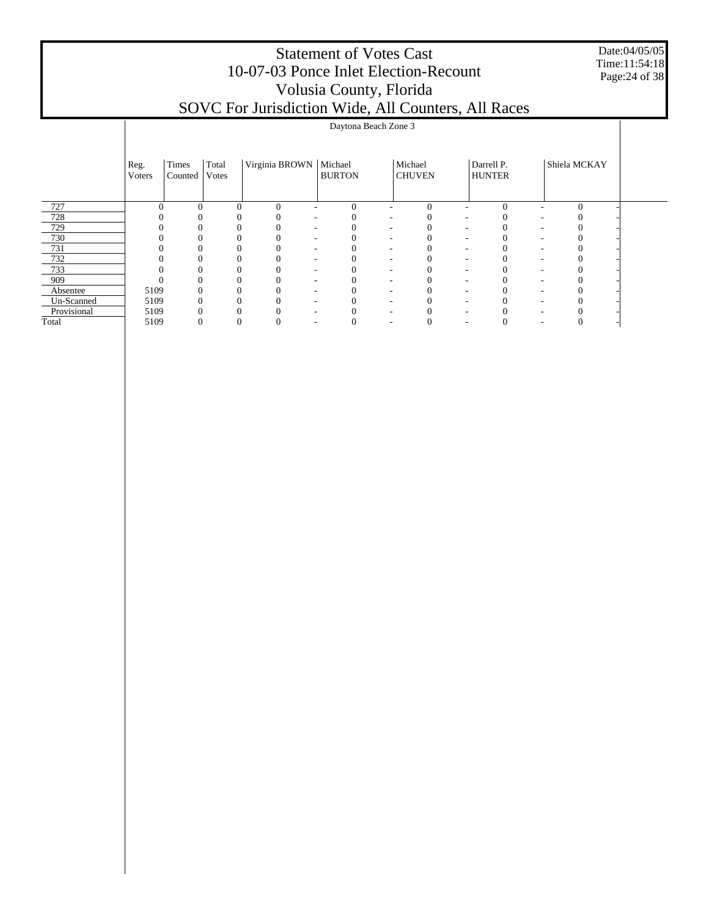# Statement of Votes Cast
# 10-07-03 Ponce Inlet Election-Recount
# Volusia County, Florida
# SOVC For Jurisdiction Wide, All Counters, All Races

Date:04/05/05
Time:11:54:18

| | Reg. Voters | Times Counted | Total Votes | Daytona Beach Zone 3 | | | | | | | | | |
|---|---|---|---|---|---|---|---|---|---|---|---|---|---|
| | | | | Virginia BROWN | | Michael BURTON | | Michael CHUVEN | | Darrell P. HUNTER | | Shiela MCKAY | |
| 727 | 0 | 0 | 0 | 0 | - | 0 | - | 0 | - | 0 | - | 0 | - |
| 728 | 0 | 0 | 0 | 0 | - | 0 | - | 0 | - | 0 | - | 0 | - |
| 729 | 0 | 0 | 0 | 0 | - | 0 | - | 0 | - | 0 | - | 0 | - |
| 730 | 0 | 0 | 0 | 0 | - | 0 | - | 0 | - | 0 | - | 0 | - |
| 731 | 0 | 0 | 0 | 0 | - | 0 | - | 0 | - | 0 | - | 0 | - |
| 732 | 0 | 0 | 0 | 0 | - | 0 | - | 0 | - | 0 | - | 0 | - |
| 733 | 0 | 0 | 0 | 0 | - | 0 | - | 0 | - | 0 | - | 0 | - |
| 909 | 0 | 0 | 0 | 0 | - | 0 | - | 0 | - | 0 | - | 0 | - |
| Absentee | 5109 | 0 | 0 | 0 | - | 0 | - | 0 | - | 0 | - | 0 | - |
| Un-Scanned | 5109 | 0 | 0 | 0 | - | 0 | - | 0 | - | 0 | - | 0 | - |
| Provisional | 5109 | 0 | 0 | 0 | - | 0 | - | 0 | - | 0 | - | 0 | - |
| Total | 5109 | 0 | 0 | 0 | - | 0 | - | 0 | - | 0 | - | 0 | - |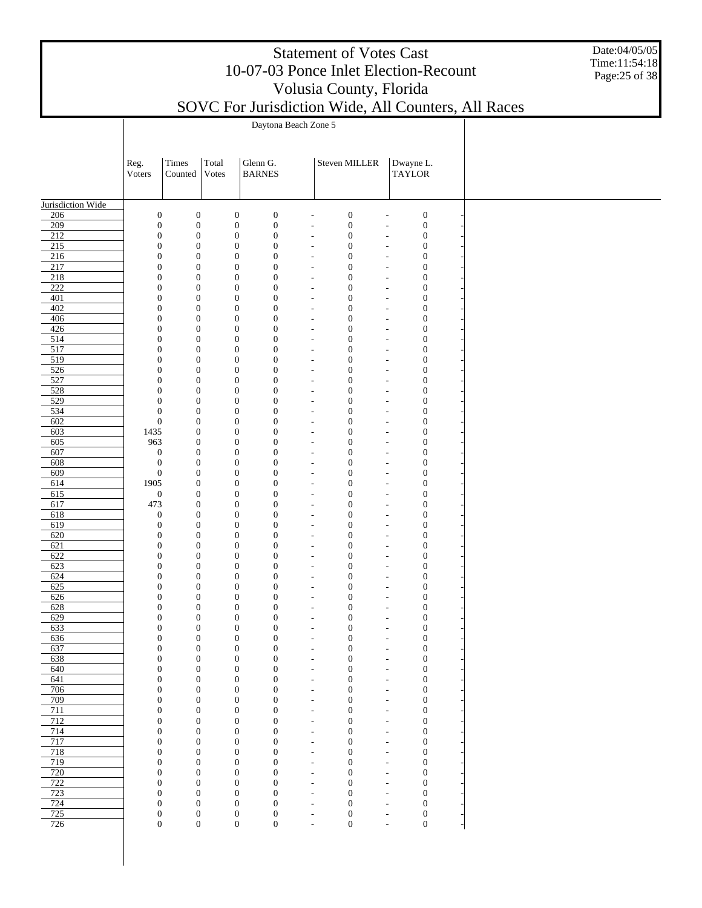# Statement of Votes Cast
## 10-07-03 Ponce Inlet Election-Recount
## Volusia County, Florida
## SOVC For Jurisdiction Wide, All Counters, All Races

Date:04/05/05
Time:11:54:18

| | Daytona Beach Zone 5 | | | | | | | | |
|---|---|---|---|---|---|---|---|---|---|
| | Reg. Voters | Times Counted | Total Votes | Glenn G. BARNES | | Steven MILLER | | Dwayne L. TAYLOR | |
| Jurisdiction Wide | | | | | | | | | |
| 206 | 0 | 0 | 0 | 0 | - | 0 | - | 0 | - |
| 209 | 0 | 0 | 0 | 0 | - | 0 | - | 0 | - |
| 212 | 0 | 0 | 0 | 0 | - | 0 | - | 0 | - |
| 215 | 0 | 0 | 0 | 0 | - | 0 | - | 0 | - |
| 216 | 0 | 0 | 0 | 0 | - | 0 | - | 0 | - |
| 217 | 0 | 0 | 0 | 0 | - | 0 | - | 0 | - |
| 218 | 0 | 0 | 0 | 0 | - | 0 | - | 0 | - |
| 222 | 0 | 0 | 0 | 0 | - | 0 | - | 0 | - |
| 401 | 0 | 0 | 0 | 0 | - | 0 | - | 0 | - |
| 402 | 0 | 0 | 0 | 0 | - | 0 | - | 0 | - |
| 406 | 0 | 0 | 0 | 0 | - | 0 | - | 0 | - |
| 426 | 0 | 0 | 0 | 0 | - | 0 | - | 0 | - |
| 514 | 0 | 0 | 0 | 0 | - | 0 | - | 0 | - |
| 517 | 0 | 0 | 0 | 0 | - | 0 | - | 0 | - |
| 519 | 0 | 0 | 0 | 0 | - | 0 | - | 0 | - |
| 526 | 0 | 0 | 0 | 0 | - | 0 | - | 0 | - |
| 527 | 0 | 0 | 0 | 0 | - | 0 | - | 0 | - |
| 528 | 0 | 0 | 0 | 0 | - | 0 | - | 0 | - |
| 529 | 0 | 0 | 0 | 0 | - | 0 | - | 0 | - |
| 534 | 0 | 0 | 0 | 0 | - | 0 | - | 0 | - |
| 602 | 0 | 0 | 0 | 0 | - | 0 | - | 0 | - |
| 603 | 1435 | 0 | 0 | 0 | - | 0 | - | 0 | - |
| 605 | 963 | 0 | 0 | 0 | - | 0 | - | 0 | - |
| 607 | 0 | 0 | 0 | 0 | - | 0 | - | 0 | - |
| 608 | 0 | 0 | 0 | 0 | - | 0 | - | 0 | - |
| 609 | 0 | 0 | 0 | 0 | - | 0 | - | 0 | - |
| 614 | 1905 | 0 | 0 | 0 | - | 0 | - | 0 | - |
| 615 | 0 | 0 | 0 | 0 | - | 0 | - | 0 | - |
| 617 | 473 | 0 | 0 | 0 | - | 0 | - | 0 | - |
| 618 | 0 | 0 | 0 | 0 | - | 0 | - | 0 | - |
| 619 | 0 | 0 | 0 | 0 | - | 0 | - | 0 | - |
| 620 | 0 | 0 | 0 | 0 | - | 0 | - | 0 | - |
| 621 | 0 | 0 | 0 | 0 | - | 0 | - | 0 | - |
| 622 | 0 | 0 | 0 | 0 | - | 0 | - | 0 | - |
| 623 | 0 | 0 | 0 | 0 | - | 0 | - | 0 | - |
| 624 | 0 | 0 | 0 | 0 | - | 0 | - | 0 | - |
| 625 | 0 | 0 | 0 | 0 | - | 0 | - | 0 | - |
| 626 | 0 | 0 | 0 | 0 | - | 0 | - | 0 | - |
| 628 | 0 | 0 | 0 | 0 | - | 0 | - | 0 | - |
| 629 | 0 | 0 | 0 | 0 | - | 0 | - | 0 | - |
| 633 | 0 | 0 | 0 | 0 | - | 0 | - | 0 | - |
| 636 | 0 | 0 | 0 | 0 | - | 0 | - | 0 | - |
| 637 | 0 | 0 | 0 | 0 | - | 0 | - | 0 | - |
| 638 | 0 | 0 | 0 | 0 | - | 0 | - | 0 | - |
| 640 | 0 | 0 | 0 | 0 | - | 0 | - | 0 | - |
| 641 | 0 | 0 | 0 | 0 | - | 0 | - | 0 | - |
| 706 | 0 | 0 | 0 | 0 | - | 0 | - | 0 | - |
| 709 | 0 | 0 | 0 | 0 | - | 0 | - | 0 | - |
| 711 | 0 | 0 | 0 | 0 | - | 0 | - | 0 | - |
| 712 | 0 | 0 | 0 | 0 | - | 0 | - | 0 | - |
| 714 | 0 | 0 | 0 | 0 | - | 0 | - | 0 | - |
| 717 | 0 | 0 | 0 | 0 | - | 0 | - | 0 | - |
| 718 | 0 | 0 | 0 | 0 | - | 0 | - | 0 | - |
| 719 | 0 | 0 | 0 | 0 | - | 0 | - | 0 | - |
| 720 | 0 | 0 | 0 | 0 | - | 0 | - | 0 | - |
| 722 | 0 | 0 | 0 | 0 | - | 0 | - | 0 | - |
| 723 | 0 | 0 | 0 | 0 | - | 0 | - | 0 | - |
| 724 | 0 | 0 | 0 | 0 | - | 0 | - | 0 | - |
| 725 | 0 | 0 | 0 | 0 | - | 0 | - | 0 | - |
| 726 | 0 | 0 | 0 | 0 | - | 0 | - | 0 | - |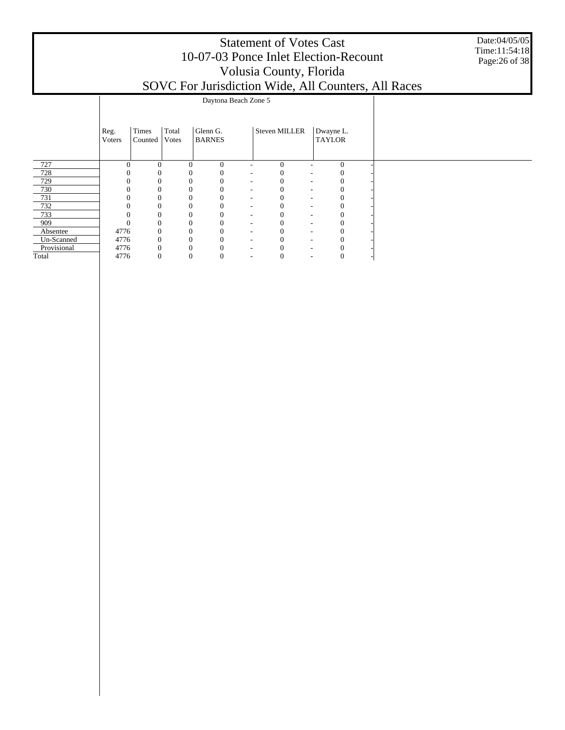# Statement of Votes Cast
# 10-07-03 Ponce Inlet Election-Recount
# Volusia County, Florida
# SOVC For Jurisdiction Wide, All Counters, All Races

Date:04/05/05
Time:11:54:18

| | Daytona Beach Zone 5 | | | | | | | | |
|---|---|---|---|---|---|---|---|---|---|
| | Reg. Voters | Times Counted | Total Votes | Glenn G. BARNES | | Steven MILLER | | Dwayne L. TAYLOR | |
| 727 | 0 | 0 | 0 | 0 | - | 0 | - | 0 | - |
| 728 | 0 | 0 | 0 | 0 | - | 0 | - | 0 | - |
| 729 | 0 | 0 | 0 | 0 | - | 0 | - | 0 | - |
| 730 | 0 | 0 | 0 | 0 | - | 0 | - | 0 | - |
| 731 | 0 | 0 | 0 | 0 | - | 0 | - | 0 | - |
| 732 | 0 | 0 | 0 | 0 | - | 0 | - | 0 | - |
| 733 | 0 | 0 | 0 | 0 | - | 0 | - | 0 | - |
| 909 | 0 | 0 | 0 | 0 | - | 0 | - | 0 | - |
| Absentee | 4776 | 0 | 0 | 0 | - | 0 | - | 0 | - |
| Un-Scanned | 4776 | 0 | 0 | 0 | - | 0 | - | 0 | - |
| Provisional | 4776 | 0 | 0 | 0 | - | 0 | - | 0 | - |
| Total | 4776 | 0 | 0 | 0 | - | 0 | - | 0 | - |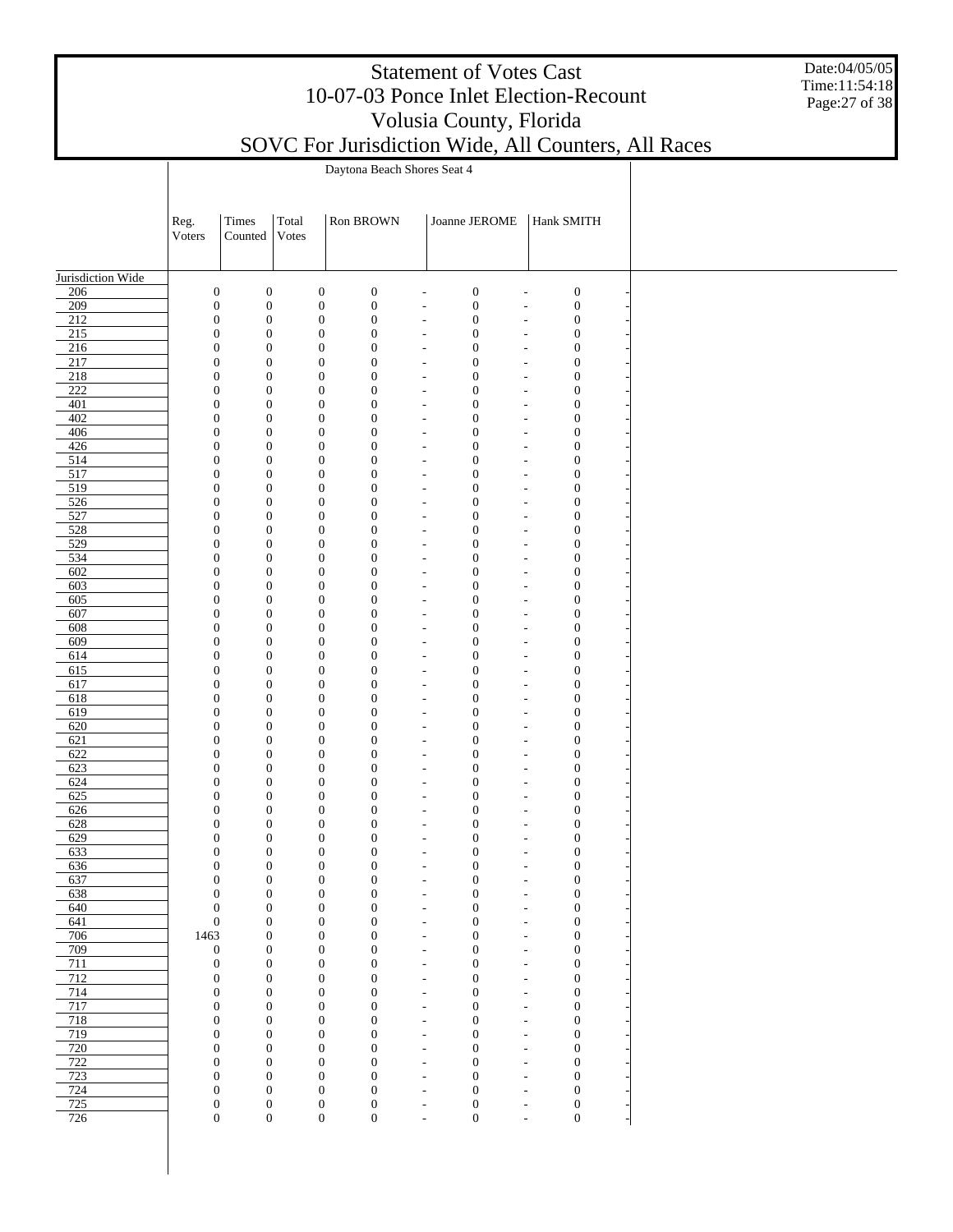# Statement of Votes Cast
# 10-07-03 Ponce Inlet Election-Recount
# Volusia County, Florida
# SOVC For Jurisdiction Wide, All Counters, All Races

Date:04/05/05
Time:11:54:18

Daytona Beach Shores Seat 4

| | Reg. Voters | Times Counted | Total Votes | Ron BROWN | | Joanne JEROME | | Hank SMITH | |
|---|---|---|---|---|---|---|---|---|---|
| Jurisdiction Wide | | | | | | | | | |
| 206 | 0 | 0 | 0 | 0 | - | 0 | - | 0 | - |
| 209 | 0 | 0 | 0 | 0 | - | 0 | - | 0 | - |
| 212 | 0 | 0 | 0 | 0 | - | 0 | - | 0 | - |
| 215 | 0 | 0 | 0 | 0 | - | 0 | - | 0 | - |
| 216 | 0 | 0 | 0 | 0 | - | 0 | - | 0 | - |
| 217 | 0 | 0 | 0 | 0 | - | 0 | - | 0 | - |
| 218 | 0 | 0 | 0 | 0 | - | 0 | - | 0 | - |
| 222 | 0 | 0 | 0 | 0 | - | 0 | - | 0 | - |
| 401 | 0 | 0 | 0 | 0 | - | 0 | - | 0 | - |
| 402 | 0 | 0 | 0 | 0 | - | 0 | - | 0 | - |
| 406 | 0 | 0 | 0 | 0 | - | 0 | - | 0 | - |
| 426 | 0 | 0 | 0 | 0 | - | 0 | - | 0 | - |
| 514 | 0 | 0 | 0 | 0 | - | 0 | - | 0 | - |
| 517 | 0 | 0 | 0 | 0 | - | 0 | - | 0 | - |
| 519 | 0 | 0 | 0 | 0 | - | 0 | - | 0 | - |
| 526 | 0 | 0 | 0 | 0 | - | 0 | - | 0 | - |
| 527 | 0 | 0 | 0 | 0 | - | 0 | - | 0 | - |
| 528 | 0 | 0 | 0 | 0 | - | 0 | - | 0 | - |
| 529 | 0 | 0 | 0 | 0 | - | 0 | - | 0 | - |
| 534 | 0 | 0 | 0 | 0 | - | 0 | - | 0 | - |
| 602 | 0 | 0 | 0 | 0 | - | 0 | - | 0 | - |
| 603 | 0 | 0 | 0 | 0 | - | 0 | - | 0 | - |
| 605 | 0 | 0 | 0 | 0 | - | 0 | - | 0 | - |
| 607 | 0 | 0 | 0 | 0 | - | 0 | - | 0 | - |
| 608 | 0 | 0 | 0 | 0 | - | 0 | - | 0 | - |
| 609 | 0 | 0 | 0 | 0 | - | 0 | - | 0 | - |
| 614 | 0 | 0 | 0 | 0 | - | 0 | - | 0 | - |
| 615 | 0 | 0 | 0 | 0 | - | 0 | - | 0 | - |
| 617 | 0 | 0 | 0 | 0 | - | 0 | - | 0 | - |
| 618 | 0 | 0 | 0 | 0 | - | 0 | - | 0 | - |
| 619 | 0 | 0 | 0 | 0 | - | 0 | - | 0 | - |
| 620 | 0 | 0 | 0 | 0 | - | 0 | - | 0 | - |
| 621 | 0 | 0 | 0 | 0 | - | 0 | - | 0 | - |
| 622 | 0 | 0 | 0 | 0 | - | 0 | - | 0 | - |
| 623 | 0 | 0 | 0 | 0 | - | 0 | - | 0 | - |
| 624 | 0 | 0 | 0 | 0 | - | 0 | - | 0 | - |
| 625 | 0 | 0 | 0 | 0 | - | 0 | - | 0 | - |
| 626 | 0 | 0 | 0 | 0 | - | 0 | - | 0 | - |
| 628 | 0 | 0 | 0 | 0 | - | 0 | - | 0 | - |
| 629 | 0 | 0 | 0 | 0 | - | 0 | - | 0 | - |
| 633 | 0 | 0 | 0 | 0 | - | 0 | - | 0 | - |
| 636 | 0 | 0 | 0 | 0 | - | 0 | - | 0 | - |
| 637 | 0 | 0 | 0 | 0 | - | 0 | - | 0 | - |
| 638 | 0 | 0 | 0 | 0 | - | 0 | - | 0 | - |
| 640 | 0 | 0 | 0 | 0 | - | 0 | - | 0 | - |
| 641 | 0 | 0 | 0 | 0 | - | 0 | - | 0 | - |
| 706 | 1463 | 0 | 0 | 0 | - | 0 | - | 0 | - |
| 709 | 0 | 0 | 0 | 0 | - | 0 | - | 0 | - |
| 711 | 0 | 0 | 0 | 0 | - | 0 | - | 0 | - |
| 712 | 0 | 0 | 0 | 0 | - | 0 | - | 0 | - |
| 714 | 0 | 0 | 0 | 0 | - | 0 | - | 0 | - |
| 717 | 0 | 0 | 0 | 0 | - | 0 | - | 0 | - |
| 718 | 0 | 0 | 0 | 0 | - | 0 | - | 0 | - |
| 719 | 0 | 0 | 0 | 0 | - | 0 | - | 0 | - |
| 720 | 0 | 0 | 0 | 0 | - | 0 | - | 0 | - |
| 722 | 0 | 0 | 0 | 0 | - | 0 | - | 0 | - |
| 723 | 0 | 0 | 0 | 0 | - | 0 | - | 0 | - |
| 724 | 0 | 0 | 0 | 0 | - | 0 | - | 0 | - |
| 725 | 0 | 0 | 0 | 0 | - | 0 | - | 0 | - |
| 726 | 0 | 0 | 0 | 0 | - | 0 | - | 0 | - |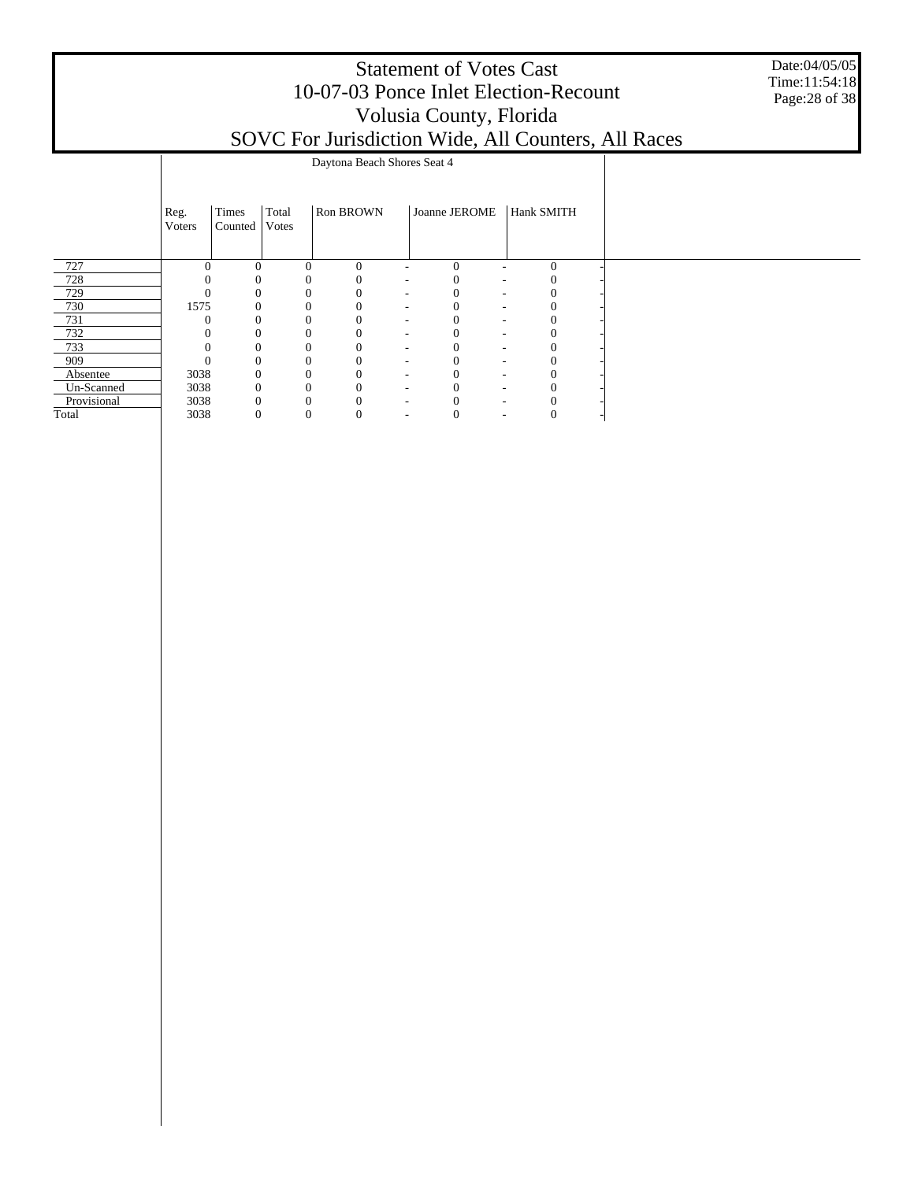# Statement of Votes Cast
## 10-07-03 Ponce Inlet Election-Recount
## Volusia County, Florida
## SOVC For Jurisdiction Wide, All Counters, All Races

Date:04/05/05
Time:11:54:18

| | Daytona Beach Shores Seat 4 | | | | | | | | |
|---|---|---|---|---|---|---|---|---|---|
| | Reg. Voters | Times Counted | Total Votes | Ron BROWN | | Joanne JEROME | | Hank SMITH | |
| 727 | 0 | 0 | 0 | 0 | - | 0 | - | 0 | - |
| 728 | 0 | 0 | 0 | 0 | - | 0 | - | 0 | - |
| 729 | 0 | 0 | 0 | 0 | - | 0 | - | 0 | - |
| 730 | 1575 | 0 | 0 | 0 | - | 0 | - | 0 | - |
| 731 | 0 | 0 | 0 | 0 | - | 0 | - | 0 | - |
| 732 | 0 | 0 | 0 | 0 | - | 0 | - | 0 | - |
| 733 | 0 | 0 | 0 | 0 | - | 0 | - | 0 | - |
| 909 | 0 | 0 | 0 | 0 | - | 0 | - | 0 | - |
| Absentee | 3038 | 0 | 0 | 0 | - | 0 | - | 0 | - |
| Un-Scanned | 3038 | 0 | 0 | 0 | - | 0 | - | 0 | - |
| Provisional | 3038 | 0 | 0 | 0 | - | 0 | - | 0 | - |
| Total | 3038 | 0 | 0 | 0 | - | 0 | - | 0 | - |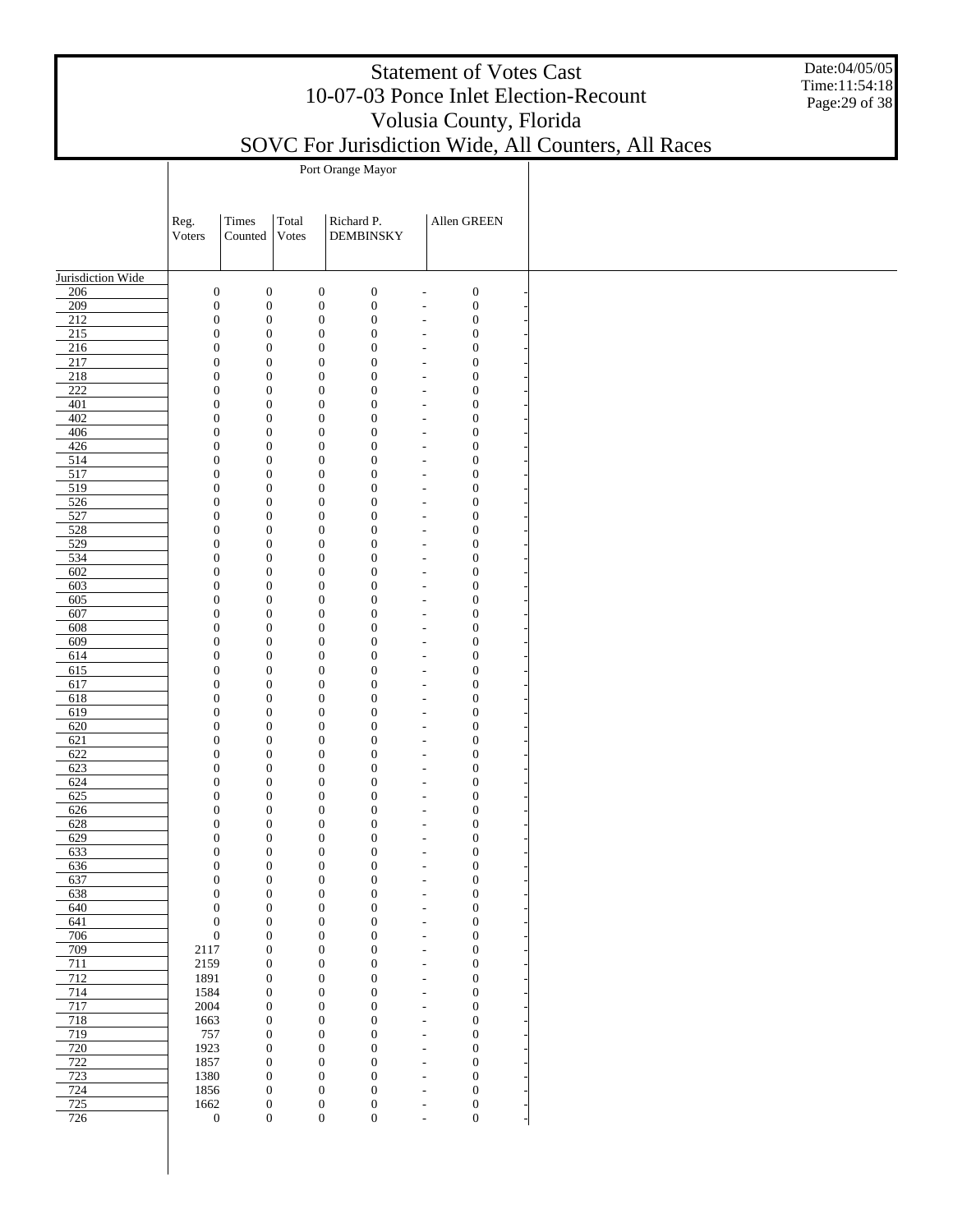# Statement of Votes Cast
## 10-07-03 Ponce Inlet Election-Recount
## Volusia County, Florida
## SOVC For Jurisdiction Wide, All Counters, All Races

Date:04/05/05
Time:11:54:18

| | Port Orange Mayor | | | | | | |
|---|---|---|---|---|---|---|---|
| | Reg. Voters | Times Counted | Total Votes | Richard P. DEMBINSKY | | Allen GREEN | |
| **Jurisdiction Wide** | | | | | | | |
| 206 | 0 | 0 | 0 | 0 | - | 0 | - |
| 209 | 0 | 0 | 0 | 0 | - | 0 | - |
| 212 | 0 | 0 | 0 | 0 | - | 0 | - |
| 215 | 0 | 0 | 0 | 0 | - | 0 | - |
| 216 | 0 | 0 | 0 | 0 | - | 0 | - |
| 217 | 0 | 0 | 0 | 0 | - | 0 | - |
| 218 | 0 | 0 | 0 | 0 | - | 0 | - |
| 222 | 0 | 0 | 0 | 0 | - | 0 | - |
| 401 | 0 | 0 | 0 | 0 | - | 0 | - |
| 402 | 0 | 0 | 0 | 0 | - | 0 | - |
| 406 | 0 | 0 | 0 | 0 | - | 0 | - |
| 426 | 0 | 0 | 0 | 0 | - | 0 | - |
| 514 | 0 | 0 | 0 | 0 | - | 0 | - |
| 517 | 0 | 0 | 0 | 0 | - | 0 | - |
| 519 | 0 | 0 | 0 | 0 | - | 0 | - |
| 526 | 0 | 0 | 0 | 0 | - | 0 | - |
| 527 | 0 | 0 | 0 | 0 | - | 0 | - |
| 528 | 0 | 0 | 0 | 0 | - | 0 | - |
| 529 | 0 | 0 | 0 | 0 | - | 0 | - |
| 534 | 0 | 0 | 0 | 0 | - | 0 | - |
| 602 | 0 | 0 | 0 | 0 | - | 0 | - |
| 603 | 0 | 0 | 0 | 0 | - | 0 | - |
| 605 | 0 | 0 | 0 | 0 | - | 0 | - |
| 607 | 0 | 0 | 0 | 0 | - | 0 | - |
| 608 | 0 | 0 | 0 | 0 | - | 0 | - |
| 609 | 0 | 0 | 0 | 0 | - | 0 | - |
| 614 | 0 | 0 | 0 | 0 | - | 0 | - |
| 615 | 0 | 0 | 0 | 0 | - | 0 | - |
| 617 | 0 | 0 | 0 | 0 | - | 0 | - |
| 618 | 0 | 0 | 0 | 0 | - | 0 | - |
| 619 | 0 | 0 | 0 | 0 | - | 0 | - |
| 620 | 0 | 0 | 0 | 0 | - | 0 | - |
| 621 | 0 | 0 | 0 | 0 | - | 0 | - |
| 622 | 0 | 0 | 0 | 0 | - | 0 | - |
| 623 | 0 | 0 | 0 | 0 | - | 0 | - |
| 624 | 0 | 0 | 0 | 0 | - | 0 | - |
| 625 | 0 | 0 | 0 | 0 | - | 0 | - |
| 626 | 0 | 0 | 0 | 0 | - | 0 | - |
| 628 | 0 | 0 | 0 | 0 | - | 0 | - |
| 629 | 0 | 0 | 0 | 0 | - | 0 | - |
| 633 | 0 | 0 | 0 | 0 | - | 0 | - |
| 636 | 0 | 0 | 0 | 0 | - | 0 | - |
| 637 | 0 | 0 | 0 | 0 | - | 0 | - |
| 638 | 0 | 0 | 0 | 0 | - | 0 | - |
| 640 | 0 | 0 | 0 | 0 | - | 0 | - |
| 641 | 0 | 0 | 0 | 0 | - | 0 | - |
| 706 | 0 | 0 | 0 | 0 | - | 0 | - |
| 709 | 2117 | 0 | 0 | 0 | - | 0 | - |
| 711 | 2159 | 0 | 0 | 0 | - | 0 | - |
| 712 | 1891 | 0 | 0 | 0 | - | 0 | - |
| 714 | 1584 | 0 | 0 | 0 | - | 0 | - |
| 717 | 2004 | 0 | 0 | 0 | - | 0 | - |
| 718 | 1663 | 0 | 0 | 0 | - | 0 | - |
| 719 | 757 | 0 | 0 | 0 | - | 0 | - |
| 720 | 1923 | 0 | 0 | 0 | - | 0 | - |
| 722 | 1857 | 0 | 0 | 0 | - | 0 | - |
| 723 | 1380 | 0 | 0 | 0 | - | 0 | - |
| 724 | 1856 | 0 | 0 | 0 | - | 0 | - |
| 725 | 1662 | 0 | 0 | 0 | - | 0 | - |
| 726 | 0 | 0 | 0 | 0 | - | 0 | - |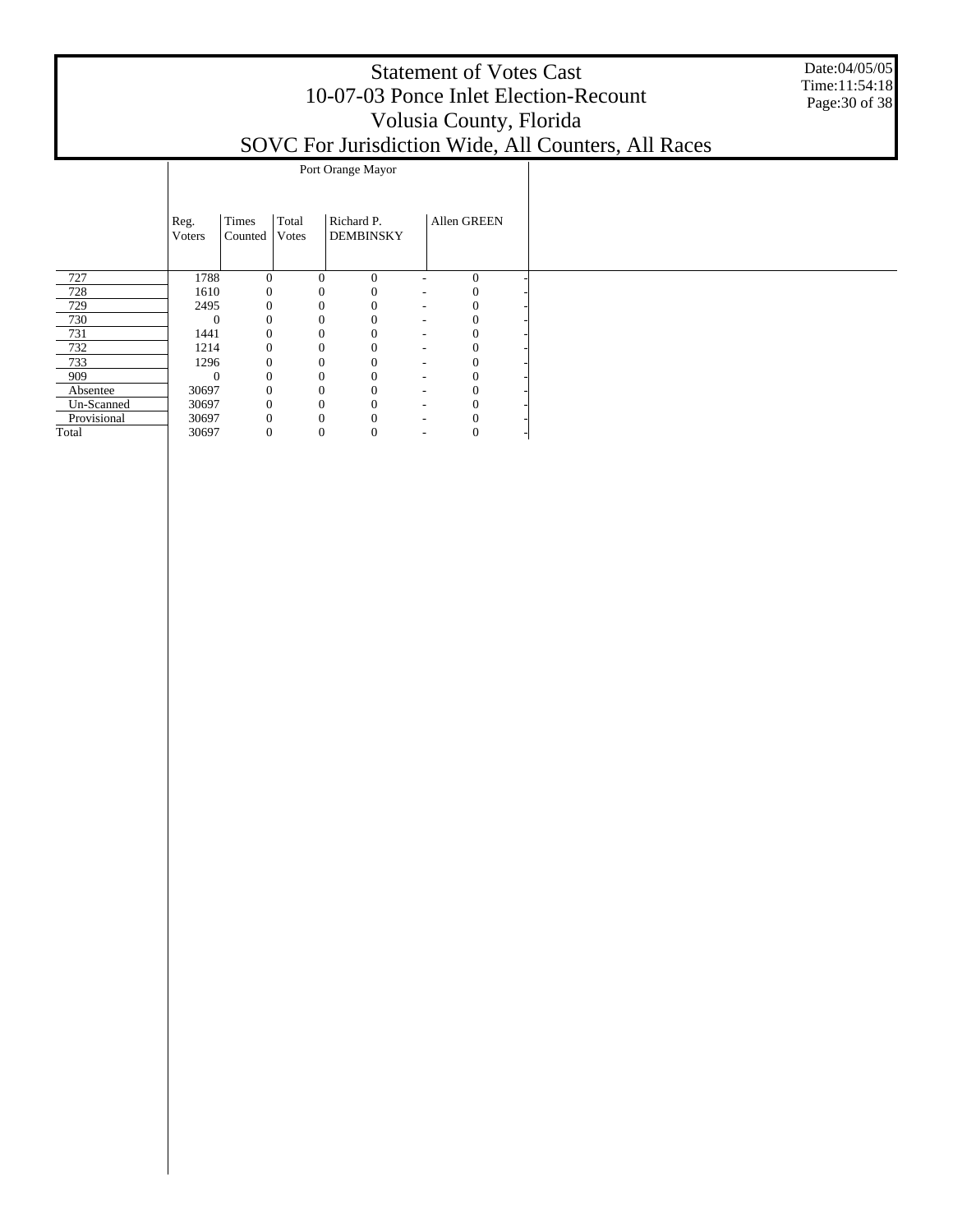# Statement of Votes Cast
## 10-07-03 Ponce Inlet Election-Recount
## Volusia County, Florida
## SOVC For Jurisdiction Wide, All Counters, All Races

Date:04/05/05
Time:11:54:18

| | Port Orange Mayor | | | | | | |
|---|---|---|---|---|---|---|---|
| | Reg. Voters | Times Counted | Total Votes | Richard P. DEMBINSKY | | Allen GREEN | |
| 727 | 1788 | 0 | 0 | 0 | - | 0 | - |
| 728 | 1610 | 0 | 0 | 0 | - | 0 | - |
| 729 | 2495 | 0 | 0 | 0 | - | 0 | - |
| 730 | 0 | 0 | 0 | 0 | - | 0 | - |
| 731 | 1441 | 0 | 0 | 0 | - | 0 | - |
| 732 | 1214 | 0 | 0 | 0 | - | 0 | - |
| 733 | 1296 | 0 | 0 | 0 | - | 0 | - |
| 909 | 0 | 0 | 0 | 0 | - | 0 | - |
| Absentee | 30697 | 0 | 0 | 0 | - | 0 | - |
| Un-Scanned | 30697 | 0 | 0 | 0 | - | 0 | - |
| Provisional | 30697 | 0 | 0 | 0 | - | 0 | - |
| Total | 30697 | 0 | 0 | 0 | - | 0 | - |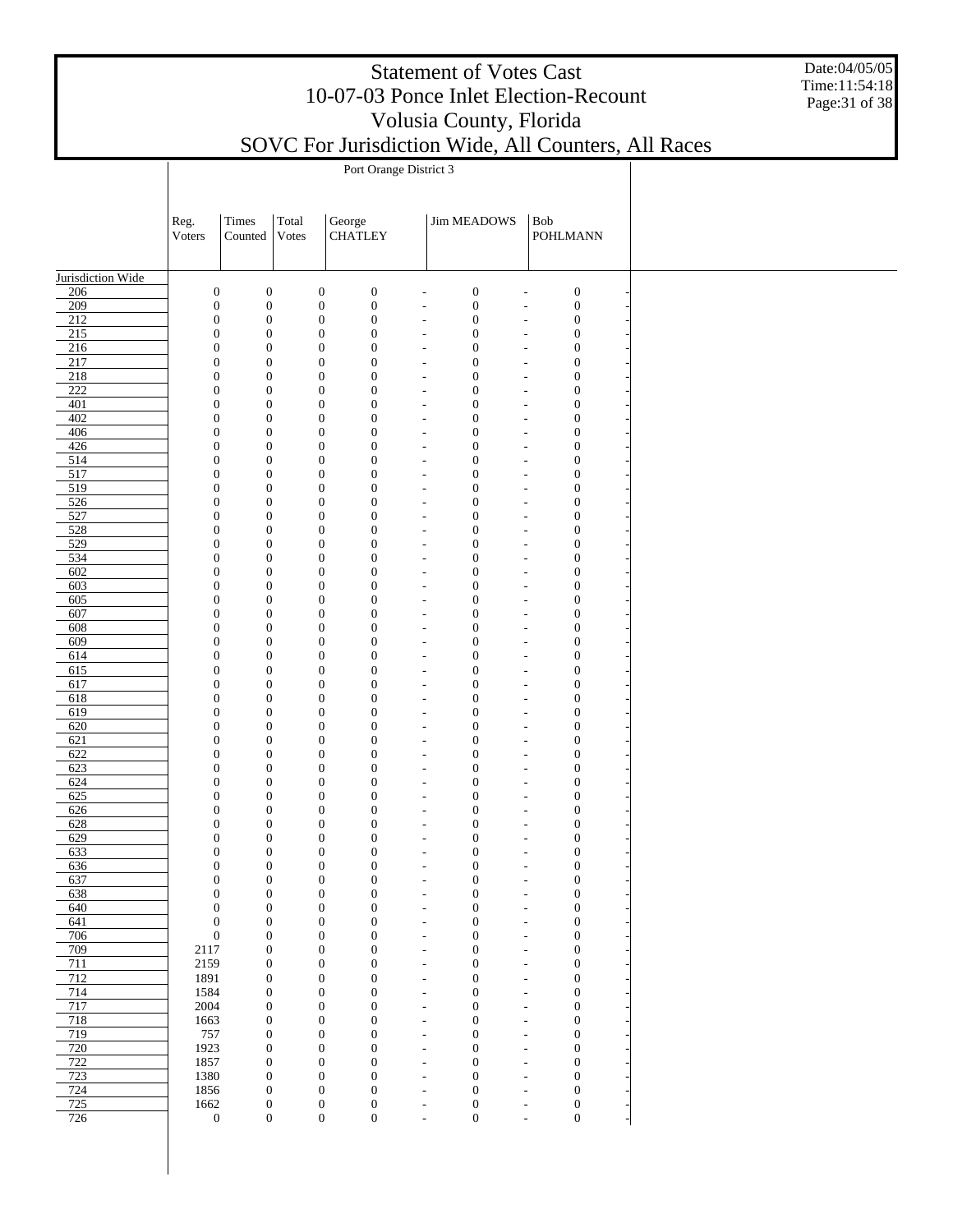# Statement of Votes Cast
# 10-07-03 Ponce Inlet Election-Recount
# Volusia County, Florida
# SOVC For Jurisdiction Wide, All Counters, All Races

Date:04/05/05
Time:11:54:18

| | Port Orange District 3 | | | | | | | | |
|---|---|---|---|---|---|---|---|---|---|
| | Reg. Voters | Times Counted | Total Votes | George CHATLEY | | Jim MEADOWS | | Bob POHLMANN | |
| Jurisdiction Wide | | | | | | | | | |
| 206 | 0 | 0 | 0 | 0 | - | 0 | - | 0 | - |
| 209 | 0 | 0 | 0 | 0 | - | 0 | - | 0 | - |
| 212 | 0 | 0 | 0 | 0 | - | 0 | - | 0 | - |
| 215 | 0 | 0 | 0 | 0 | - | 0 | - | 0 | - |
| 216 | 0 | 0 | 0 | 0 | - | 0 | - | 0 | - |
| 217 | 0 | 0 | 0 | 0 | - | 0 | - | 0 | - |
| 218 | 0 | 0 | 0 | 0 | - | 0 | - | 0 | - |
| 222 | 0 | 0 | 0 | 0 | - | 0 | - | 0 | - |
| 401 | 0 | 0 | 0 | 0 | - | 0 | - | 0 | - |
| 402 | 0 | 0 | 0 | 0 | - | 0 | - | 0 | - |
| 406 | 0 | 0 | 0 | 0 | - | 0 | - | 0 | - |
| 426 | 0 | 0 | 0 | 0 | - | 0 | - | 0 | - |
| 514 | 0 | 0 | 0 | 0 | - | 0 | - | 0 | - |
| 517 | 0 | 0 | 0 | 0 | - | 0 | - | 0 | - |
| 519 | 0 | 0 | 0 | 0 | - | 0 | - | 0 | - |
| 526 | 0 | 0 | 0 | 0 | - | 0 | - | 0 | - |
| 527 | 0 | 0 | 0 | 0 | - | 0 | - | 0 | - |
| 528 | 0 | 0 | 0 | 0 | - | 0 | - | 0 | - |
| 529 | 0 | 0 | 0 | 0 | - | 0 | - | 0 | - |
| 534 | 0 | 0 | 0 | 0 | - | 0 | - | 0 | - |
| 602 | 0 | 0 | 0 | 0 | - | 0 | - | 0 | - |
| 603 | 0 | 0 | 0 | 0 | - | 0 | - | 0 | - |
| 605 | 0 | 0 | 0 | 0 | - | 0 | - | 0 | - |
| 607 | 0 | 0 | 0 | 0 | - | 0 | - | 0 | - |
| 608 | 0 | 0 | 0 | 0 | - | 0 | - | 0 | - |
| 609 | 0 | 0 | 0 | 0 | - | 0 | - | 0 | - |
| 614 | 0 | 0 | 0 | 0 | - | 0 | - | 0 | - |
| 615 | 0 | 0 | 0 | 0 | - | 0 | - | 0 | - |
| 617 | 0 | 0 | 0 | 0 | - | 0 | - | 0 | - |
| 618 | 0 | 0 | 0 | 0 | - | 0 | - | 0 | - |
| 619 | 0 | 0 | 0 | 0 | - | 0 | - | 0 | - |
| 620 | 0 | 0 | 0 | 0 | - | 0 | - | 0 | - |
| 621 | 0 | 0 | 0 | 0 | - | 0 | - | 0 | - |
| 622 | 0 | 0 | 0 | 0 | - | 0 | - | 0 | - |
| 623 | 0 | 0 | 0 | 0 | - | 0 | - | 0 | - |
| 624 | 0 | 0 | 0 | 0 | - | 0 | - | 0 | - |
| 625 | 0 | 0 | 0 | 0 | - | 0 | - | 0 | - |
| 626 | 0 | 0 | 0 | 0 | - | 0 | - | 0 | - |
| 628 | 0 | 0 | 0 | 0 | - | 0 | - | 0 | - |
| 629 | 0 | 0 | 0 | 0 | - | 0 | - | 0 | - |
| 633 | 0 | 0 | 0 | 0 | - | 0 | - | 0 | - |
| 636 | 0 | 0 | 0 | 0 | - | 0 | - | 0 | - |
| 637 | 0 | 0 | 0 | 0 | - | 0 | - | 0 | - |
| 638 | 0 | 0 | 0 | 0 | - | 0 | - | 0 | - |
| 640 | 0 | 0 | 0 | 0 | - | 0 | - | 0 | - |
| 641 | 0 | 0 | 0 | 0 | - | 0 | - | 0 | - |
| 706 | 0 | 0 | 0 | 0 | - | 0 | - | 0 | - |
| 709 | 2117 | 0 | 0 | 0 | - | 0 | - | 0 | - |
| 711 | 2159 | 0 | 0 | 0 | - | 0 | - | 0 | - |
| 712 | 1891 | 0 | 0 | 0 | - | 0 | - | 0 | - |
| 714 | 1584 | 0 | 0 | 0 | - | 0 | - | 0 | - |
| 717 | 2004 | 0 | 0 | 0 | - | 0 | - | 0 | - |
| 718 | 1663 | 0 | 0 | 0 | - | 0 | - | 0 | - |
| 719 | 757 | 0 | 0 | 0 | - | 0 | - | 0 | - |
| 720 | 1923 | 0 | 0 | 0 | - | 0 | - | 0 | - |
| 722 | 1857 | 0 | 0 | 0 | - | 0 | - | 0 | - |
| 723 | 1380 | 0 | 0 | 0 | - | 0 | - | 0 | - |
| 724 | 1856 | 0 | 0 | 0 | - | 0 | - | 0 | - |
| 725 | 1662 | 0 | 0 | 0 | - | 0 | - | 0 | - |
| 726 | 0 | 0 | 0 | 0 | - | 0 | - | 0 | - |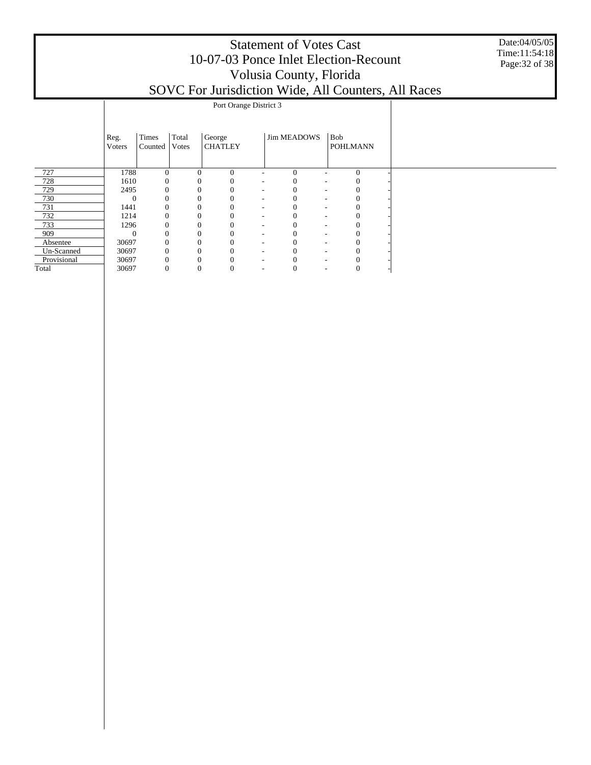# Statement of Votes Cast
# 10-07-03 Ponce Inlet Election-Recount
# Volusia County, Florida
# SOVC For Jurisdiction Wide, All Counters, All Races

Date:04/05/05
Time:11:54:18

| | Port Orange District 3 | | | | | | | | |
|---|---|---|---|---|---|---|---|---|---|
| | Reg. Voters | Times Counted | Total Votes | George CHATLEY | | Jim MEADOWS | | Bob POHLMANN | |
| 727 | 1788 | 0 | 0 | 0 | - | 0 | - | 0 | - |
| 728 | 1610 | 0 | 0 | 0 | - | 0 | - | 0 | - |
| 729 | 2495 | 0 | 0 | 0 | - | 0 | - | 0 | - |
| 730 | 0 | 0 | 0 | 0 | - | 0 | - | 0 | - |
| 731 | 1441 | 0 | 0 | 0 | - | 0 | - | 0 | - |
| 732 | 1214 | 0 | 0 | 0 | - | 0 | - | 0 | - |
| 733 | 1296 | 0 | 0 | 0 | - | 0 | - | 0 | - |
| 909 | 0 | 0 | 0 | 0 | - | 0 | - | 0 | - |
| Absentee | 30697 | 0 | 0 | 0 | - | 0 | - | 0 | - |
| Un-Scanned | 30697 | 0 | 0 | 0 | - | 0 | - | 0 | - |
| Provisional | 30697 | 0 | 0 | 0 | - | 0 | - | 0 | - |
| Total | 30697 | 0 | 0 | 0 | - | 0 | - | 0 | - |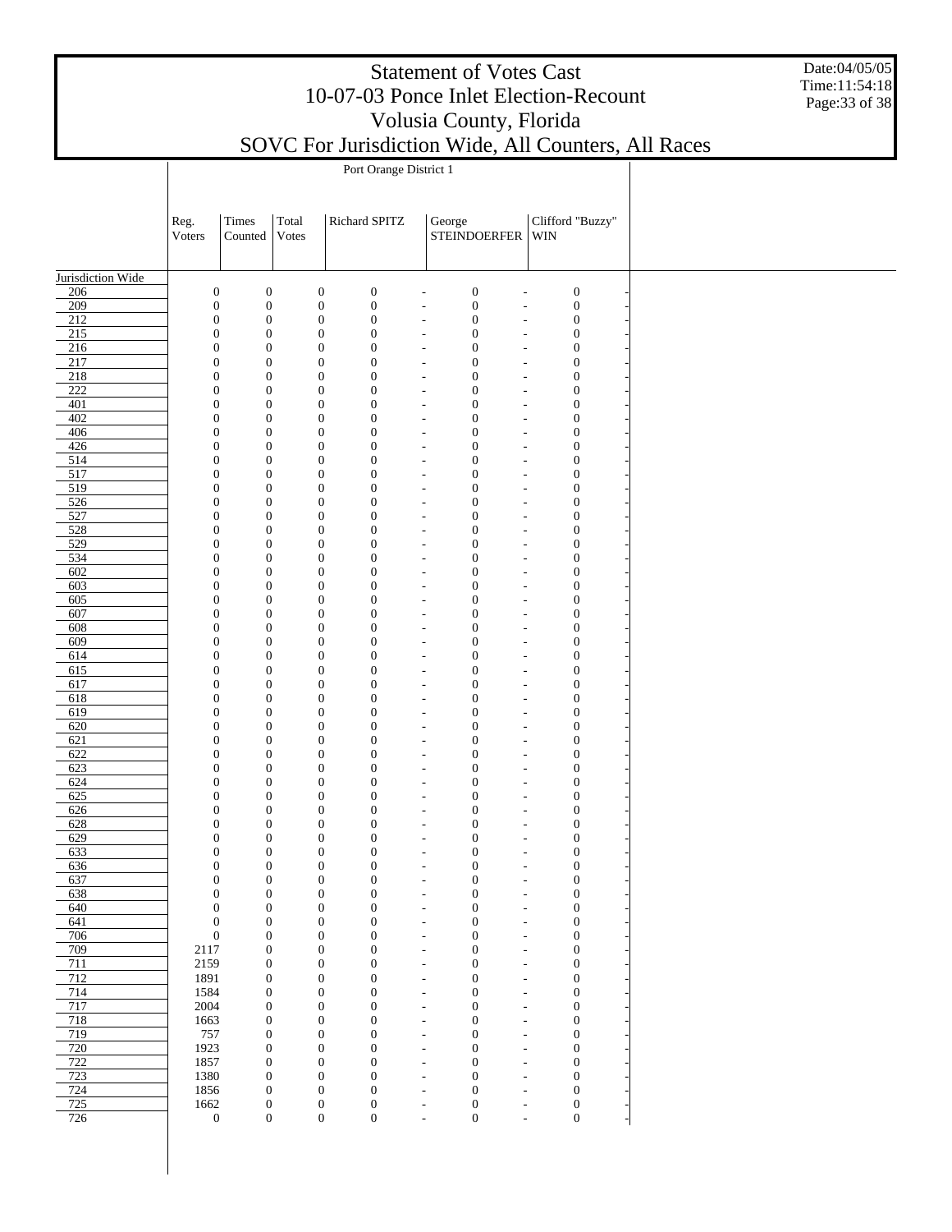# Statement of Votes Cast
# 10-07-03 Ponce Inlet Election-Recount
# Volusia County, Florida
# SOVC For Jurisdiction Wide, All Counters, All Races

Date:04/05/05
Time:11:54:18

| | Port Orange District 1 | | | | | | | | |
|---|---|---|---|---|---|---|---|---|---|
| | Reg. Voters | Times Counted | Total Votes | Richard SPITZ | | George STEINDOERFER | | Clifford "Buzzy" WIN | |
| Jurisdiction Wide | | | | | | | | | |
| 206 | 0 | 0 | 0 | 0 | - | 0 | - | 0 | - |
| 209 | 0 | 0 | 0 | 0 | - | 0 | - | 0 | - |
| 212 | 0 | 0 | 0 | 0 | - | 0 | - | 0 | - |
| 215 | 0 | 0 | 0 | 0 | - | 0 | - | 0 | - |
| 216 | 0 | 0 | 0 | 0 | - | 0 | - | 0 | - |
| 217 | 0 | 0 | 0 | 0 | - | 0 | - | 0 | - |
| 218 | 0 | 0 | 0 | 0 | - | 0 | - | 0 | - |
| 222 | 0 | 0 | 0 | 0 | - | 0 | - | 0 | - |
| 401 | 0 | 0 | 0 | 0 | - | 0 | - | 0 | - |
| 402 | 0 | 0 | 0 | 0 | - | 0 | - | 0 | - |
| 406 | 0 | 0 | 0 | 0 | - | 0 | - | 0 | - |
| 426 | 0 | 0 | 0 | 0 | - | 0 | - | 0 | - |
| 514 | 0 | 0 | 0 | 0 | - | 0 | - | 0 | - |
| 517 | 0 | 0 | 0 | 0 | - | 0 | - | 0 | - |
| 519 | 0 | 0 | 0 | 0 | - | 0 | - | 0 | - |
| 526 | 0 | 0 | 0 | 0 | - | 0 | - | 0 | - |
| 527 | 0 | 0 | 0 | 0 | - | 0 | - | 0 | - |
| 528 | 0 | 0 | 0 | 0 | - | 0 | - | 0 | - |
| 529 | 0 | 0 | 0 | 0 | - | 0 | - | 0 | - |
| 534 | 0 | 0 | 0 | 0 | - | 0 | - | 0 | - |
| 602 | 0 | 0 | 0 | 0 | - | 0 | - | 0 | - |
| 603 | 0 | 0 | 0 | 0 | - | 0 | - | 0 | - |
| 605 | 0 | 0 | 0 | 0 | - | 0 | - | 0 | - |
| 607 | 0 | 0 | 0 | 0 | - | 0 | - | 0 | - |
| 608 | 0 | 0 | 0 | 0 | - | 0 | - | 0 | - |
| 609 | 0 | 0 | 0 | 0 | - | 0 | - | 0 | - |
| 614 | 0 | 0 | 0 | 0 | - | 0 | - | 0 | - |
| 615 | 0 | 0 | 0 | 0 | - | 0 | - | 0 | - |
| 617 | 0 | 0 | 0 | 0 | - | 0 | - | 0 | - |
| 618 | 0 | 0 | 0 | 0 | - | 0 | - | 0 | - |
| 619 | 0 | 0 | 0 | 0 | - | 0 | - | 0 | - |
| 620 | 0 | 0 | 0 | 0 | - | 0 | - | 0 | - |
| 621 | 0 | 0 | 0 | 0 | - | 0 | - | 0 | - |
| 622 | 0 | 0 | 0 | 0 | - | 0 | - | 0 | - |
| 623 | 0 | 0 | 0 | 0 | - | 0 | - | 0 | - |
| 624 | 0 | 0 | 0 | 0 | - | 0 | - | 0 | - |
| 625 | 0 | 0 | 0 | 0 | - | 0 | - | 0 | - |
| 626 | 0 | 0 | 0 | 0 | - | 0 | - | 0 | - |
| 628 | 0 | 0 | 0 | 0 | - | 0 | - | 0 | - |
| 629 | 0 | 0 | 0 | 0 | - | 0 | - | 0 | - |
| 633 | 0 | 0 | 0 | 0 | - | 0 | - | 0 | - |
| 636 | 0 | 0 | 0 | 0 | - | 0 | - | 0 | - |
| 637 | 0 | 0 | 0 | 0 | - | 0 | - | 0 | - |
| 638 | 0 | 0 | 0 | 0 | - | 0 | - | 0 | - |
| 640 | 0 | 0 | 0 | 0 | - | 0 | - | 0 | - |
| 641 | 0 | 0 | 0 | 0 | - | 0 | - | 0 | - |
| 706 | 0 | 0 | 0 | 0 | - | 0 | - | 0 | - |
| 709 | 2117 | 0 | 0 | 0 | - | 0 | - | 0 | - |
| 711 | 2159 | 0 | 0 | 0 | - | 0 | - | 0 | - |
| 712 | 1891 | 0 | 0 | 0 | - | 0 | - | 0 | - |
| 714 | 1584 | 0 | 0 | 0 | - | 0 | - | 0 | - |
| 717 | 2004 | 0 | 0 | 0 | - | 0 | - | 0 | - |
| 718 | 1663 | 0 | 0 | 0 | - | 0 | - | 0 | - |
| 719 | 757 | 0 | 0 | 0 | - | 0 | - | 0 | - |
| 720 | 1923 | 0 | 0 | 0 | - | 0 | - | 0 | - |
| 722 | 1857 | 0 | 0 | 0 | - | 0 | - | 0 | - |
| 723 | 1380 | 0 | 0 | 0 | - | 0 | - | 0 | - |
| 724 | 1856 | 0 | 0 | 0 | - | 0 | - | 0 | - |
| 725 | 1662 | 0 | 0 | 0 | - | 0 | - | 0 | - |
| 726 | 0 | 0 | 0 | 0 | - | 0 | - | 0 | - |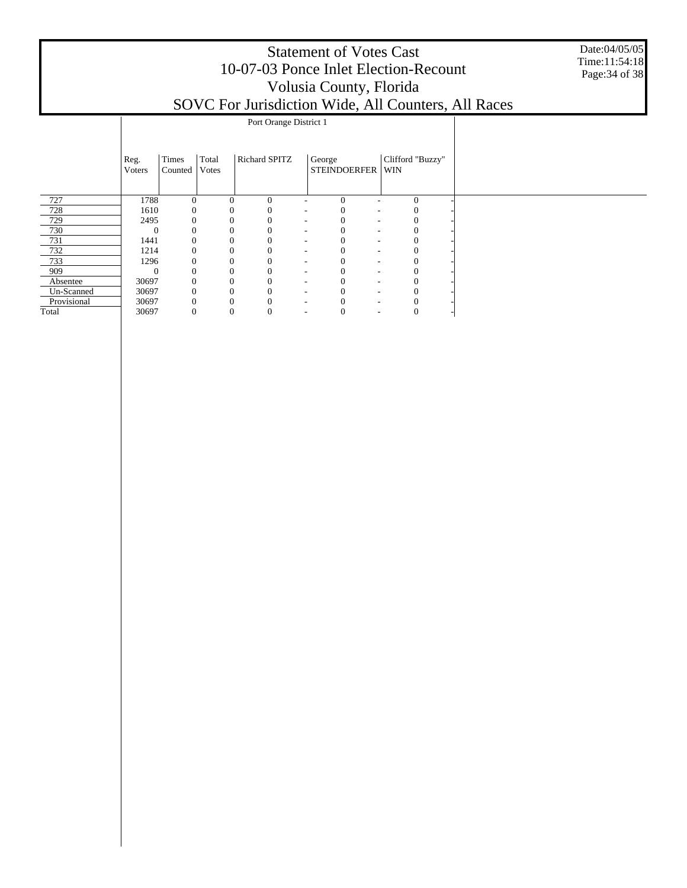# Statement of Votes Cast
## 10-07-03 Ponce Inlet Election-Recount
## Volusia County, Florida
## SOVC For Jurisdiction Wide, All Counters, All Races

Date:04/05/05
Time:11:54:18

| | Port Orange District 1 | | | | | | | | |
|---|---|---|---|---|---|---|---|---|---|
| | Reg. Voters | Times Counted | Total Votes | Richard SPITZ | | George STEINDOERFER | | Clifford "Buzzy" WIN | |
| 727 | 1788 | 0 | 0 | 0 | - | 0 | - | 0 | - |
| 728 | 1610 | 0 | 0 | 0 | - | 0 | - | 0 | - |
| 729 | 2495 | 0 | 0 | 0 | - | 0 | - | 0 | - |
| 730 | 0 | 0 | 0 | 0 | - | 0 | - | 0 | - |
| 731 | 1441 | 0 | 0 | 0 | - | 0 | - | 0 | - |
| 732 | 1214 | 0 | 0 | 0 | - | 0 | - | 0 | - |
| 733 | 1296 | 0 | 0 | 0 | - | 0 | - | 0 | - |
| 909 | 0 | 0 | 0 | 0 | - | 0 | - | 0 | - |
| Absentee | 30697 | 0 | 0 | 0 | - | 0 | - | 0 | - |
| Un-Scanned | 30697 | 0 | 0 | 0 | - | 0 | - | 0 | - |
| Provisional | 30697 | 0 | 0 | 0 | - | 0 | - | 0 | - |
| Total | 30697 | 0 | 0 | 0 | - | 0 | - | 0 | - |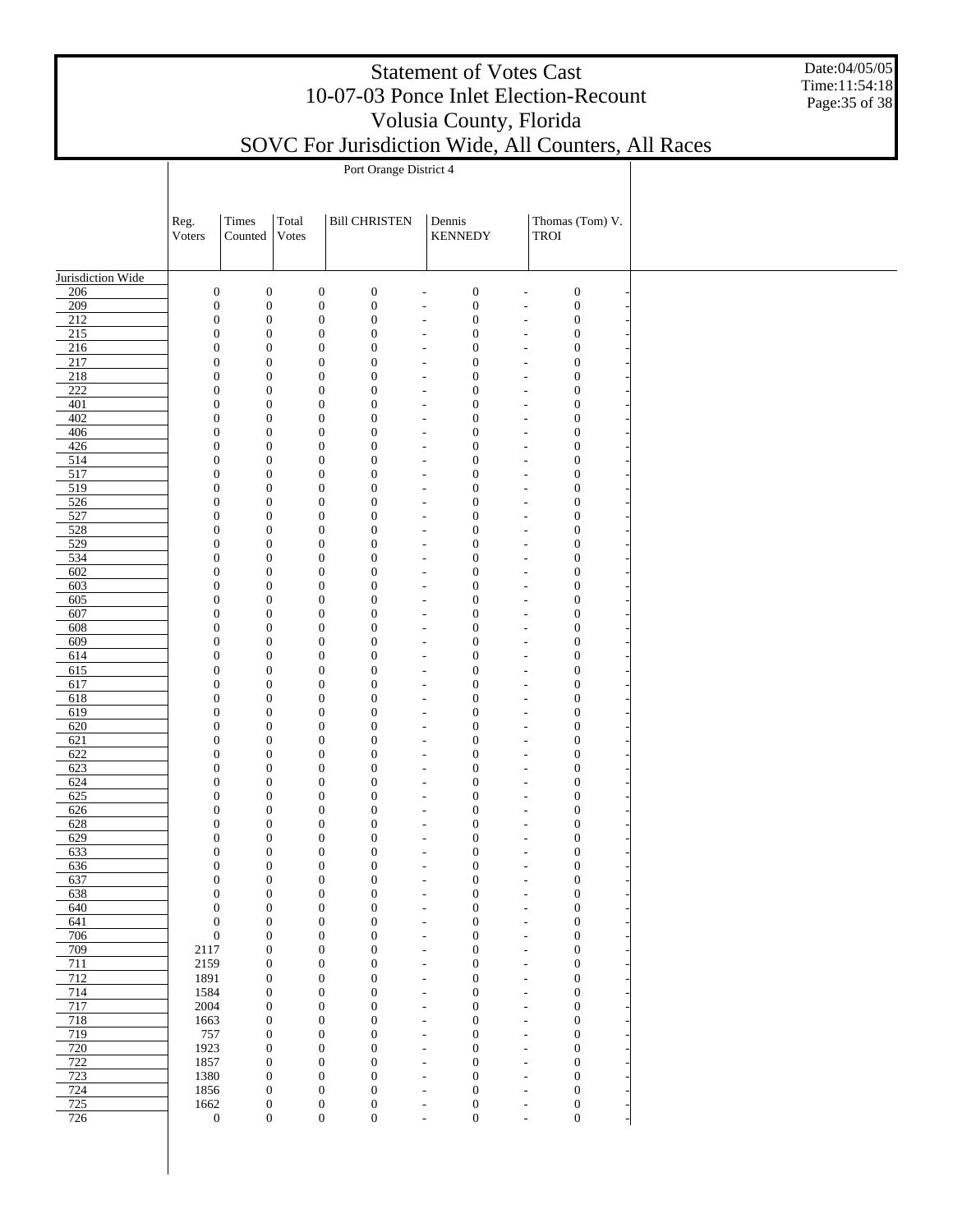# Statement of Votes Cast
## 10-07-03 Ponce Inlet Election-Recount
## Volusia County, Florida
## SOVC For Jurisdiction Wide, All Counters, All Races

Date:04/05/05
Time:11:54:18

Port Orange District 4

| | Reg. Voters | Times Counted | Total Votes | Bill CHRISTEN | | Dennis KENNEDY | | Thomas (Tom) V. TROI | |
|---|---|---|---|---|---|---|---|---|---|
| Jurisdiction Wide | | | | | | | | | |
| 206 | 0 | 0 | 0 | 0 | - | 0 | - | 0 | - |
| 209 | 0 | 0 | 0 | 0 | - | 0 | - | 0 | - |
| 212 | 0 | 0 | 0 | 0 | - | 0 | - | 0 | - |
| 215 | 0 | 0 | 0 | 0 | - | 0 | - | 0 | - |
| 216 | 0 | 0 | 0 | 0 | - | 0 | - | 0 | - |
| 217 | 0 | 0 | 0 | 0 | - | 0 | - | 0 | - |
| 218 | 0 | 0 | 0 | 0 | - | 0 | - | 0 | - |
| 222 | 0 | 0 | 0 | 0 | - | 0 | - | 0 | - |
| 401 | 0 | 0 | 0 | 0 | - | 0 | - | 0 | - |
| 402 | 0 | 0 | 0 | 0 | - | 0 | - | 0 | - |
| 406 | 0 | 0 | 0 | 0 | - | 0 | - | 0 | - |
| 426 | 0 | 0 | 0 | 0 | - | 0 | - | 0 | - |
| 514 | 0 | 0 | 0 | 0 | - | 0 | - | 0 | - |
| 517 | 0 | 0 | 0 | 0 | - | 0 | - | 0 | - |
| 519 | 0 | 0 | 0 | 0 | - | 0 | - | 0 | - |
| 526 | 0 | 0 | 0 | 0 | - | 0 | - | 0 | - |
| 527 | 0 | 0 | 0 | 0 | - | 0 | - | 0 | - |
| 528 | 0 | 0 | 0 | 0 | - | 0 | - | 0 | - |
| 529 | 0 | 0 | 0 | 0 | - | 0 | - | 0 | - |
| 534 | 0 | 0 | 0 | 0 | - | 0 | - | 0 | - |
| 602 | 0 | 0 | 0 | 0 | - | 0 | - | 0 | - |
| 603 | 0 | 0 | 0 | 0 | - | 0 | - | 0 | - |
| 605 | 0 | 0 | 0 | 0 | - | 0 | - | 0 | - |
| 607 | 0 | 0 | 0 | 0 | - | 0 | - | 0 | - |
| 608 | 0 | 0 | 0 | 0 | - | 0 | - | 0 | - |
| 609 | 0 | 0 | 0 | 0 | - | 0 | - | 0 | - |
| 614 | 0 | 0 | 0 | 0 | - | 0 | - | 0 | - |
| 615 | 0 | 0 | 0 | 0 | - | 0 | - | 0 | - |
| 617 | 0 | 0 | 0 | 0 | - | 0 | - | 0 | - |
| 618 | 0 | 0 | 0 | 0 | - | 0 | - | 0 | - |
| 619 | 0 | 0 | 0 | 0 | - | 0 | - | 0 | - |
| 620 | 0 | 0 | 0 | 0 | - | 0 | - | 0 | - |
| 621 | 0 | 0 | 0 | 0 | - | 0 | - | 0 | - |
| 622 | 0 | 0 | 0 | 0 | - | 0 | - | 0 | - |
| 623 | 0 | 0 | 0 | 0 | - | 0 | - | 0 | - |
| 624 | 0 | 0 | 0 | 0 | - | 0 | - | 0 | - |
| 625 | 0 | 0 | 0 | 0 | - | 0 | - | 0 | - |
| 626 | 0 | 0 | 0 | 0 | - | 0 | - | 0 | - |
| 628 | 0 | 0 | 0 | 0 | - | 0 | - | 0 | - |
| 629 | 0 | 0 | 0 | 0 | - | 0 | - | 0 | - |
| 633 | 0 | 0 | 0 | 0 | - | 0 | - | 0 | - |
| 636 | 0 | 0 | 0 | 0 | - | 0 | - | 0 | - |
| 637 | 0 | 0 | 0 | 0 | - | 0 | - | 0 | - |
| 638 | 0 | 0 | 0 | 0 | - | 0 | - | 0 | - |
| 640 | 0 | 0 | 0 | 0 | - | 0 | - | 0 | - |
| 641 | 0 | 0 | 0 | 0 | - | 0 | - | 0 | - |
| 706 | 0 | 0 | 0 | 0 | - | 0 | - | 0 | - |
| 709 | 2117 | 0 | 0 | 0 | - | 0 | - | 0 | - |
| 711 | 2159 | 0 | 0 | 0 | - | 0 | - | 0 | - |
| 712 | 1891 | 0 | 0 | 0 | - | 0 | - | 0 | - |
| 714 | 1584 | 0 | 0 | 0 | - | 0 | - | 0 | - |
| 717 | 2004 | 0 | 0 | 0 | - | 0 | - | 0 | - |
| 718 | 1663 | 0 | 0 | 0 | - | 0 | - | 0 | - |
| 719 | 757 | 0 | 0 | 0 | - | 0 | - | 0 | - |
| 720 | 1923 | 0 | 0 | 0 | - | 0 | - | 0 | - |
| 722 | 1857 | 0 | 0 | 0 | - | 0 | - | 0 | - |
| 723 | 1380 | 0 | 0 | 0 | - | 0 | - | 0 | - |
| 724 | 1856 | 0 | 0 | 0 | - | 0 | - | 0 | - |
| 725 | 1662 | 0 | 0 | 0 | - | 0 | - | 0 | - |
| 726 | 0 | 0 | 0 | 0 | - | 0 | - | 0 | - |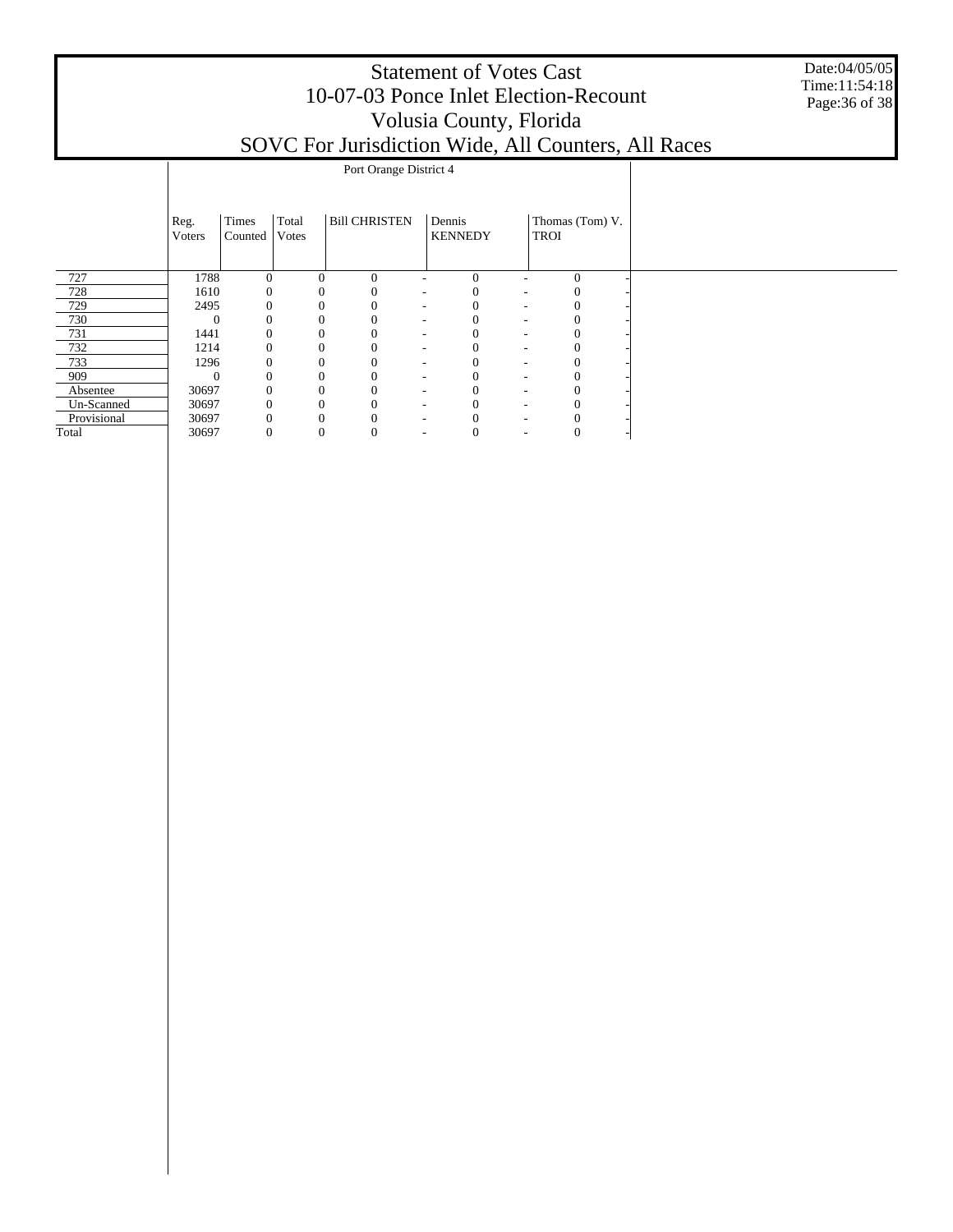# Statement of Votes Cast
## 10-07-03 Ponce Inlet Election-Recount
## Volusia County, Florida
## SOVC For Jurisdiction Wide, All Counters, All Races

Date:04/05/05
Time:11:54:18

| | Port Orange District 4 | | | | | | | | | |
|---|---|---|---|---|---|---|---|---|---|---|
| | Reg. Voters | Times Counted | Total Votes | Bill CHRISTEN | | Dennis KENNEDY | | Thomas (Tom) V. TROI | |
| 727 | 1788 | 0 | 0 | 0 | - | 0 | - | 0 | - |
| 728 | 1610 | 0 | 0 | 0 | - | 0 | - | 0 | - |
| 729 | 2495 | 0 | 0 | 0 | - | 0 | - | 0 | - |
| 730 | 0 | 0 | 0 | 0 | - | 0 | - | 0 | - |
| 731 | 1441 | 0 | 0 | 0 | - | 0 | - | 0 | - |
| 732 | 1214 | 0 | 0 | 0 | - | 0 | - | 0 | - |
| 733 | 1296 | 0 | 0 | 0 | - | 0 | - | 0 | - |
| 909 | 0 | 0 | 0 | 0 | - | 0 | - | 0 | - |
| Absentee | 30697 | 0 | 0 | 0 | - | 0 | - | 0 | - |
| Un-Scanned | 30697 | 0 | 0 | 0 | - | 0 | - | 0 | - |
| Provisional | 30697 | 0 | 0 | 0 | - | 0 | - | 0 | - |
| Total | 30697 | 0 | 0 | 0 | - | 0 | - | 0 | - |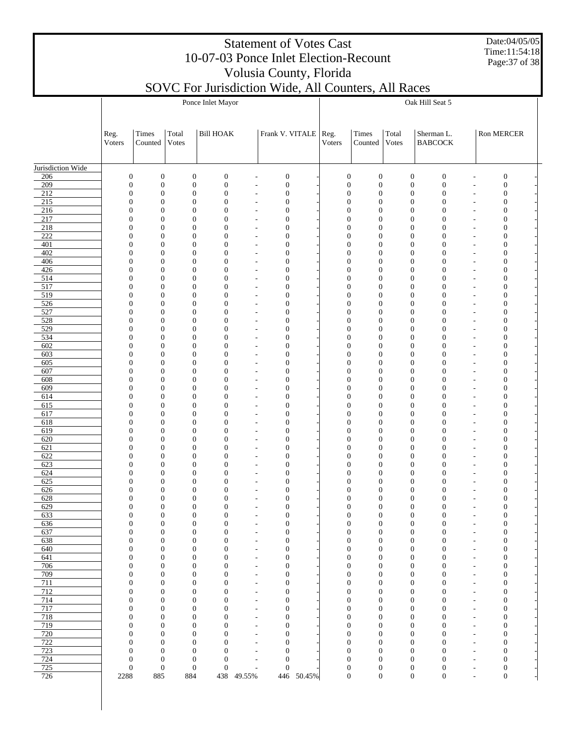# Statement of Votes Cast
# 10-07-03 Ponce Inlet Election-Recount
# Volusia County, Florida
# SOVC For Jurisdiction Wide, All Counters, All Races

Date:04/05/05
Time:11:54:18

| | Ponce Inlet Mayor | | | | | | | Oak Hill Seat 5 | | | | | | |
|---|---|---|---|---|---|---|---|---|---|---|---|---|---|---|
| | Reg. Voters | Times Counted | Total Votes | Bill HOAK | | Frank V. VITALE | | Reg. Voters | Times Counted | Total Votes | Sherman L. BABCOCK | | Ron MERCER | |
| Jurisdiction Wide | | | | | | | | | | | | | | |
| 206 | 0 | 0 | 0 | 0 | - | 0 | - | 0 | 0 | 0 | 0 | - | 0 | - |
| 209 | 0 | 0 | 0 | 0 | - | 0 | - | 0 | 0 | 0 | 0 | - | 0 | - |
| 212 | 0 | 0 | 0 | 0 | - | 0 | - | 0 | 0 | 0 | 0 | - | 0 | - |
| 215 | 0 | 0 | 0 | 0 | - | 0 | - | 0 | 0 | 0 | 0 | - | 0 | - |
| 216 | 0 | 0 | 0 | 0 | - | 0 | - | 0 | 0 | 0 | 0 | - | 0 | - |
| 217 | 0 | 0 | 0 | 0 | - | 0 | - | 0 | 0 | 0 | 0 | - | 0 | - |
| 218 | 0 | 0 | 0 | 0 | - | 0 | - | 0 | 0 | 0 | 0 | - | 0 | - |
| 222 | 0 | 0 | 0 | 0 | - | 0 | - | 0 | 0 | 0 | 0 | - | 0 | - |
| 401 | 0 | 0 | 0 | 0 | - | 0 | - | 0 | 0 | 0 | 0 | - | 0 | - |
| 402 | 0 | 0 | 0 | 0 | - | 0 | - | 0 | 0 | 0 | 0 | - | 0 | - |
| 406 | 0 | 0 | 0 | 0 | - | 0 | - | 0 | 0 | 0 | 0 | - | 0 | - |
| 426 | 0 | 0 | 0 | 0 | - | 0 | - | 0 | 0 | 0 | 0 | - | 0 | - |
| 514 | 0 | 0 | 0 | 0 | - | 0 | - | 0 | 0 | 0 | 0 | - | 0 | - |
| 517 | 0 | 0 | 0 | 0 | - | 0 | - | 0 | 0 | 0 | 0 | - | 0 | - |
| 519 | 0 | 0 | 0 | 0 | - | 0 | - | 0 | 0 | 0 | 0 | - | 0 | - |
| 526 | 0 | 0 | 0 | 0 | - | 0 | - | 0 | 0 | 0 | 0 | - | 0 | - |
| 527 | 0 | 0 | 0 | 0 | - | 0 | - | 0 | 0 | 0 | 0 | - | 0 | - |
| 528 | 0 | 0 | 0 | 0 | - | 0 | - | 0 | 0 | 0 | 0 | - | 0 | - |
| 529 | 0 | 0 | 0 | 0 | - | 0 | - | 0 | 0 | 0 | 0 | - | 0 | - |
| 534 | 0 | 0 | 0 | 0 | - | 0 | - | 0 | 0 | 0 | 0 | - | 0 | - |
| 602 | 0 | 0 | 0 | 0 | - | 0 | - | 0 | 0 | 0 | 0 | - | 0 | - |
| 603 | 0 | 0 | 0 | 0 | - | 0 | - | 0 | 0 | 0 | 0 | - | 0 | - |
| 605 | 0 | 0 | 0 | 0 | - | 0 | - | 0 | 0 | 0 | 0 | - | 0 | - |
| 607 | 0 | 0 | 0 | 0 | - | 0 | - | 0 | 0 | 0 | 0 | - | 0 | - |
| 608 | 0 | 0 | 0 | 0 | - | 0 | - | 0 | 0 | 0 | 0 | - | 0 | - |
| 609 | 0 | 0 | 0 | 0 | - | 0 | - | 0 | 0 | 0 | 0 | - | 0 | - |
| 614 | 0 | 0 | 0 | 0 | - | 0 | - | 0 | 0 | 0 | 0 | - | 0 | - |
| 615 | 0 | 0 | 0 | 0 | - | 0 | - | 0 | 0 | 0 | 0 | - | 0 | - |
| 617 | 0 | 0 | 0 | 0 | - | 0 | - | 0 | 0 | 0 | 0 | - | 0 | - |
| 618 | 0 | 0 | 0 | 0 | - | 0 | - | 0 | 0 | 0 | 0 | - | 0 | - |
| 619 | 0 | 0 | 0 | 0 | - | 0 | - | 0 | 0 | 0 | 0 | - | 0 | - |
| 620 | 0 | 0 | 0 | 0 | - | 0 | - | 0 | 0 | 0 | 0 | - | 0 | - |
| 621 | 0 | 0 | 0 | 0 | - | 0 | - | 0 | 0 | 0 | 0 | - | 0 | - |
| 622 | 0 | 0 | 0 | 0 | - | 0 | - | 0 | 0 | 0 | 0 | - | 0 | - |
| 623 | 0 | 0 | 0 | 0 | - | 0 | - | 0 | 0 | 0 | 0 | - | 0 | - |
| 624 | 0 | 0 | 0 | 0 | - | 0 | - | 0 | 0 | 0 | 0 | - | 0 | - |
| 625 | 0 | 0 | 0 | 0 | - | 0 | - | 0 | 0 | 0 | 0 | - | 0 | - |
| 626 | 0 | 0 | 0 | 0 | - | 0 | - | 0 | 0 | 0 | 0 | - | 0 | - |
| 628 | 0 | 0 | 0 | 0 | - | 0 | - | 0 | 0 | 0 | 0 | - | 0 | - |
| 629 | 0 | 0 | 0 | 0 | - | 0 | - | 0 | 0 | 0 | 0 | - | 0 | - |
| 633 | 0 | 0 | 0 | 0 | - | 0 | - | 0 | 0 | 0 | 0 | - | 0 | - |
| 636 | 0 | 0 | 0 | 0 | - | 0 | - | 0 | 0 | 0 | 0 | - | 0 | - |
| 637 | 0 | 0 | 0 | 0 | - | 0 | - | 0 | 0 | 0 | 0 | - | 0 | - |
| 638 | 0 | 0 | 0 | 0 | - | 0 | - | 0 | 0 | 0 | 0 | - | 0 | - |
| 640 | 0 | 0 | 0 | 0 | - | 0 | - | 0 | 0 | 0 | 0 | - | 0 | - |
| 641 | 0 | 0 | 0 | 0 | - | 0 | - | 0 | 0 | 0 | 0 | - | 0 | - |
| 706 | 0 | 0 | 0 | 0 | - | 0 | - | 0 | 0 | 0 | 0 | - | 0 | - |
| 709 | 0 | 0 | 0 | 0 | - | 0 | - | 0 | 0 | 0 | 0 | - | 0 | - |
| 711 | 0 | 0 | 0 | 0 | - | 0 | - | 0 | 0 | 0 | 0 | - | 0 | - |
| 712 | 0 | 0 | 0 | 0 | - | 0 | - | 0 | 0 | 0 | 0 | - | 0 | - |
| 714 | 0 | 0 | 0 | 0 | - | 0 | - | 0 | 0 | 0 | 0 | - | 0 | - |
| 717 | 0 | 0 | 0 | 0 | - | 0 | - | 0 | 0 | 0 | 0 | - | 0 | - |
| 718 | 0 | 0 | 0 | 0 | - | 0 | - | 0 | 0 | 0 | 0 | - | 0 | - |
| 719 | 0 | 0 | 0 | 0 | - | 0 | - | 0 | 0 | 0 | 0 | - | 0 | - |
| 720 | 0 | 0 | 0 | 0 | - | 0 | - | 0 | 0 | 0 | 0 | - | 0 | - |
| 722 | 0 | 0 | 0 | 0 | - | 0 | - | 0 | 0 | 0 | 0 | - | 0 | - |
| 723 | 0 | 0 | 0 | 0 | - | 0 | - | 0 | 0 | 0 | 0 | - | 0 | - |
| 724 | 0 | 0 | 0 | 0 | - | 0 | - | 0 | 0 | 0 | 0 | - | 0 | - |
| 725 | 0 | 0 | 0 | 0 | - | 0 | - | 0 | 0 | 0 | 0 | - | 0 | - |
| 726 | 2288 | 885 | 884 | 438 | 49.55% | 446 | 50.45% | 0 | 0 | 0 | 0 | - | 0 | - |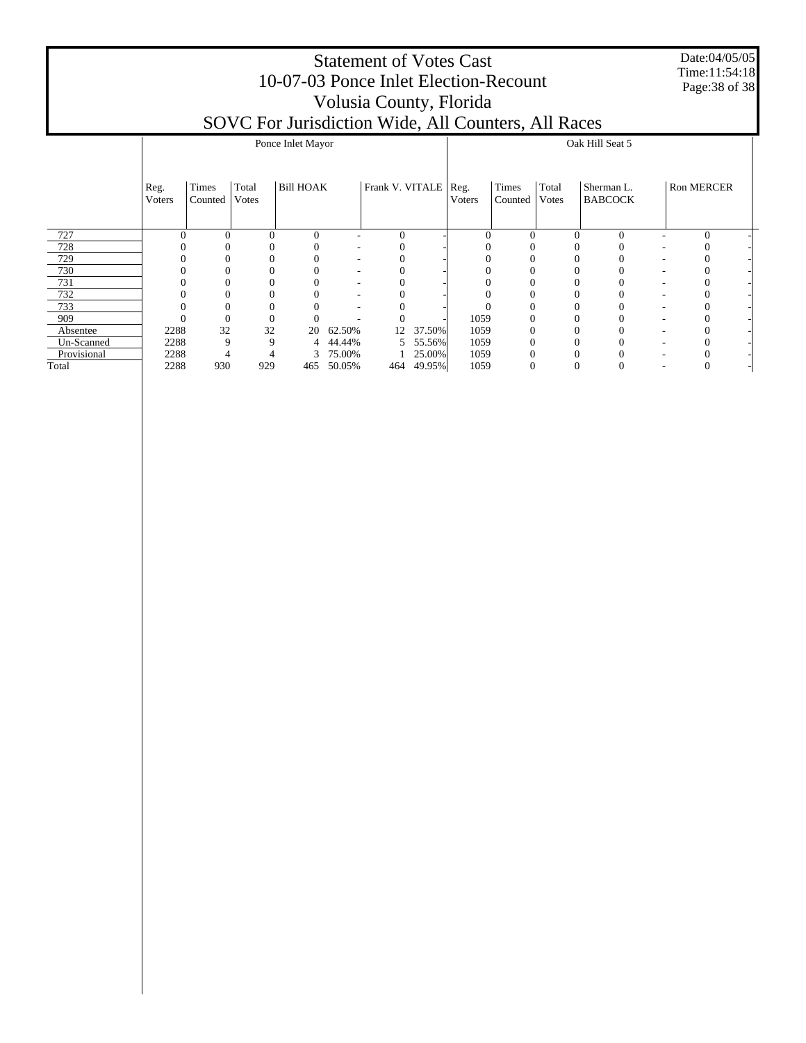# Statement of Votes Cast
## 10-07-03 Ponce Inlet Election-Recount
## Volusia County, Florida
## SOVC For Jurisdiction Wide, All Counters, All Races

Date:04/05/05
Time:11:54:18

| | Ponce Inlet Mayor | | | | | | | Oak Hill Seat 5 | | | | | | |
|---|---|---|---|---|---|---|---|---|---|---|---|---|---|---|
| | Reg. Voters | Times Counted | Total Votes | Bill HOAK | | Frank V. VITALE | | Reg. Voters | Times Counted | Total Votes | Sherman L. BABCOCK | | Ron MERCER | |
| 727 | 0 | 0 | 0 | 0 | - | 0 | - | 0 | 0 | 0 | 0 | - | 0 | - |
| 728 | 0 | 0 | 0 | 0 | - | 0 | - | 0 | 0 | 0 | 0 | - | 0 | - |
| 729 | 0 | 0 | 0 | 0 | - | 0 | - | 0 | 0 | 0 | 0 | - | 0 | - |
| 730 | 0 | 0 | 0 | 0 | - | 0 | - | 0 | 0 | 0 | 0 | - | 0 | - |
| 731 | 0 | 0 | 0 | 0 | - | 0 | - | 0 | 0 | 0 | 0 | - | 0 | - |
| 732 | 0 | 0 | 0 | 0 | - | 0 | - | 0 | 0 | 0 | 0 | - | 0 | - |
| 733 | 0 | 0 | 0 | 0 | - | 0 | - | 0 | 0 | 0 | 0 | - | 0 | - |
| 909 | 0 | 0 | 0 | 0 | - | 0 | - | 1059 | 0 | 0 | 0 | - | 0 | - |
| Absentee | 2288 | 32 | 32 | 20 | 62.50% | 12 | 37.50% | 1059 | 0 | 0 | 0 | - | 0 | - |
| Un-Scanned | 2288 | 9 | 9 | 4 | 44.44% | 5 | 55.56% | 1059 | 0 | 0 | 0 | - | 0 | - |
| Provisional | 2288 | 4 | 4 | 3 | 75.00% | 1 | 25.00% | 1059 | 0 | 0 | 0 | - | 0 | - |
| Total | 2288 | 930 | 929 | 465 | 50.05% | 464 | 49.95% | 1059 | 0 | 0 | 0 | - | 0 | - |